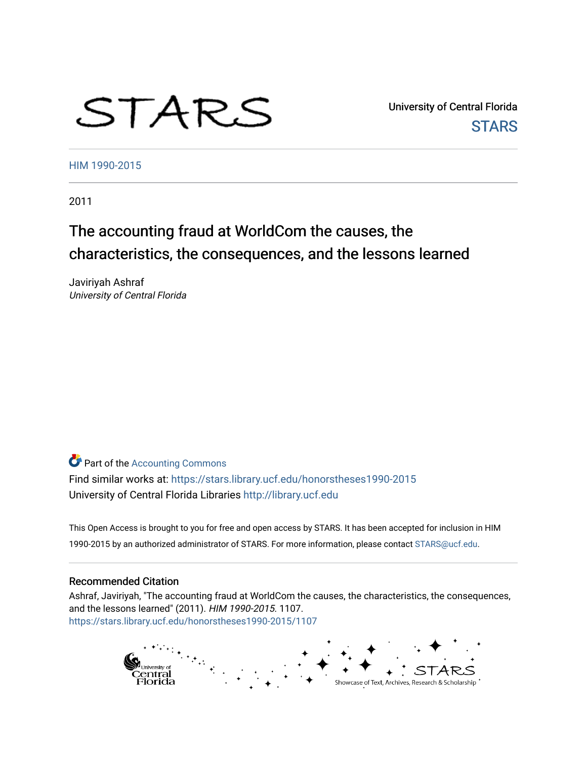STARS

University of Central Florida
STARS

HIM 1990-2015

2011

# The accounting fraud at WorldCom the causes, the characteristics, the consequences, and the lessons learned

Javiriyah Ashraf
*University of Central Florida*

Part of the Accounting Commons

Find similar works at: https://stars.library.ucf.edu/honorstheses1990-2015
University of Central Florida Libraries http://library.ucf.edu

This Open Access is brought to you for free and open access by STARS. It has been accepted for inclusion in HIM 1990-2015 by an authorized administrator of STARS. For more information, please contact STARS@ucf.edu.

## Recommended Citation

Ashraf, Javiriyah, "The accounting fraud at WorldCom the causes, the characteristics, the consequences, and the lessons learned" (2011). *HIM 1990-2015*. 1107.
https://stars.library.ucf.edu/honorstheses1990-2015/1107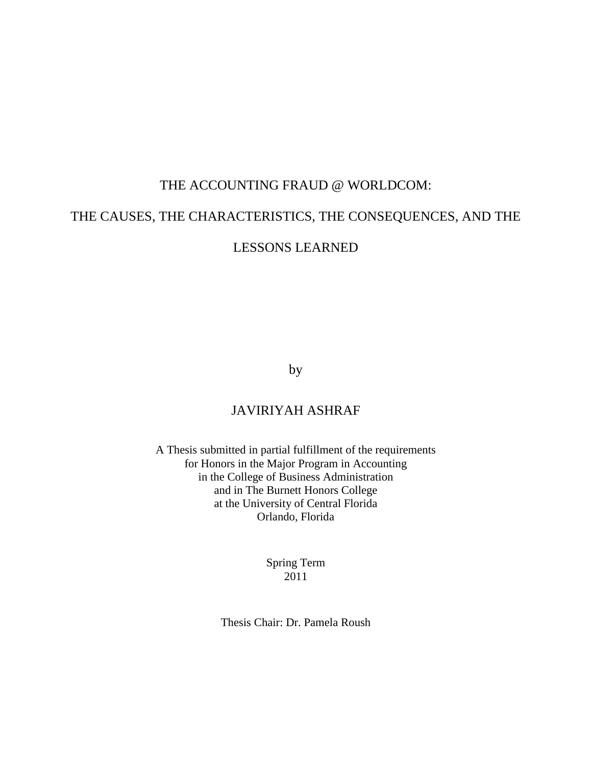# THE ACCOUNTING FRAUD @ WORLDCOM: THE CAUSES, THE CHARACTERISTICS, THE CONSEQUENCES, AND THE LESSONS LEARNED

by

JAVIRIYAH ASHRAF

A Thesis submitted in partial fulfillment of the requirements
for Honors in the Major Program in Accounting
in the College of Business Administration
and in The Burnett Honors College
at the University of Central Florida
Orlando, Florida

Spring Term
2011

Thesis Chair: Dr. Pamela Roush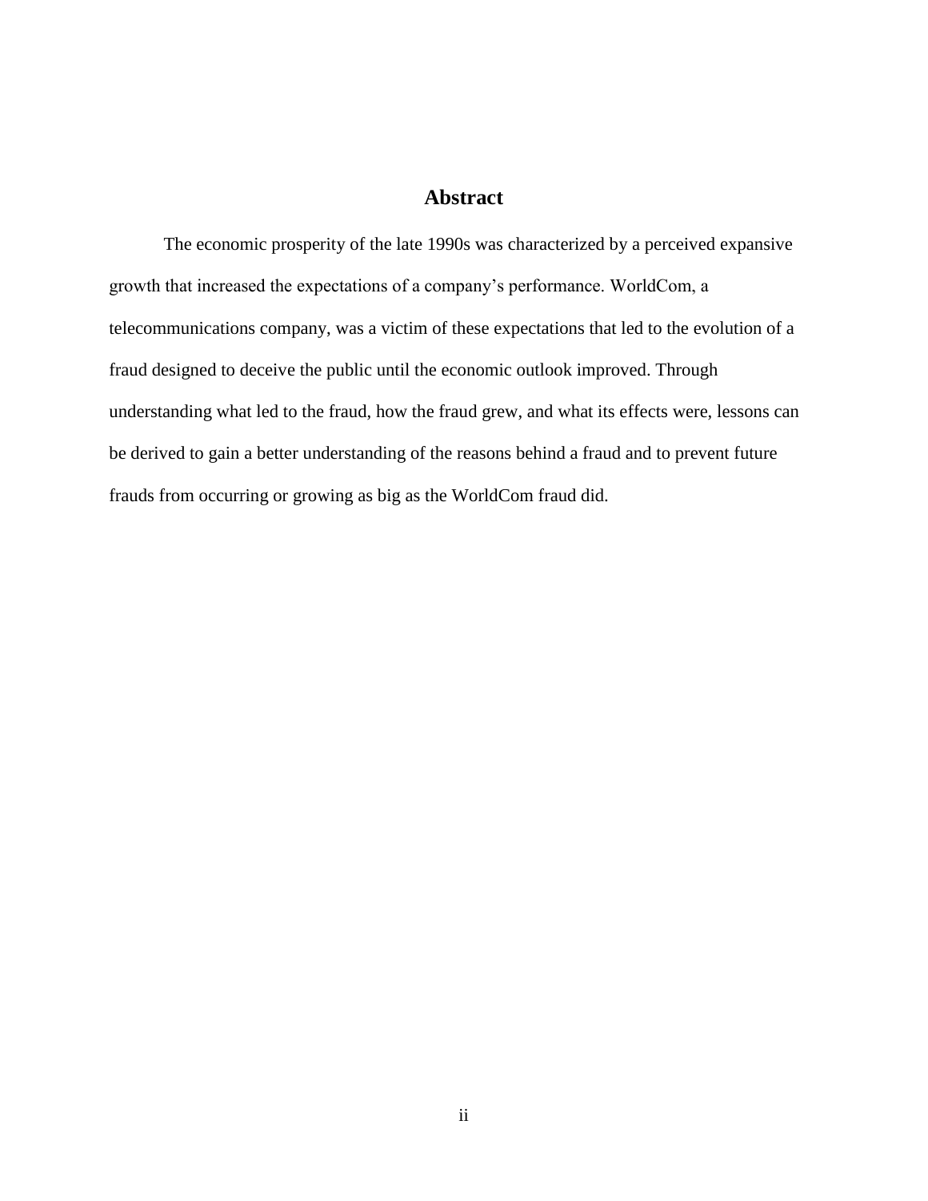# Abstract

The economic prosperity of the late 1990s was characterized by a perceived expansive growth that increased the expectations of a company's performance. WorldCom, a telecommunications company, was a victim of these expectations that led to the evolution of a fraud designed to deceive the public until the economic outlook improved. Through understanding what led to the fraud, how the fraud grew, and what its effects were, lessons can be derived to gain a better understanding of the reasons behind a fraud and to prevent future frauds from occurring or growing as big as the WorldCom fraud did.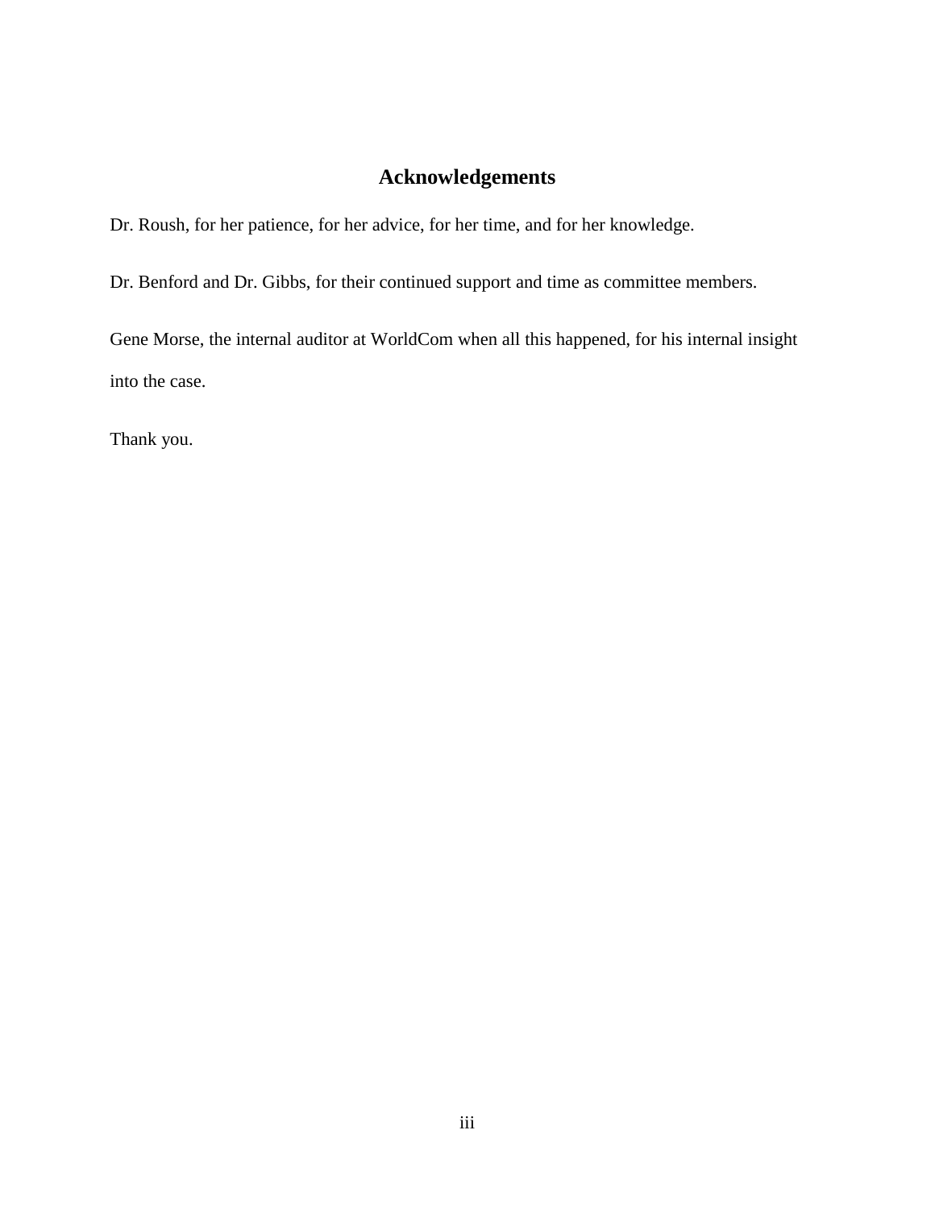# Acknowledgements

Dr. Roush, for her patience, for her advice, for her time, and for her knowledge.

Dr. Benford and Dr. Gibbs, for their continued support and time as committee members.

Gene Morse, the internal auditor at WorldCom when all this happened, for his internal insight into the case.

Thank you.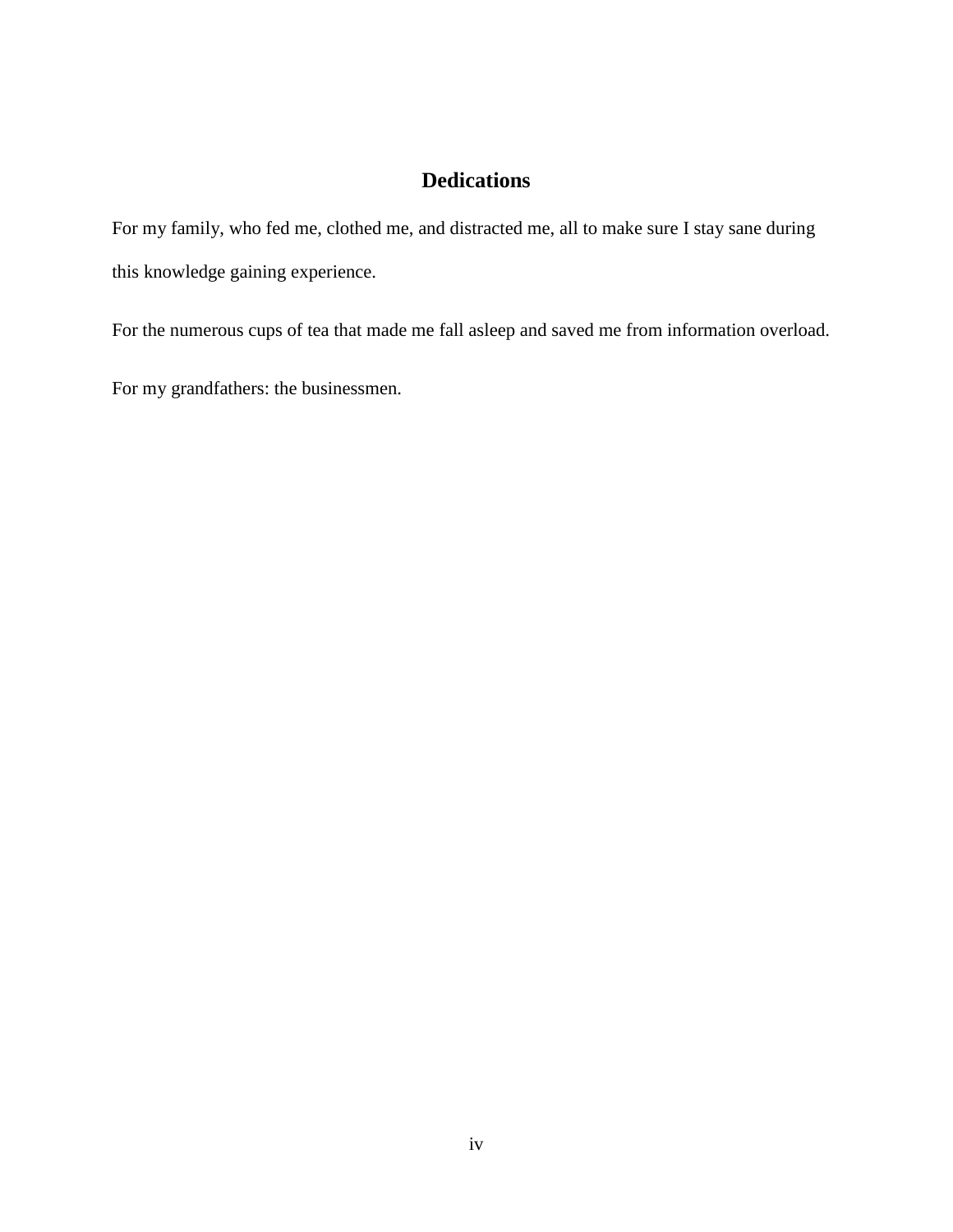# Dedications

For my family, who fed me, clothed me, and distracted me, all to make sure I stay sane during this knowledge gaining experience.

For the numerous cups of tea that made me fall asleep and saved me from information overload.

For my grandfathers: the businessmen.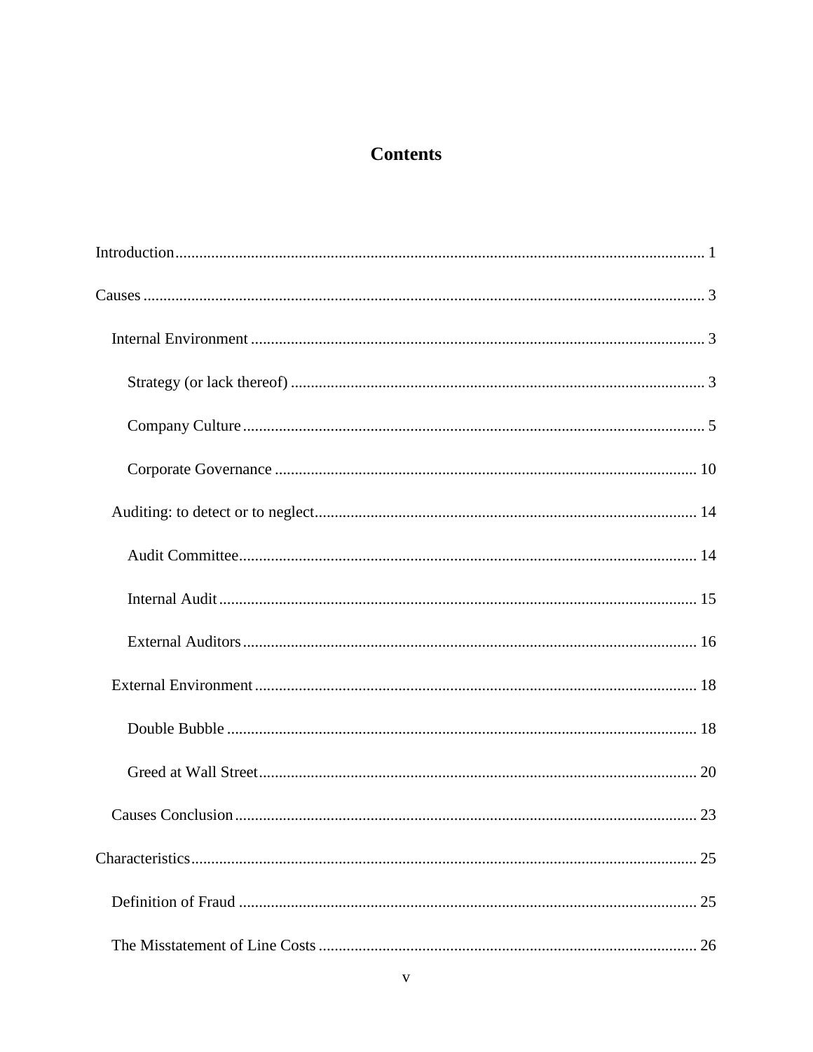# Contents

Introduction ... 1

Causes ... 3

- Internal Environment ... 3
  - Strategy (or lack thereof) ... 3
  - Company Culture ... 5
  - Corporate Governance ... 10
- Auditing: to detect or to neglect ... 14
  - Audit Committee ... 14
  - Internal Audit ... 15
  - External Auditors ... 16
- External Environment ... 18
  - Double Bubble ... 18
  - Greed at Wall Street ... 20
- Causes Conclusion ... 23

Characteristics ... 25

- Definition of Fraud ... 25
- The Misstatement of Line Costs ... 26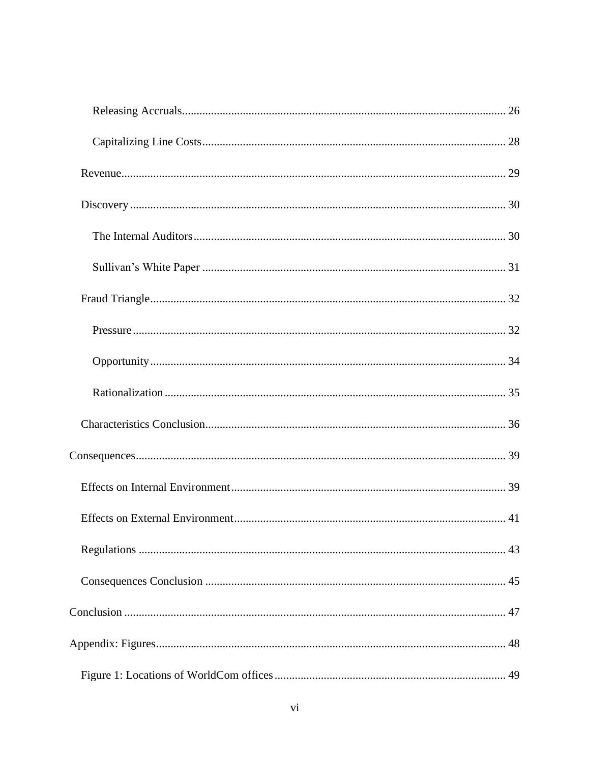Releasing Accruals ........................................................................ 26

Capitalizing Line Costs ........................................................................ 28

Revenue ........................................................................ 29

Discovery ........................................................................ 30

The Internal Auditors ........................................................................ 30

Sullivan's White Paper ........................................................................ 31

Fraud Triangle ........................................................................ 32

Pressure ........................................................................ 32

Opportunity ........................................................................ 34

Rationalization ........................................................................ 35

Characteristics Conclusion ........................................................................ 36

Consequences ........................................................................ 39

Effects on Internal Environment ........................................................................ 39

Effects on External Environment ........................................................................ 41

Regulations ........................................................................ 43

Consequences Conclusion ........................................................................ 45

Conclusion ........................................................................ 47

Appendix: Figures ........................................................................ 48

Figure 1: Locations of WorldCom offices ........................................................................ 49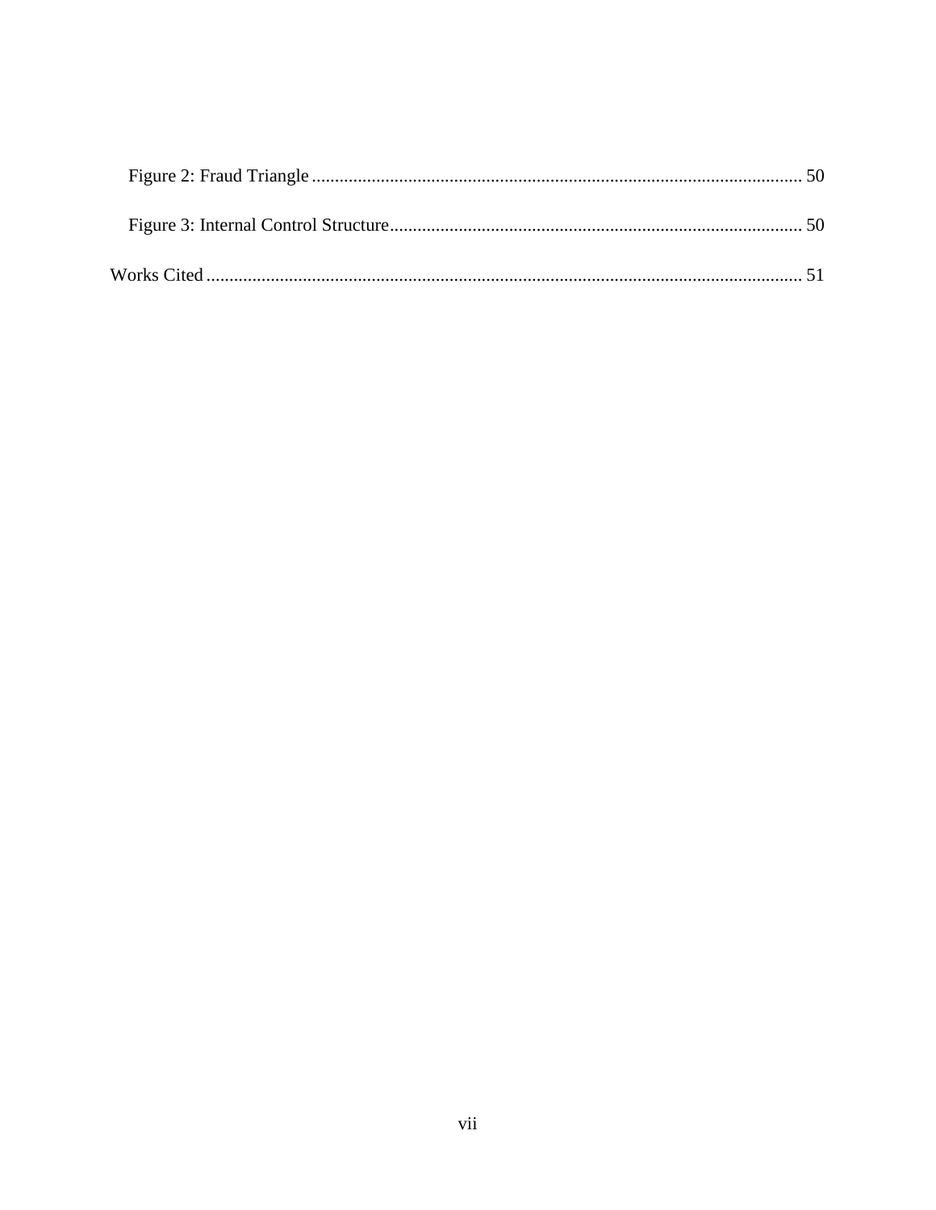Figure 2: Fraud Triangle ... 50

Figure 3: Internal Control Structure ... 50

Works Cited ... 51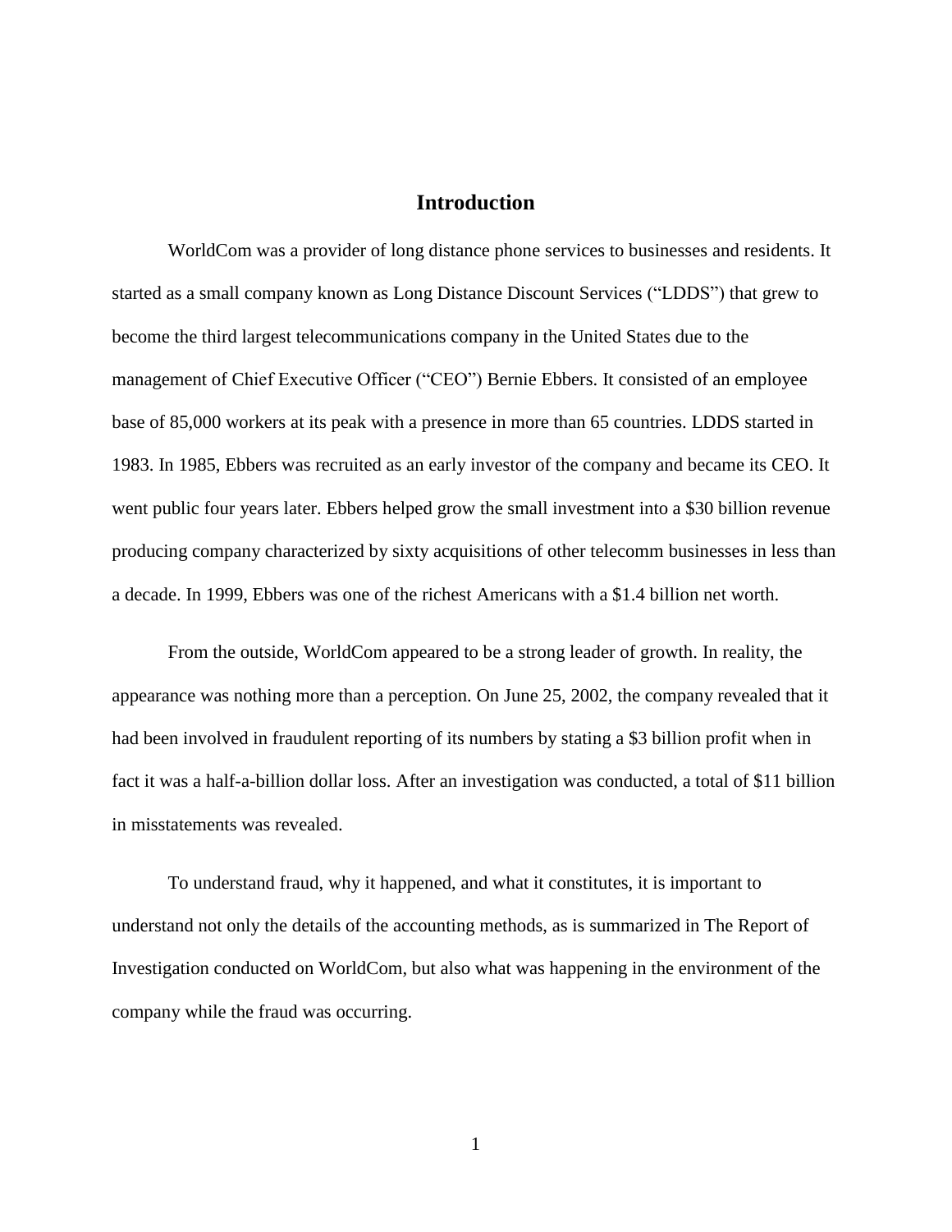# Introduction

WorldCom was a provider of long distance phone services to businesses and residents. It started as a small company known as Long Distance Discount Services ("LDDS") that grew to become the third largest telecommunications company in the United States due to the management of Chief Executive Officer ("CEO") Bernie Ebbers. It consisted of an employee base of 85,000 workers at its peak with a presence in more than 65 countries. LDDS started in 1983. In 1985, Ebbers was recruited as an early investor of the company and became its CEO. It went public four years later. Ebbers helped grow the small investment into a $30 billion revenue producing company characterized by sixty acquisitions of other telecomm businesses in less than a decade. In 1999, Ebbers was one of the richest Americans with a $1.4 billion net worth.

From the outside, WorldCom appeared to be a strong leader of growth. In reality, the appearance was nothing more than a perception. On June 25, 2002, the company revealed that it had been involved in fraudulent reporting of its numbers by stating a $3 billion profit when in fact it was a half-a-billion dollar loss. After an investigation was conducted, a total of $11 billion in misstatements was revealed.

To understand fraud, why it happened, and what it constitutes, it is important to understand not only the details of the accounting methods, as is summarized in The Report of Investigation conducted on WorldCom, but also what was happening in the environment of the company while the fraud was occurring.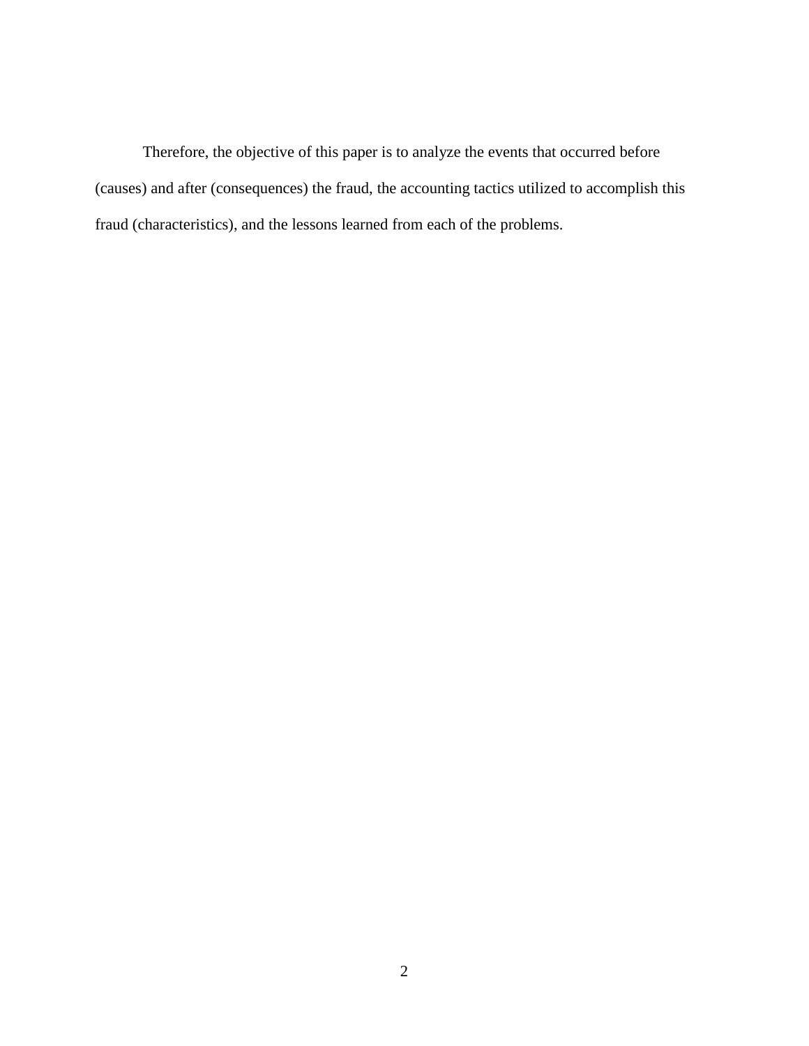Therefore, the objective of this paper is to analyze the events that occurred before (causes) and after (consequences) the fraud, the accounting tactics utilized to accomplish this fraud (characteristics), and the lessons learned from each of the problems.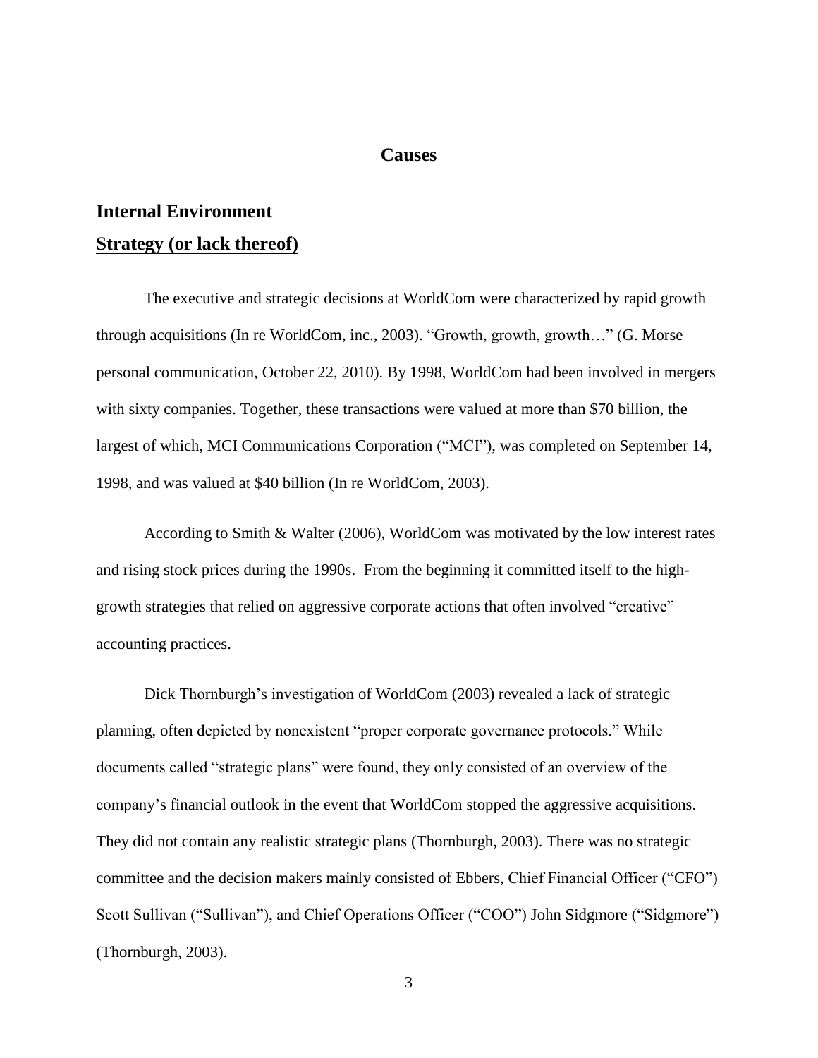# Causes

## Internal Environment

### Strategy (or lack thereof)

The executive and strategic decisions at WorldCom were characterized by rapid growth through acquisitions (In re WorldCom, inc., 2003). “Growth, growth, growth…” (G. Morse personal communication, October 22, 2010). By 1998, WorldCom had been involved in mergers with sixty companies. Together, these transactions were valued at more than $70 billion, the largest of which, MCI Communications Corporation (“MCI”), was completed on September 14, 1998, and was valued at $40 billion (In re WorldCom, 2003).

According to Smith & Walter (2006), WorldCom was motivated by the low interest rates and rising stock prices during the 1990s. From the beginning it committed itself to the high-growth strategies that relied on aggressive corporate actions that often involved “creative” accounting practices.

Dick Thornburgh’s investigation of WorldCom (2003) revealed a lack of strategic planning, often depicted by nonexistent “proper corporate governance protocols.” While documents called “strategic plans” were found, they only consisted of an overview of the company’s financial outlook in the event that WorldCom stopped the aggressive acquisitions. They did not contain any realistic strategic plans (Thornburgh, 2003). There was no strategic committee and the decision makers mainly consisted of Ebbers, Chief Financial Officer (“CFO”) Scott Sullivan (“Sullivan”), and Chief Operations Officer (“COO”) John Sidgmore (“Sidgmore”) (Thornburgh, 2003).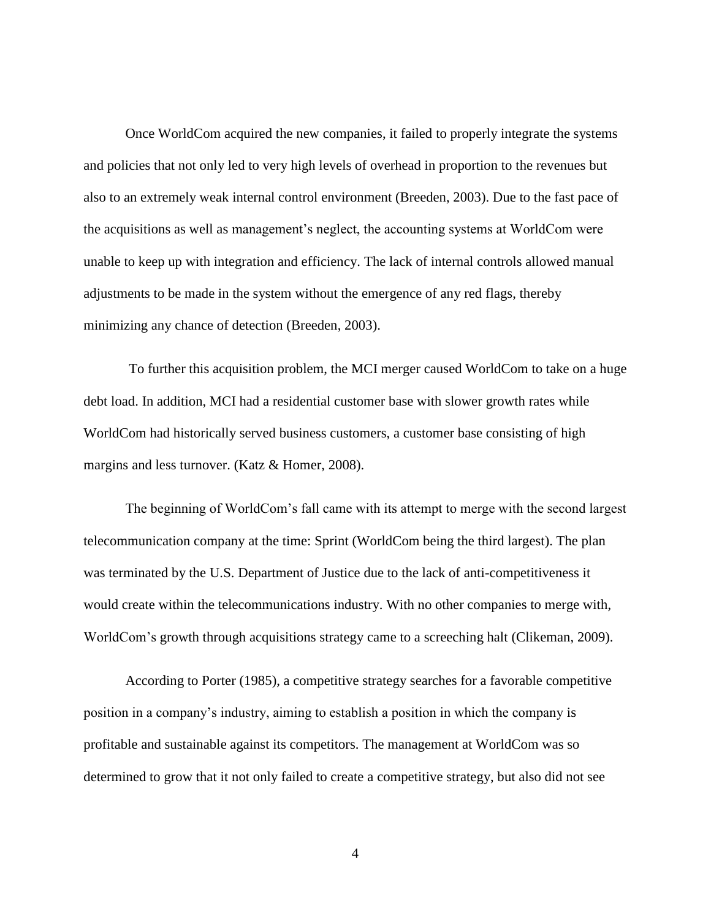Once WorldCom acquired the new companies, it failed to properly integrate the systems and policies that not only led to very high levels of overhead in proportion to the revenues but also to an extremely weak internal control environment (Breeden, 2003). Due to the fast pace of the acquisitions as well as management's neglect, the accounting systems at WorldCom were unable to keep up with integration and efficiency. The lack of internal controls allowed manual adjustments to be made in the system without the emergence of any red flags, thereby minimizing any chance of detection (Breeden, 2003).

To further this acquisition problem, the MCI merger caused WorldCom to take on a huge debt load. In addition, MCI had a residential customer base with slower growth rates while WorldCom had historically served business customers, a customer base consisting of high margins and less turnover. (Katz & Homer, 2008).

The beginning of WorldCom's fall came with its attempt to merge with the second largest telecommunication company at the time: Sprint (WorldCom being the third largest). The plan was terminated by the U.S. Department of Justice due to the lack of anti-competitiveness it would create within the telecommunications industry. With no other companies to merge with, WorldCom's growth through acquisitions strategy came to a screeching halt (Clikeman, 2009).

According to Porter (1985), a competitive strategy searches for a favorable competitive position in a company's industry, aiming to establish a position in which the company is profitable and sustainable against its competitors. The management at WorldCom was so determined to grow that it not only failed to create a competitive strategy, but also did not see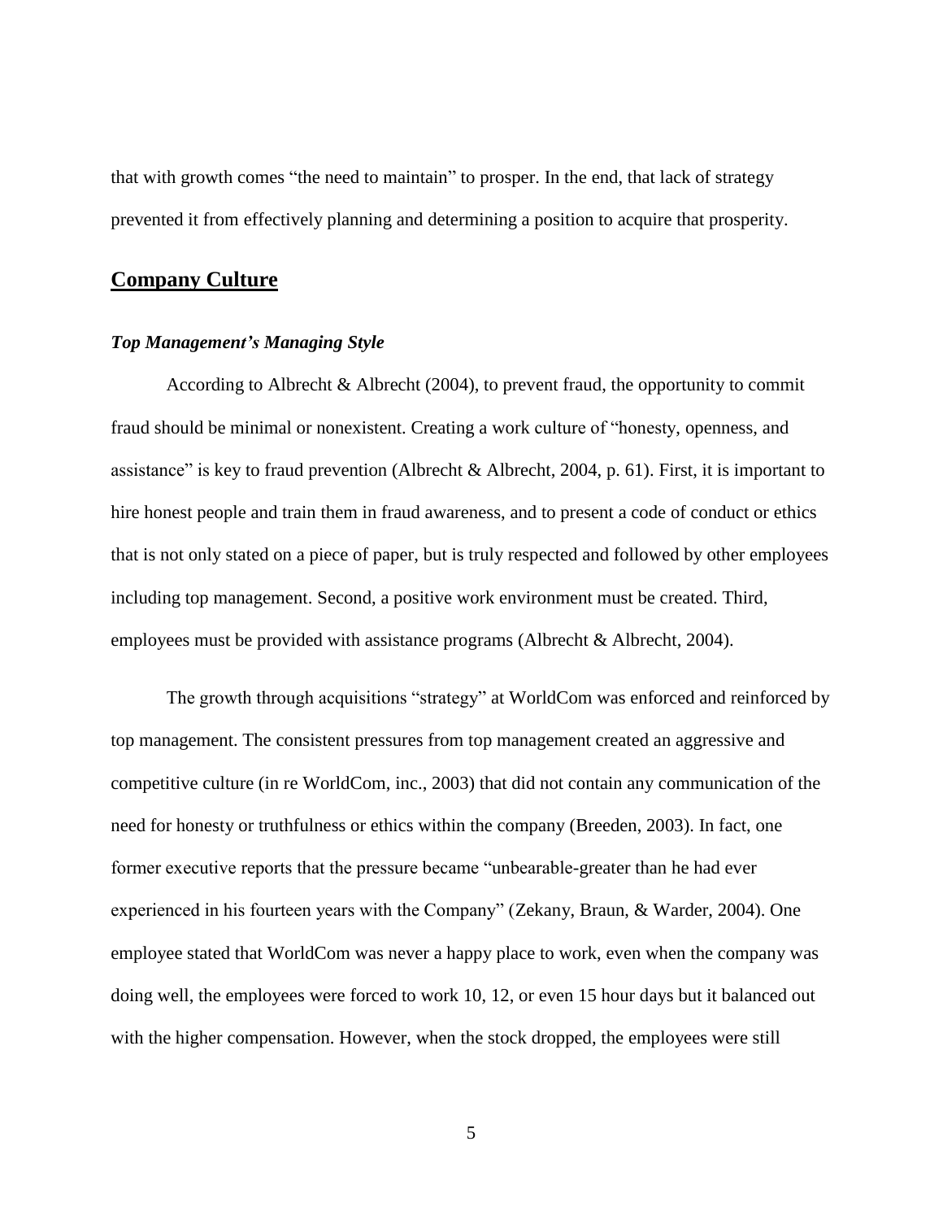that with growth comes "the need to maintain" to prosper. In the end, that lack of strategy prevented it from effectively planning and determining a position to acquire that prosperity.

## Company Culture

### *Top Management's Managing Style*

According to Albrecht & Albrecht (2004), to prevent fraud, the opportunity to commit fraud should be minimal or nonexistent. Creating a work culture of "honesty, openness, and assistance" is key to fraud prevention (Albrecht & Albrecht, 2004, p. 61). First, it is important to hire honest people and train them in fraud awareness, and to present a code of conduct or ethics that is not only stated on a piece of paper, but is truly respected and followed by other employees including top management. Second, a positive work environment must be created. Third, employees must be provided with assistance programs (Albrecht & Albrecht, 2004).

The growth through acquisitions "strategy" at WorldCom was enforced and reinforced by top management. The consistent pressures from top management created an aggressive and competitive culture (in re WorldCom, inc., 2003) that did not contain any communication of the need for honesty or truthfulness or ethics within the company (Breeden, 2003). In fact, one former executive reports that the pressure became "unbearable-greater than he had ever experienced in his fourteen years with the Company" (Zekany, Braun, & Warder, 2004). One employee stated that WorldCom was never a happy place to work, even when the company was doing well, the employees were forced to work 10, 12, or even 15 hour days but it balanced out with the higher compensation. However, when the stock dropped, the employees were still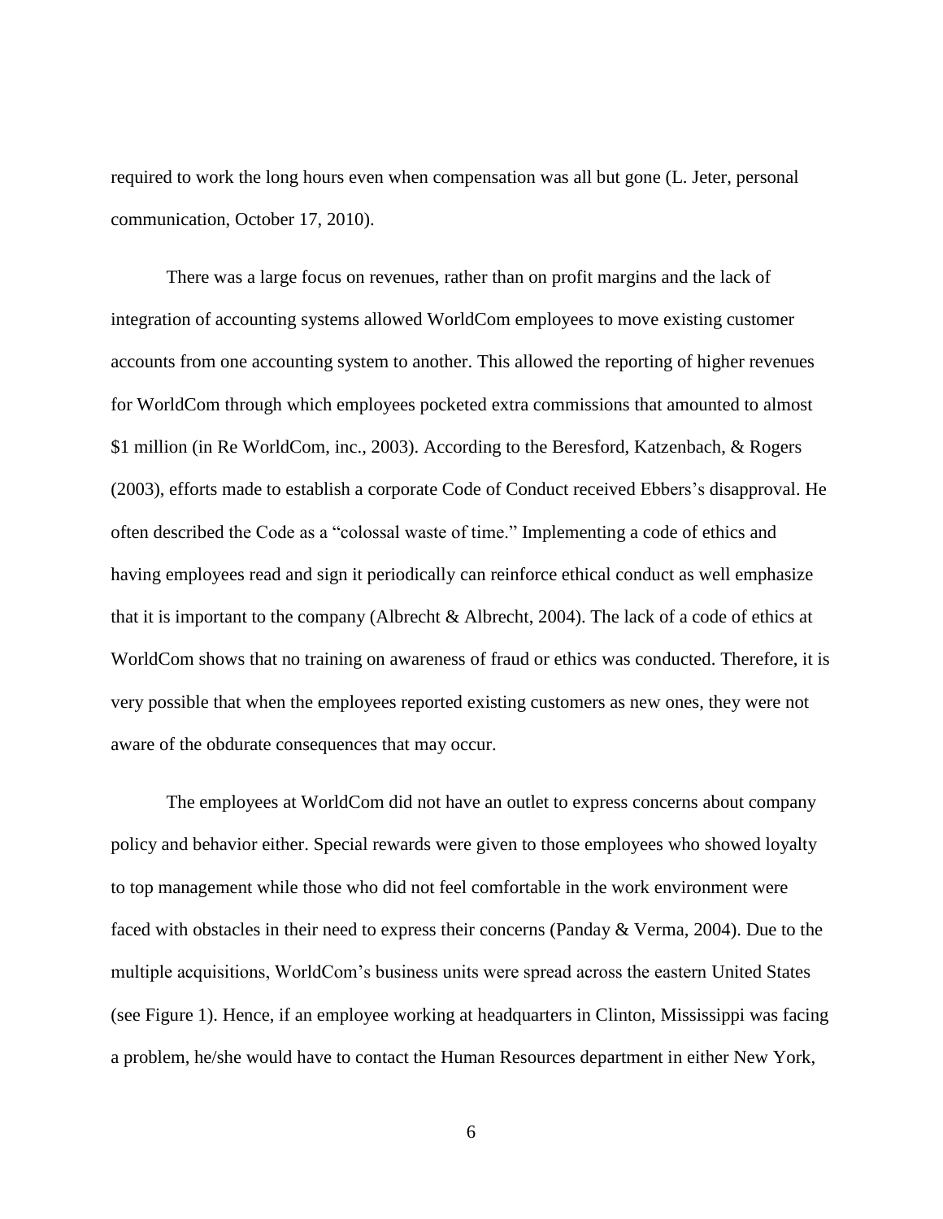required to work the long hours even when compensation was all but gone (L. Jeter, personal communication, October 17, 2010).

There was a large focus on revenues, rather than on profit margins and the lack of integration of accounting systems allowed WorldCom employees to move existing customer accounts from one accounting system to another. This allowed the reporting of higher revenues for WorldCom through which employees pocketed extra commissions that amounted to almost $1 million (in Re WorldCom, inc., 2003). According to the Beresford, Katzenbach, & Rogers (2003), efforts made to establish a corporate Code of Conduct received Ebbers's disapproval. He often described the Code as a "colossal waste of time." Implementing a code of ethics and having employees read and sign it periodically can reinforce ethical conduct as well emphasize that it is important to the company (Albrecht & Albrecht, 2004). The lack of a code of ethics at WorldCom shows that no training on awareness of fraud or ethics was conducted. Therefore, it is very possible that when the employees reported existing customers as new ones, they were not aware of the obdurate consequences that may occur.

The employees at WorldCom did not have an outlet to express concerns about company policy and behavior either. Special rewards were given to those employees who showed loyalty to top management while those who did not feel comfortable in the work environment were faced with obstacles in their need to express their concerns (Panday & Verma, 2004). Due to the multiple acquisitions, WorldCom's business units were spread across the eastern United States (see Figure 1). Hence, if an employee working at headquarters in Clinton, Mississippi was facing a problem, he/she would have to contact the Human Resources department in either New York,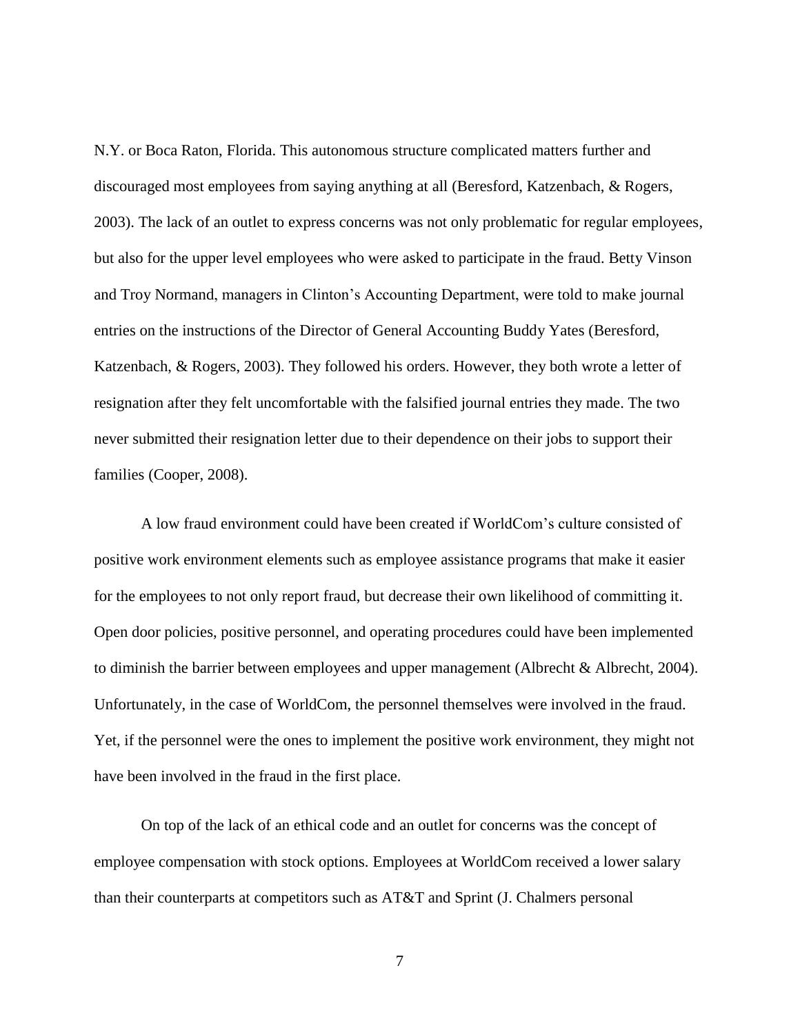N.Y. or Boca Raton, Florida. This autonomous structure complicated matters further and discouraged most employees from saying anything at all (Beresford, Katzenbach, & Rogers, 2003). The lack of an outlet to express concerns was not only problematic for regular employees, but also for the upper level employees who were asked to participate in the fraud. Betty Vinson and Troy Normand, managers in Clinton's Accounting Department, were told to make journal entries on the instructions of the Director of General Accounting Buddy Yates (Beresford, Katzenbach, & Rogers, 2003). They followed his orders. However, they both wrote a letter of resignation after they felt uncomfortable with the falsified journal entries they made. The two never submitted their resignation letter due to their dependence on their jobs to support their families (Cooper, 2008).

A low fraud environment could have been created if WorldCom's culture consisted of positive work environment elements such as employee assistance programs that make it easier for the employees to not only report fraud, but decrease their own likelihood of committing it. Open door policies, positive personnel, and operating procedures could have been implemented to diminish the barrier between employees and upper management (Albrecht & Albrecht, 2004). Unfortunately, in the case of WorldCom, the personnel themselves were involved in the fraud. Yet, if the personnel were the ones to implement the positive work environment, they might not have been involved in the fraud in the first place.

On top of the lack of an ethical code and an outlet for concerns was the concept of employee compensation with stock options. Employees at WorldCom received a lower salary than their counterparts at competitors such as AT&T and Sprint (J. Chalmers personal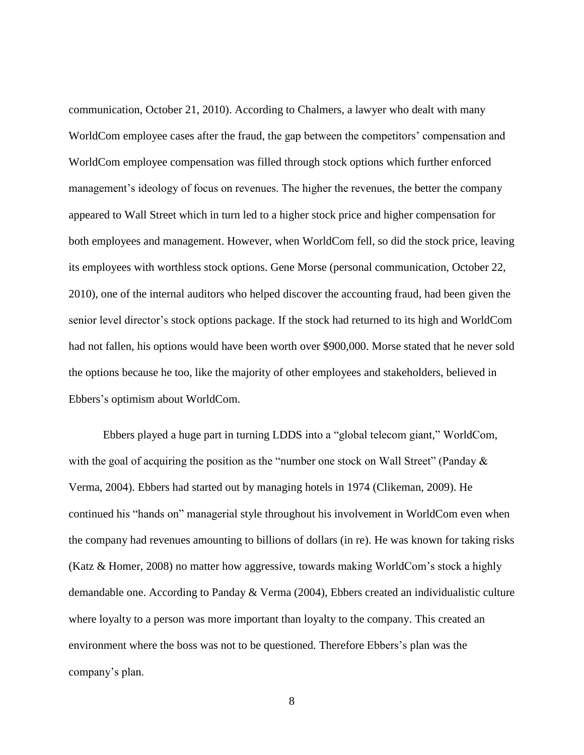communication, October 21, 2010). According to Chalmers, a lawyer who dealt with many WorldCom employee cases after the fraud, the gap between the competitors' compensation and WorldCom employee compensation was filled through stock options which further enforced management's ideology of focus on revenues. The higher the revenues, the better the company appeared to Wall Street which in turn led to a higher stock price and higher compensation for both employees and management. However, when WorldCom fell, so did the stock price, leaving its employees with worthless stock options. Gene Morse (personal communication, October 22, 2010), one of the internal auditors who helped discover the accounting fraud, had been given the senior level director's stock options package. If the stock had returned to its high and WorldCom had not fallen, his options would have been worth over $900,000. Morse stated that he never sold the options because he too, like the majority of other employees and stakeholders, believed in Ebbers's optimism about WorldCom.

Ebbers played a huge part in turning LDDS into a "global telecom giant," WorldCom, with the goal of acquiring the position as the "number one stock on Wall Street" (Panday & Verma, 2004). Ebbers had started out by managing hotels in 1974 (Clikeman, 2009). He continued his "hands on" managerial style throughout his involvement in WorldCom even when the company had revenues amounting to billions of dollars (in re). He was known for taking risks (Katz & Homer, 2008) no matter how aggressive, towards making WorldCom's stock a highly demandable one. According to Panday & Verma (2004), Ebbers created an individualistic culture where loyalty to a person was more important than loyalty to the company. This created an environment where the boss was not to be questioned. Therefore Ebbers's plan was the company's plan.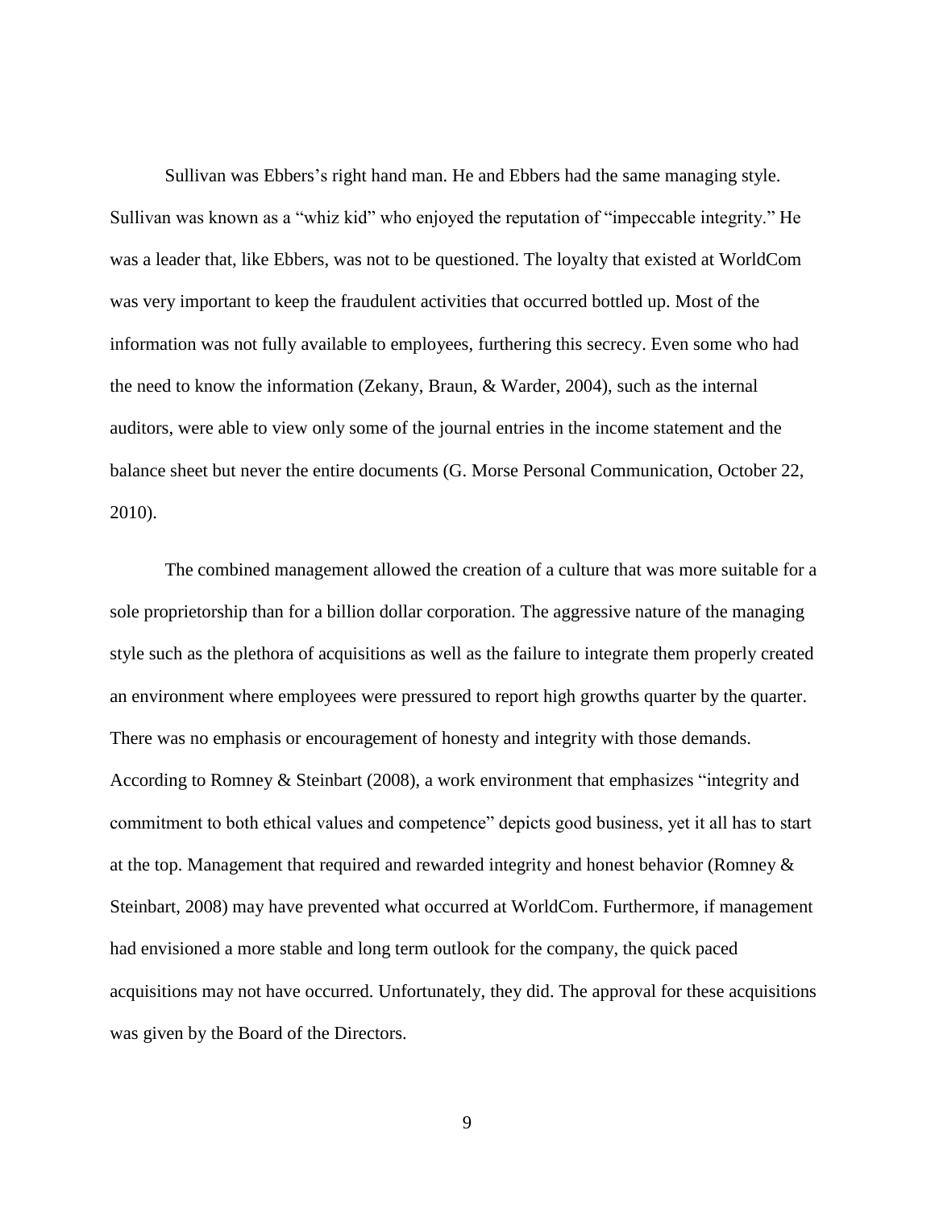Sullivan was Ebbers's right hand man. He and Ebbers had the same managing style. Sullivan was known as a "whiz kid" who enjoyed the reputation of "impeccable integrity." He was a leader that, like Ebbers, was not to be questioned. The loyalty that existed at WorldCom was very important to keep the fraudulent activities that occurred bottled up. Most of the information was not fully available to employees, furthering this secrecy. Even some who had the need to know the information (Zekany, Braun, & Warder, 2004), such as the internal auditors, were able to view only some of the journal entries in the income statement and the balance sheet but never the entire documents (G. Morse Personal Communication, October 22, 2010).

The combined management allowed the creation of a culture that was more suitable for a sole proprietorship than for a billion dollar corporation. The aggressive nature of the managing style such as the plethora of acquisitions as well as the failure to integrate them properly created an environment where employees were pressured to report high growths quarter by the quarter. There was no emphasis or encouragement of honesty and integrity with those demands. According to Romney & Steinbart (2008), a work environment that emphasizes "integrity and commitment to both ethical values and competence" depicts good business, yet it all has to start at the top. Management that required and rewarded integrity and honest behavior (Romney & Steinbart, 2008) may have prevented what occurred at WorldCom. Furthermore, if management had envisioned a more stable and long term outlook for the company, the quick paced acquisitions may not have occurred. Unfortunately, they did. The approval for these acquisitions was given by the Board of the Directors.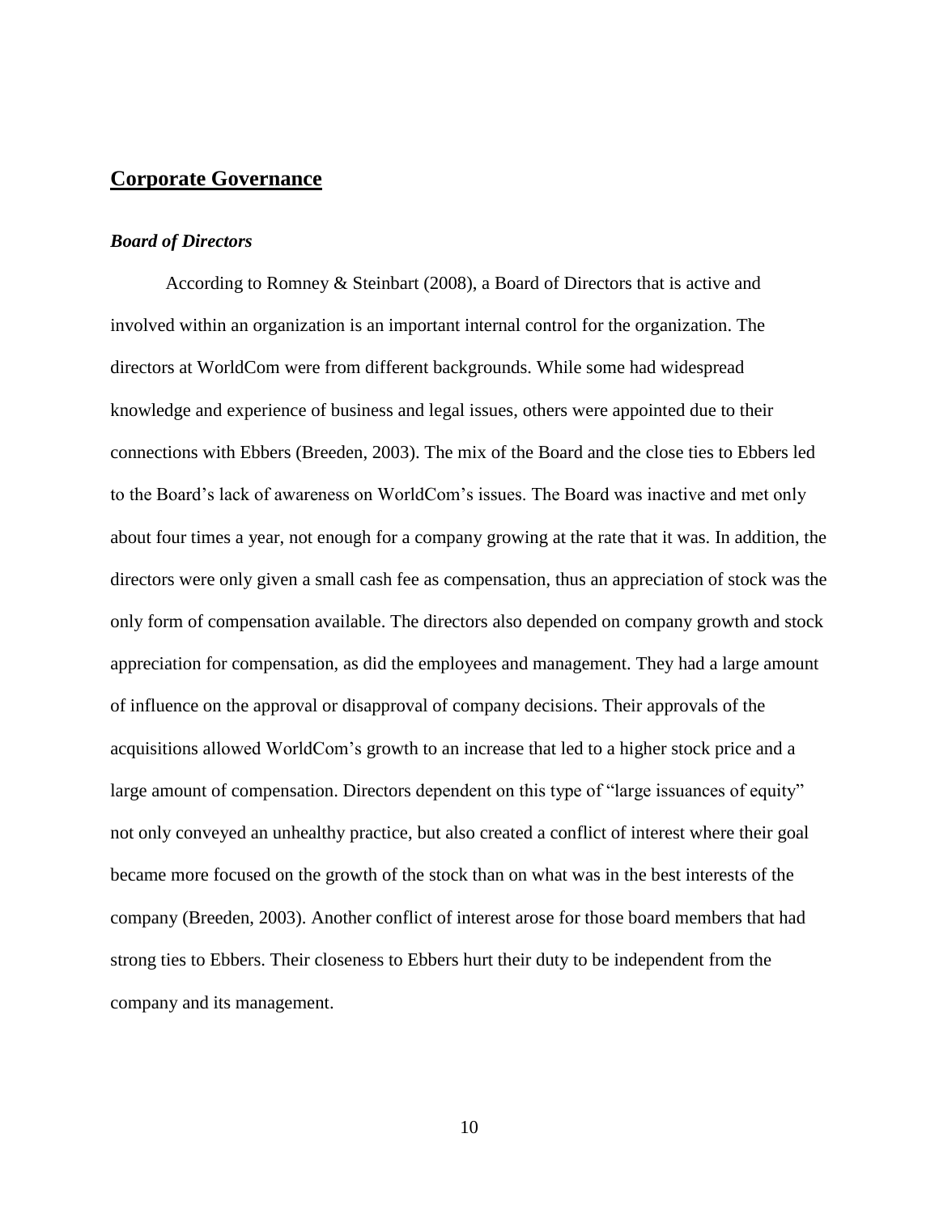## Corporate Governance

### *Board of Directors*

According to Romney & Steinbart (2008), a Board of Directors that is active and involved within an organization is an important internal control for the organization. The directors at WorldCom were from different backgrounds. While some had widespread knowledge and experience of business and legal issues, others were appointed due to their connections with Ebbers (Breeden, 2003). The mix of the Board and the close ties to Ebbers led to the Board's lack of awareness on WorldCom's issues. The Board was inactive and met only about four times a year, not enough for a company growing at the rate that it was. In addition, the directors were only given a small cash fee as compensation, thus an appreciation of stock was the only form of compensation available. The directors also depended on company growth and stock appreciation for compensation, as did the employees and management. They had a large amount of influence on the approval or disapproval of company decisions. Their approvals of the acquisitions allowed WorldCom's growth to an increase that led to a higher stock price and a large amount of compensation. Directors dependent on this type of "large issuances of equity" not only conveyed an unhealthy practice, but also created a conflict of interest where their goal became more focused on the growth of the stock than on what was in the best interests of the company (Breeden, 2003). Another conflict of interest arose for those board members that had strong ties to Ebbers. Their closeness to Ebbers hurt their duty to be independent from the company and its management.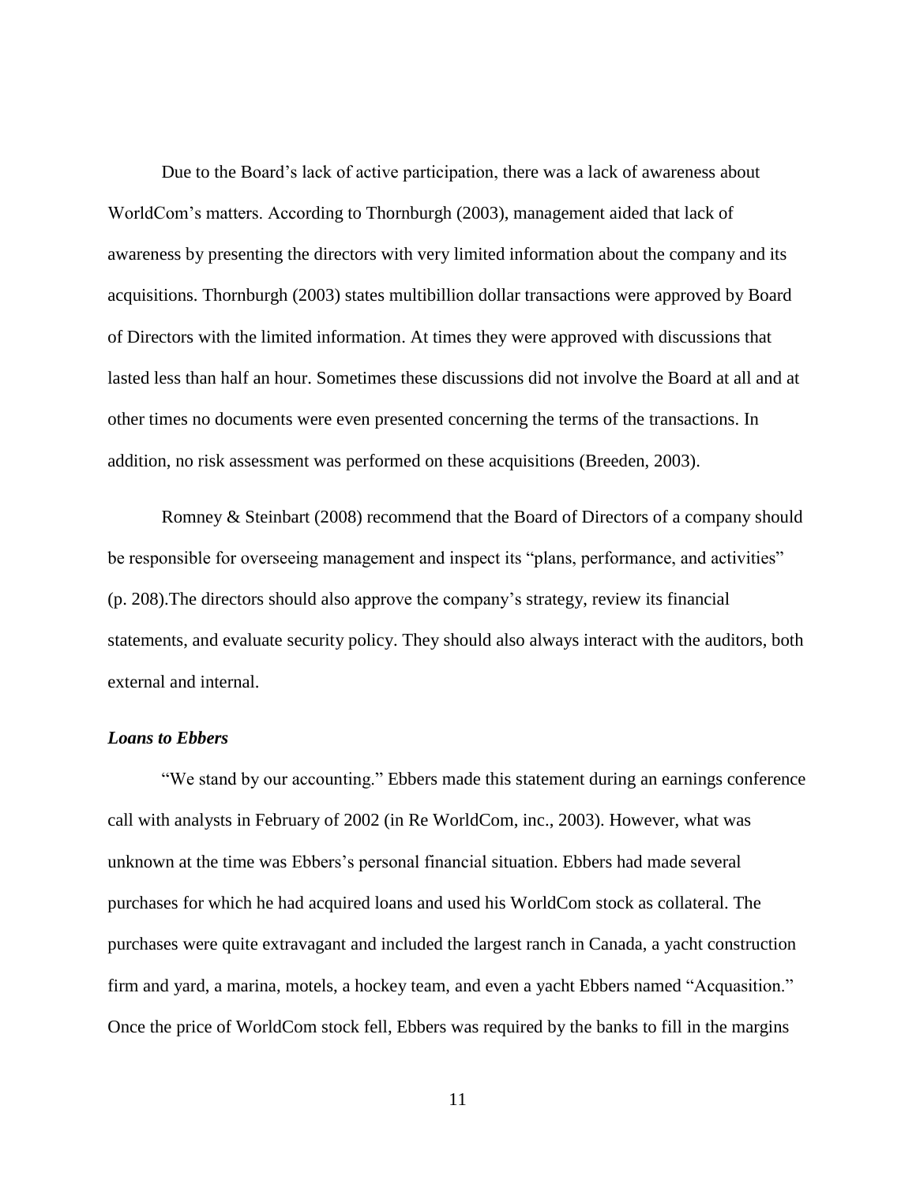Due to the Board's lack of active participation, there was a lack of awareness about WorldCom's matters. According to Thornburgh (2003), management aided that lack of awareness by presenting the directors with very limited information about the company and its acquisitions. Thornburgh (2003) states multibillion dollar transactions were approved by Board of Directors with the limited information. At times they were approved with discussions that lasted less than half an hour. Sometimes these discussions did not involve the Board at all and at other times no documents were even presented concerning the terms of the transactions. In addition, no risk assessment was performed on these acquisitions (Breeden, 2003).

Romney & Steinbart (2008) recommend that the Board of Directors of a company should be responsible for overseeing management and inspect its "plans, performance, and activities" (p. 208).The directors should also approve the company's strategy, review its financial statements, and evaluate security policy. They should also always interact with the auditors, both external and internal.

***Loans to Ebbers***

"We stand by our accounting." Ebbers made this statement during an earnings conference call with analysts in February of 2002 (in Re WorldCom, inc., 2003). However, what was unknown at the time was Ebbers's personal financial situation. Ebbers had made several purchases for which he had acquired loans and used his WorldCom stock as collateral. The purchases were quite extravagant and included the largest ranch in Canada, a yacht construction firm and yard, a marina, motels, a hockey team, and even a yacht Ebbers named "Acquasition." Once the price of WorldCom stock fell, Ebbers was required by the banks to fill in the margins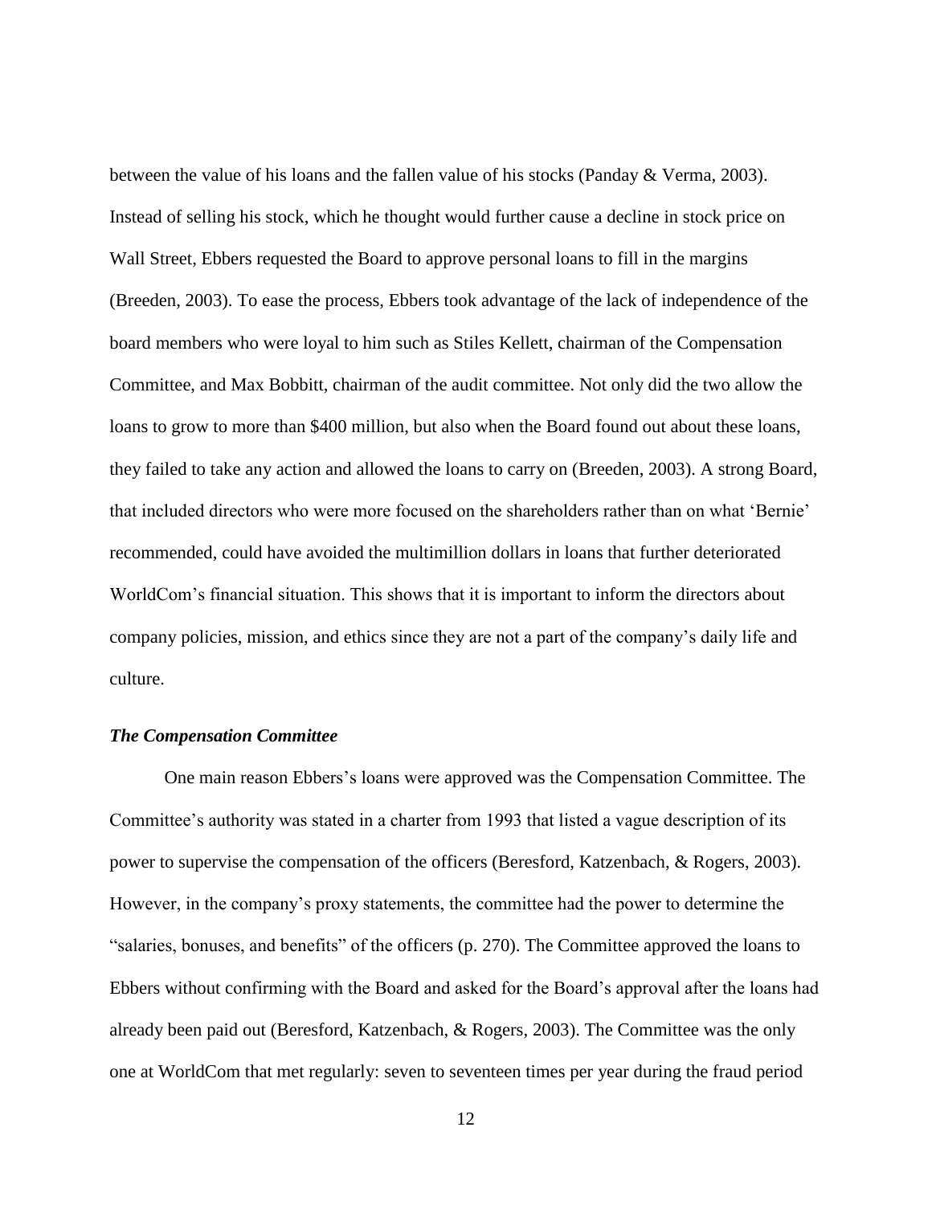between the value of his loans and the fallen value of his stocks (Panday & Verma, 2003). Instead of selling his stock, which he thought would further cause a decline in stock price on Wall Street, Ebbers requested the Board to approve personal loans to fill in the margins (Breeden, 2003). To ease the process, Ebbers took advantage of the lack of independence of the board members who were loyal to him such as Stiles Kellett, chairman of the Compensation Committee, and Max Bobbitt, chairman of the audit committee. Not only did the two allow the loans to grow to more than $400 million, but also when the Board found out about these loans, they failed to take any action and allowed the loans to carry on (Breeden, 2003). A strong Board, that included directors who were more focused on the shareholders rather than on what 'Bernie' recommended, could have avoided the multimillion dollars in loans that further deteriorated WorldCom's financial situation. This shows that it is important to inform the directors about company policies, mission, and ethics since they are not a part of the company's daily life and culture.

### *The Compensation Committee*

One main reason Ebbers's loans were approved was the Compensation Committee. The Committee's authority was stated in a charter from 1993 that listed a vague description of its power to supervise the compensation of the officers (Beresford, Katzenbach, & Rogers, 2003). However, in the company's proxy statements, the committee had the power to determine the "salaries, bonuses, and benefits" of the officers (p. 270). The Committee approved the loans to Ebbers without confirming with the Board and asked for the Board's approval after the loans had already been paid out (Beresford, Katzenbach, & Rogers, 2003). The Committee was the only one at WorldCom that met regularly: seven to seventeen times per year during the fraud period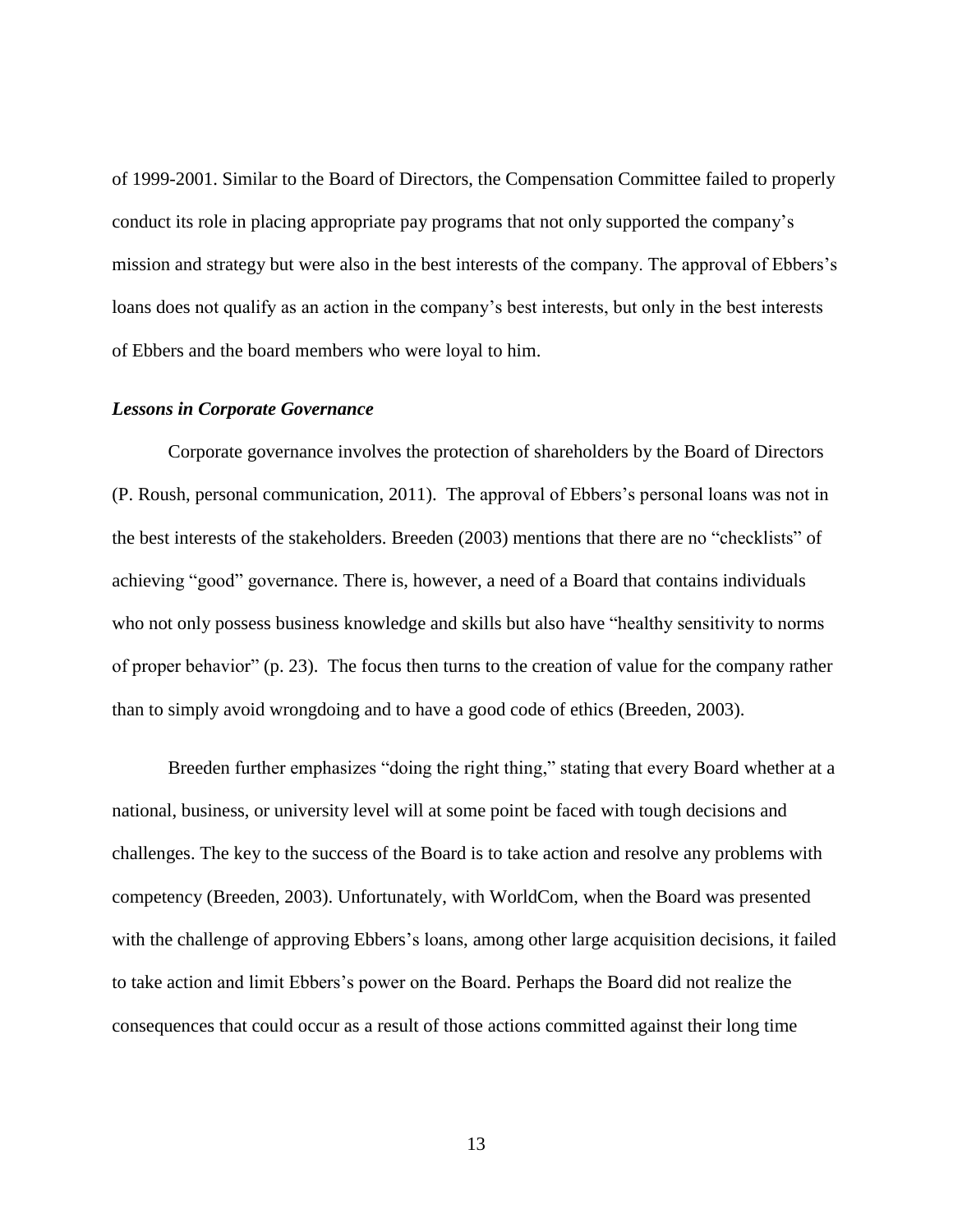of 1999-2001. Similar to the Board of Directors, the Compensation Committee failed to properly conduct its role in placing appropriate pay programs that not only supported the company's mission and strategy but were also in the best interests of the company. The approval of Ebbers's loans does not qualify as an action in the company's best interests, but only in the best interests of Ebbers and the board members who were loyal to him.

### *Lessons in Corporate Governance*

Corporate governance involves the protection of shareholders by the Board of Directors (P. Roush, personal communication, 2011). The approval of Ebbers's personal loans was not in the best interests of the stakeholders. Breeden (2003) mentions that there are no "checklists" of achieving "good" governance. There is, however, a need of a Board that contains individuals who not only possess business knowledge and skills but also have "healthy sensitivity to norms of proper behavior" (p. 23). The focus then turns to the creation of value for the company rather than to simply avoid wrongdoing and to have a good code of ethics (Breeden, 2003).

Breeden further emphasizes "doing the right thing," stating that every Board whether at a national, business, or university level will at some point be faced with tough decisions and challenges. The key to the success of the Board is to take action and resolve any problems with competency (Breeden, 2003). Unfortunately, with WorldCom, when the Board was presented with the challenge of approving Ebbers's loans, among other large acquisition decisions, it failed to take action and limit Ebbers's power on the Board. Perhaps the Board did not realize the consequences that could occur as a result of those actions committed against their long time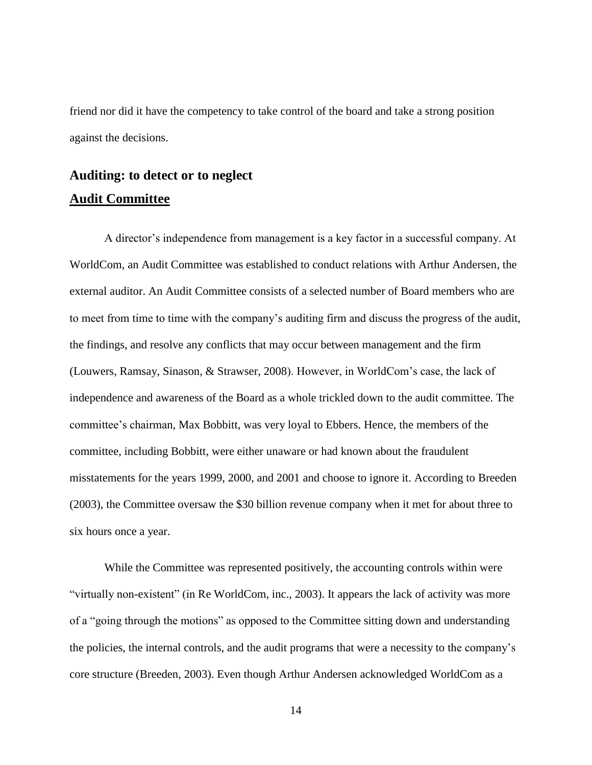friend nor did it have the competency to take control of the board and take a strong position against the decisions.

## Auditing: to detect or to neglect

### Audit Committee

A director's independence from management is a key factor in a successful company. At WorldCom, an Audit Committee was established to conduct relations with Arthur Andersen, the external auditor. An Audit Committee consists of a selected number of Board members who are to meet from time to time with the company's auditing firm and discuss the progress of the audit, the findings, and resolve any conflicts that may occur between management and the firm (Louwers, Ramsay, Sinason, & Strawser, 2008). However, in WorldCom's case, the lack of independence and awareness of the Board as a whole trickled down to the audit committee. The committee's chairman, Max Bobbitt, was very loyal to Ebbers. Hence, the members of the committee, including Bobbitt, were either unaware or had known about the fraudulent misstatements for the years 1999, 2000, and 2001 and choose to ignore it. According to Breeden (2003), the Committee oversaw the $30 billion revenue company when it met for about three to six hours once a year.

While the Committee was represented positively, the accounting controls within were "virtually non-existent" (in Re WorldCom, inc., 2003). It appears the lack of activity was more of a "going through the motions" as opposed to the Committee sitting down and understanding the policies, the internal controls, and the audit programs that were a necessity to the company's core structure (Breeden, 2003). Even though Arthur Andersen acknowledged WorldCom as a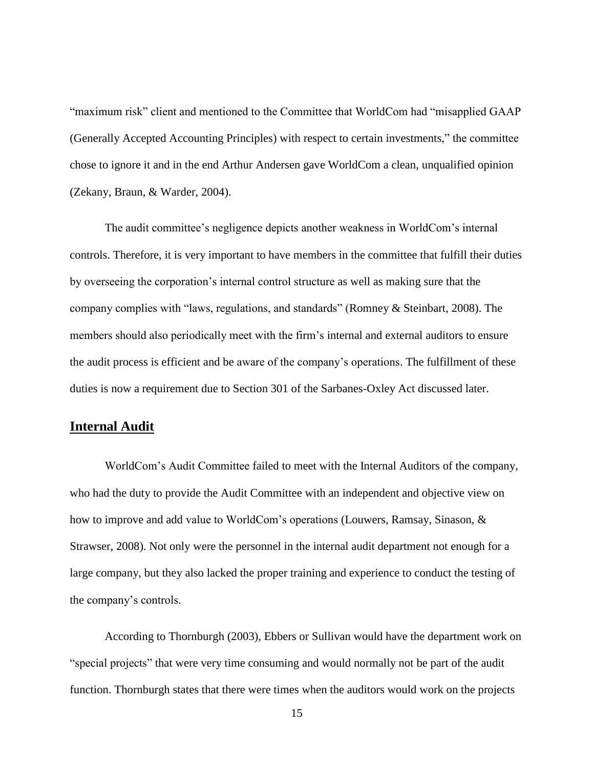"maximum risk" client and mentioned to the Committee that WorldCom had "misapplied GAAP (Generally Accepted Accounting Principles) with respect to certain investments," the committee chose to ignore it and in the end Arthur Andersen gave WorldCom a clean, unqualified opinion (Zekany, Braun, & Warder, 2004).

The audit committee's negligence depicts another weakness in WorldCom's internal controls. Therefore, it is very important to have members in the committee that fulfill their duties by overseeing the corporation's internal control structure as well as making sure that the company complies with "laws, regulations, and standards" (Romney & Steinbart, 2008). The members should also periodically meet with the firm's internal and external auditors to ensure the audit process is efficient and be aware of the company's operations. The fulfillment of these duties is now a requirement due to Section 301 of the Sarbanes-Oxley Act discussed later.

## Internal Audit

WorldCom's Audit Committee failed to meet with the Internal Auditors of the company, who had the duty to provide the Audit Committee with an independent and objective view on how to improve and add value to WorldCom's operations (Louwers, Ramsay, Sinason, & Strawser, 2008). Not only were the personnel in the internal audit department not enough for a large company, but they also lacked the proper training and experience to conduct the testing of the company's controls.

According to Thornburgh (2003), Ebbers or Sullivan would have the department work on "special projects" that were very time consuming and would normally not be part of the audit function. Thornburgh states that there were times when the auditors would work on the projects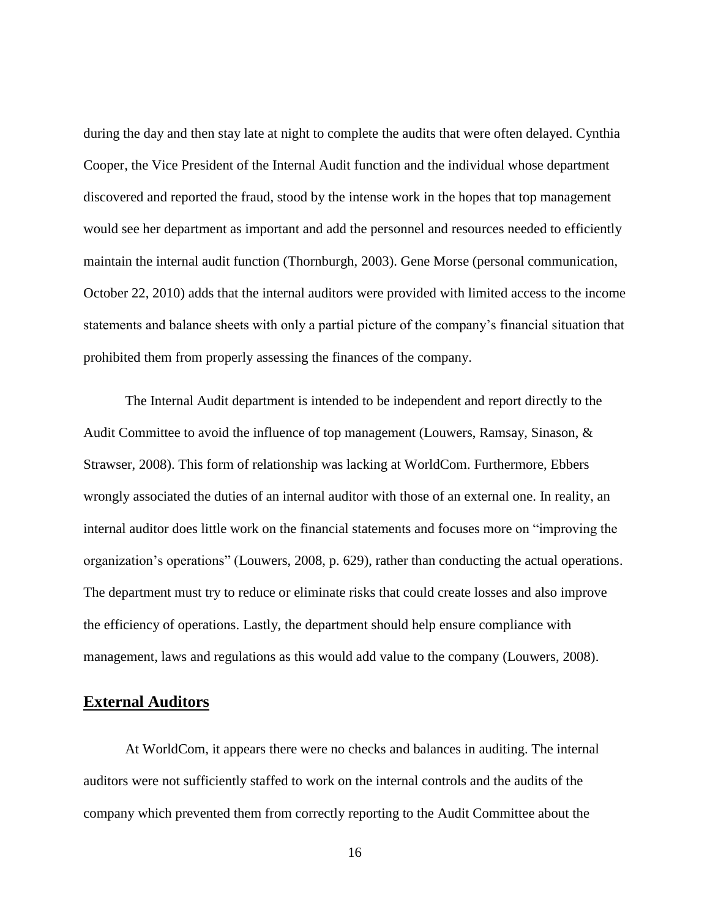during the day and then stay late at night to complete the audits that were often delayed. Cynthia Cooper, the Vice President of the Internal Audit function and the individual whose department discovered and reported the fraud, stood by the intense work in the hopes that top management would see her department as important and add the personnel and resources needed to efficiently maintain the internal audit function (Thornburgh, 2003). Gene Morse (personal communication, October 22, 2010) adds that the internal auditors were provided with limited access to the income statements and balance sheets with only a partial picture of the company's financial situation that prohibited them from properly assessing the finances of the company.

The Internal Audit department is intended to be independent and report directly to the Audit Committee to avoid the influence of top management (Louwers, Ramsay, Sinason, & Strawser, 2008). This form of relationship was lacking at WorldCom. Furthermore, Ebbers wrongly associated the duties of an internal auditor with those of an external one. In reality, an internal auditor does little work on the financial statements and focuses more on "improving the organization's operations" (Louwers, 2008, p. 629), rather than conducting the actual operations. The department must try to reduce or eliminate risks that could create losses and also improve the efficiency of operations. Lastly, the department should help ensure compliance with management, laws and regulations as this would add value to the company (Louwers, 2008).

## External Auditors

At WorldCom, it appears there were no checks and balances in auditing. The internal auditors were not sufficiently staffed to work on the internal controls and the audits of the company which prevented them from correctly reporting to the Audit Committee about the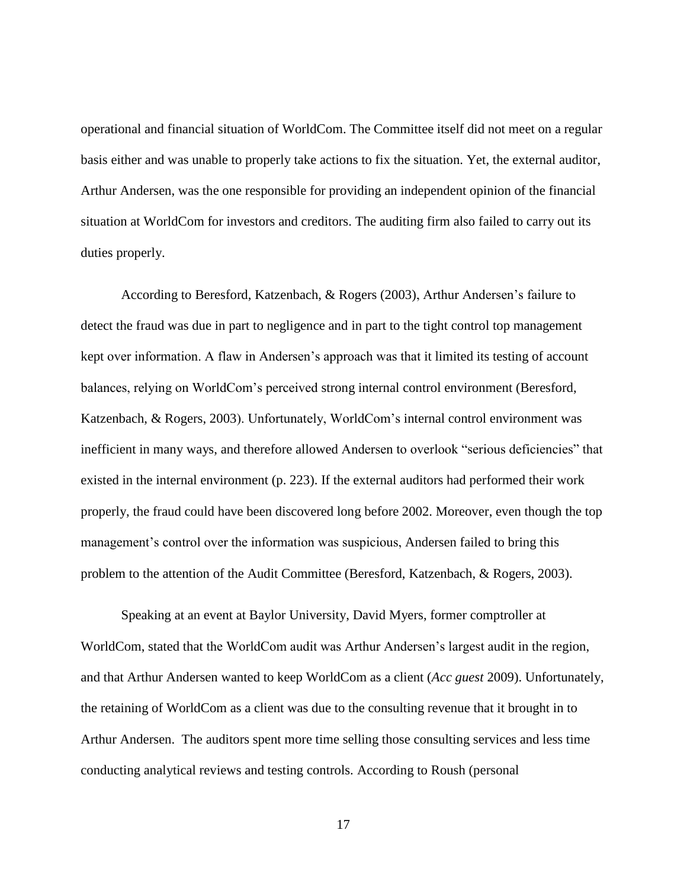operational and financial situation of WorldCom. The Committee itself did not meet on a regular basis either and was unable to properly take actions to fix the situation. Yet, the external auditor, Arthur Andersen, was the one responsible for providing an independent opinion of the financial situation at WorldCom for investors and creditors. The auditing firm also failed to carry out its duties properly.

According to Beresford, Katzenbach, & Rogers (2003), Arthur Andersen's failure to detect the fraud was due in part to negligence and in part to the tight control top management kept over information. A flaw in Andersen's approach was that it limited its testing of account balances, relying on WorldCom's perceived strong internal control environment (Beresford, Katzenbach, & Rogers, 2003). Unfortunately, WorldCom's internal control environment was inefficient in many ways, and therefore allowed Andersen to overlook "serious deficiencies" that existed in the internal environment (p. 223). If the external auditors had performed their work properly, the fraud could have been discovered long before 2002. Moreover, even though the top management's control over the information was suspicious, Andersen failed to bring this problem to the attention of the Audit Committee (Beresford, Katzenbach, & Rogers, 2003).

Speaking at an event at Baylor University, David Myers, former comptroller at WorldCom, stated that the WorldCom audit was Arthur Andersen's largest audit in the region, and that Arthur Andersen wanted to keep WorldCom as a client (*Acc guest* 2009). Unfortunately, the retaining of WorldCom as a client was due to the consulting revenue that it brought in to Arthur Andersen. The auditors spent more time selling those consulting services and less time conducting analytical reviews and testing controls. According to Roush (personal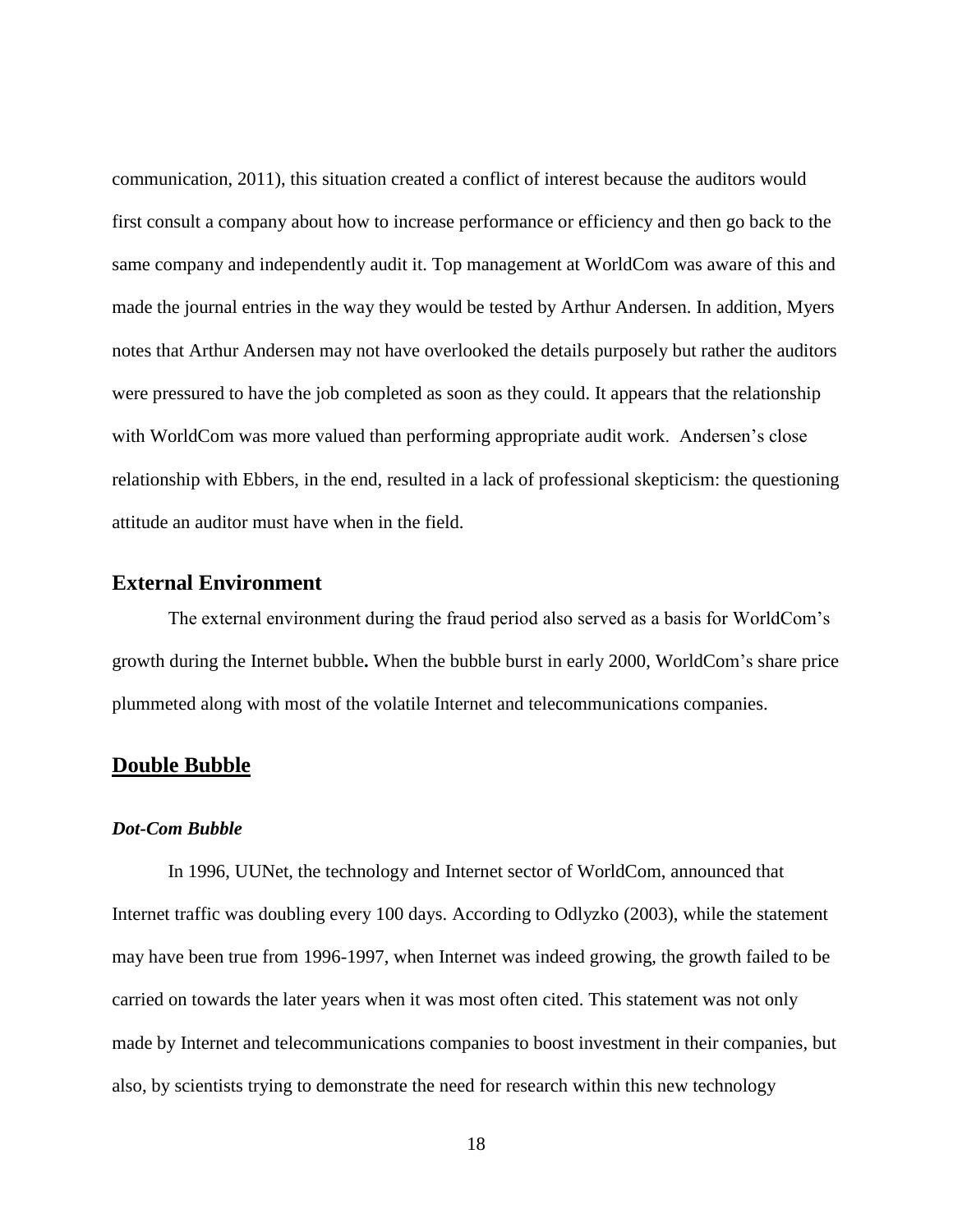communication, 2011), this situation created a conflict of interest because the auditors would first consult a company about how to increase performance or efficiency and then go back to the same company and independently audit it. Top management at WorldCom was aware of this and made the journal entries in the way they would be tested by Arthur Andersen. In addition, Myers notes that Arthur Andersen may not have overlooked the details purposely but rather the auditors were pressured to have the job completed as soon as they could. It appears that the relationship with WorldCom was more valued than performing appropriate audit work. Andersen's close relationship with Ebbers, in the end, resulted in a lack of professional skepticism: the questioning attitude an auditor must have when in the field.

## External Environment

The external environment during the fraud period also served as a basis for WorldCom's growth during the Internet bubble**.** When the bubble burst in early 2000, WorldCom's share price plummeted along with most of the volatile Internet and telecommunications companies.

## <u>Double Bubble</u>

### *Dot-Com Bubble*

In 1996, UUNet, the technology and Internet sector of WorldCom, announced that Internet traffic was doubling every 100 days. According to Odlyzko (2003), while the statement may have been true from 1996-1997, when Internet was indeed growing, the growth failed to be carried on towards the later years when it was most often cited. This statement was not only made by Internet and telecommunications companies to boost investment in their companies, but also, by scientists trying to demonstrate the need for research within this new technology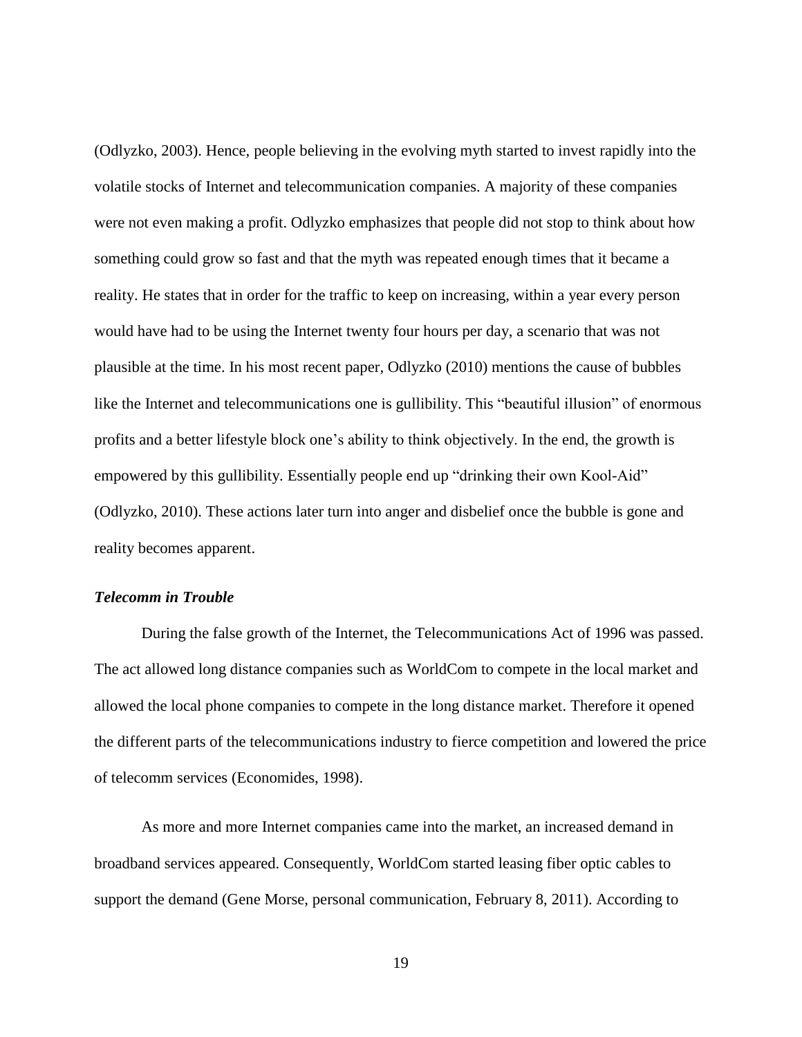(Odlyzko, 2003). Hence, people believing in the evolving myth started to invest rapidly into the volatile stocks of Internet and telecommunication companies. A majority of these companies were not even making a profit. Odlyzko emphasizes that people did not stop to think about how something could grow so fast and that the myth was repeated enough times that it became a reality. He states that in order for the traffic to keep on increasing, within a year every person would have had to be using the Internet twenty four hours per day, a scenario that was not plausible at the time. In his most recent paper, Odlyzko (2010) mentions the cause of bubbles like the Internet and telecommunications one is gullibility. This "beautiful illusion" of enormous profits and a better lifestyle block one's ability to think objectively. In the end, the growth is empowered by this gullibility. Essentially people end up "drinking their own Kool-Aid" (Odlyzko, 2010). These actions later turn into anger and disbelief once the bubble is gone and reality becomes apparent.

### ***Telecomm in Trouble***

During the false growth of the Internet, the Telecommunications Act of 1996 was passed. The act allowed long distance companies such as WorldCom to compete in the local market and allowed the local phone companies to compete in the long distance market. Therefore it opened the different parts of the telecommunications industry to fierce competition and lowered the price of telecomm services (Economides, 1998).

As more and more Internet companies came into the market, an increased demand in broadband services appeared. Consequently, WorldCom started leasing fiber optic cables to support the demand (Gene Morse, personal communication, February 8, 2011). According to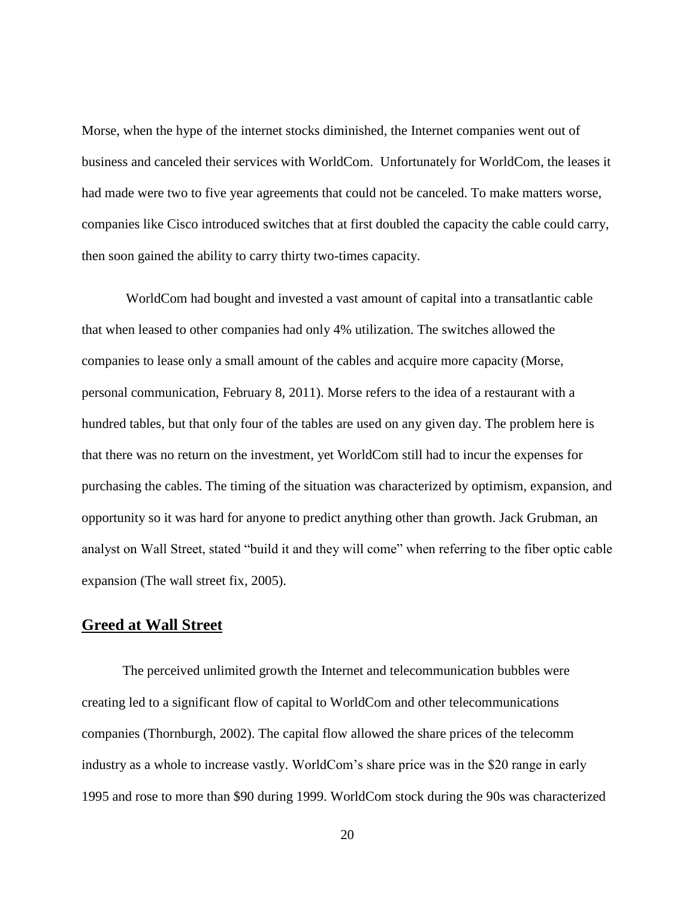Morse, when the hype of the internet stocks diminished, the Internet companies went out of business and canceled their services with WorldCom. Unfortunately for WorldCom, the leases it had made were two to five year agreements that could not be canceled. To make matters worse, companies like Cisco introduced switches that at first doubled the capacity the cable could carry, then soon gained the ability to carry thirty two-times capacity.

WorldCom had bought and invested a vast amount of capital into a transatlantic cable that when leased to other companies had only 4% utilization. The switches allowed the companies to lease only a small amount of the cables and acquire more capacity (Morse, personal communication, February 8, 2011). Morse refers to the idea of a restaurant with a hundred tables, but that only four of the tables are used on any given day. The problem here is that there was no return on the investment, yet WorldCom still had to incur the expenses for purchasing the cables. The timing of the situation was characterized by optimism, expansion, and opportunity so it was hard for anyone to predict anything other than growth. Jack Grubman, an analyst on Wall Street, stated "build it and they will come" when referring to the fiber optic cable expansion (The wall street fix, 2005).

## **Greed at Wall Street**

The perceived unlimited growth the Internet and telecommunication bubbles were creating led to a significant flow of capital to WorldCom and other telecommunications companies (Thornburgh, 2002). The capital flow allowed the share prices of the telecomm industry as a whole to increase vastly. WorldCom's share price was in the $20 range in early 1995 and rose to more than $90 during 1999. WorldCom stock during the 90s was characterized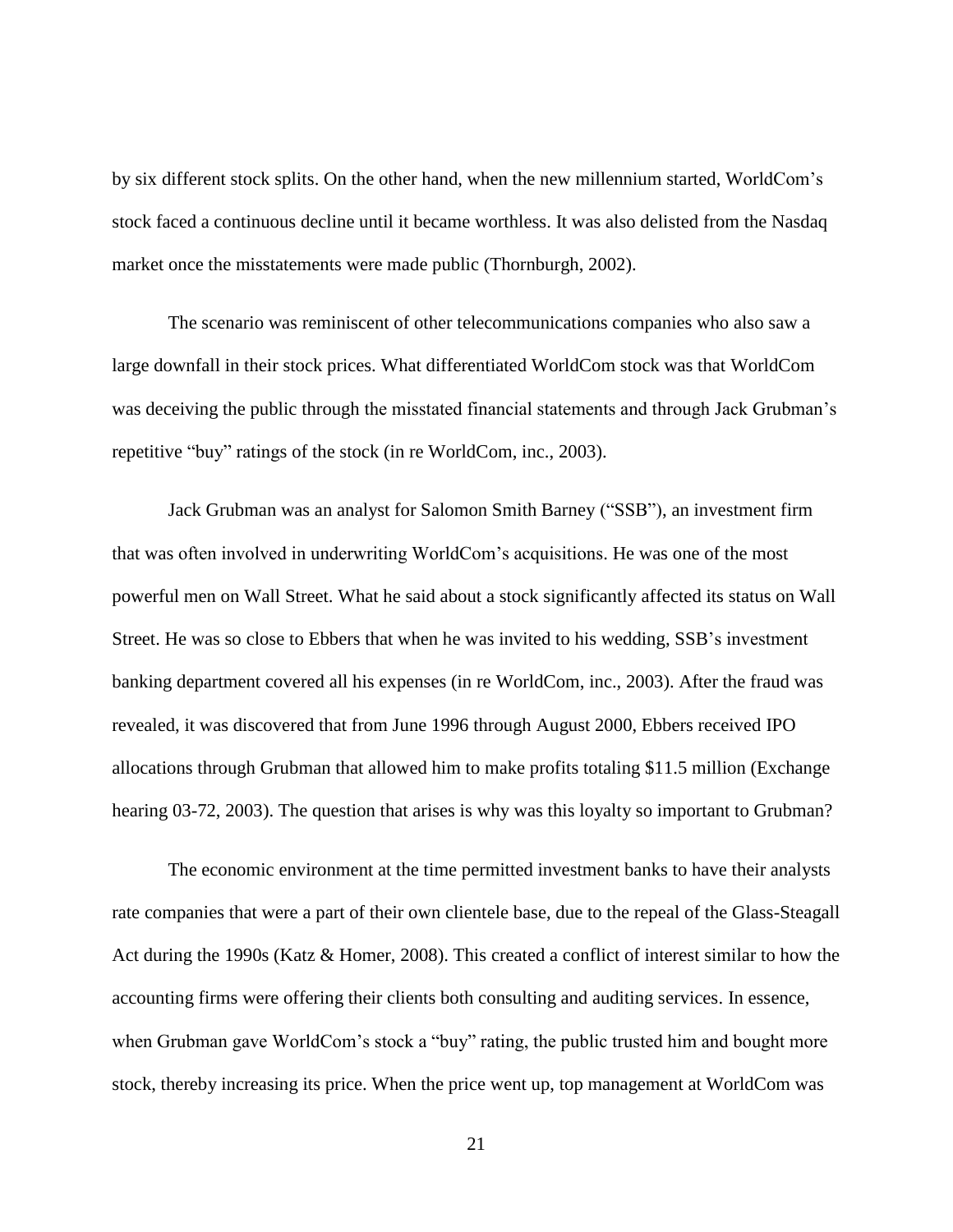by six different stock splits. On the other hand, when the new millennium started, WorldCom's stock faced a continuous decline until it became worthless. It was also delisted from the Nasdaq market once the misstatements were made public (Thornburgh, 2002).

The scenario was reminiscent of other telecommunications companies who also saw a large downfall in their stock prices. What differentiated WorldCom stock was that WorldCom was deceiving the public through the misstated financial statements and through Jack Grubman's repetitive "buy" ratings of the stock (in re WorldCom, inc., 2003).

Jack Grubman was an analyst for Salomon Smith Barney ("SSB"), an investment firm that was often involved in underwriting WorldCom's acquisitions. He was one of the most powerful men on Wall Street. What he said about a stock significantly affected its status on Wall Street. He was so close to Ebbers that when he was invited to his wedding, SSB's investment banking department covered all his expenses (in re WorldCom, inc., 2003). After the fraud was revealed, it was discovered that from June 1996 through August 2000, Ebbers received IPO allocations through Grubman that allowed him to make profits totaling $11.5 million (Exchange hearing 03-72, 2003). The question that arises is why was this loyalty so important to Grubman?

The economic environment at the time permitted investment banks to have their analysts rate companies that were a part of their own clientele base, due to the repeal of the Glass-Steagall Act during the 1990s (Katz & Homer, 2008). This created a conflict of interest similar to how the accounting firms were offering their clients both consulting and auditing services. In essence, when Grubman gave WorldCom's stock a "buy" rating, the public trusted him and bought more stock, thereby increasing its price. When the price went up, top management at WorldCom was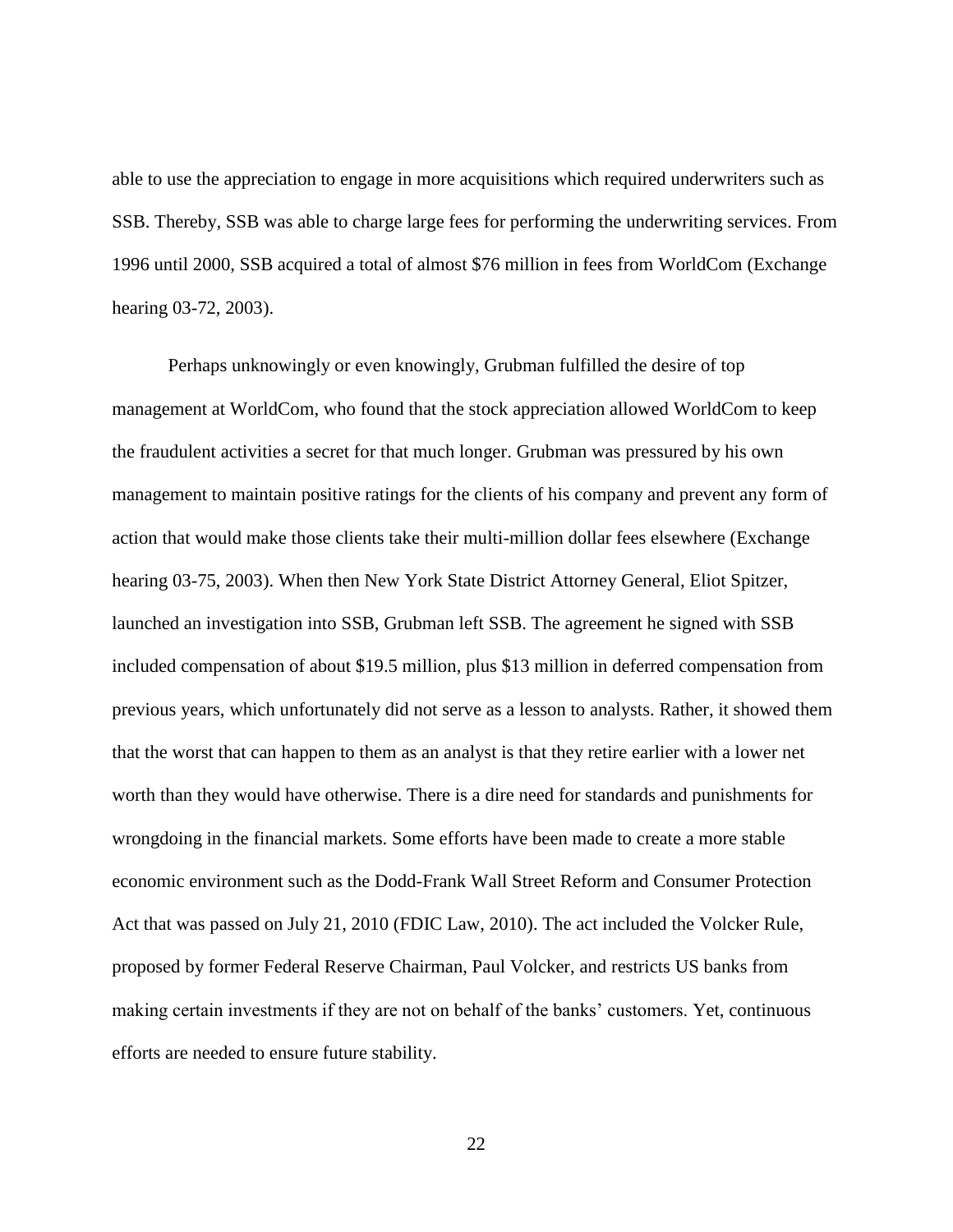able to use the appreciation to engage in more acquisitions which required underwriters such as SSB. Thereby, SSB was able to charge large fees for performing the underwriting services. From 1996 until 2000, SSB acquired a total of almost $76 million in fees from WorldCom (Exchange hearing 03-72, 2003).

Perhaps unknowingly or even knowingly, Grubman fulfilled the desire of top management at WorldCom, who found that the stock appreciation allowed WorldCom to keep the fraudulent activities a secret for that much longer. Grubman was pressured by his own management to maintain positive ratings for the clients of his company and prevent any form of action that would make those clients take their multi-million dollar fees elsewhere (Exchange hearing 03-75, 2003). When then New York State District Attorney General, Eliot Spitzer, launched an investigation into SSB, Grubman left SSB. The agreement he signed with SSB included compensation of about $19.5 million, plus $13 million in deferred compensation from previous years, which unfortunately did not serve as a lesson to analysts. Rather, it showed them that the worst that can happen to them as an analyst is that they retire earlier with a lower net worth than they would have otherwise. There is a dire need for standards and punishments for wrongdoing in the financial markets. Some efforts have been made to create a more stable economic environment such as the Dodd-Frank Wall Street Reform and Consumer Protection Act that was passed on July 21, 2010 (FDIC Law, 2010). The act included the Volcker Rule, proposed by former Federal Reserve Chairman, Paul Volcker, and restricts US banks from making certain investments if they are not on behalf of the banks' customers. Yet, continuous efforts are needed to ensure future stability.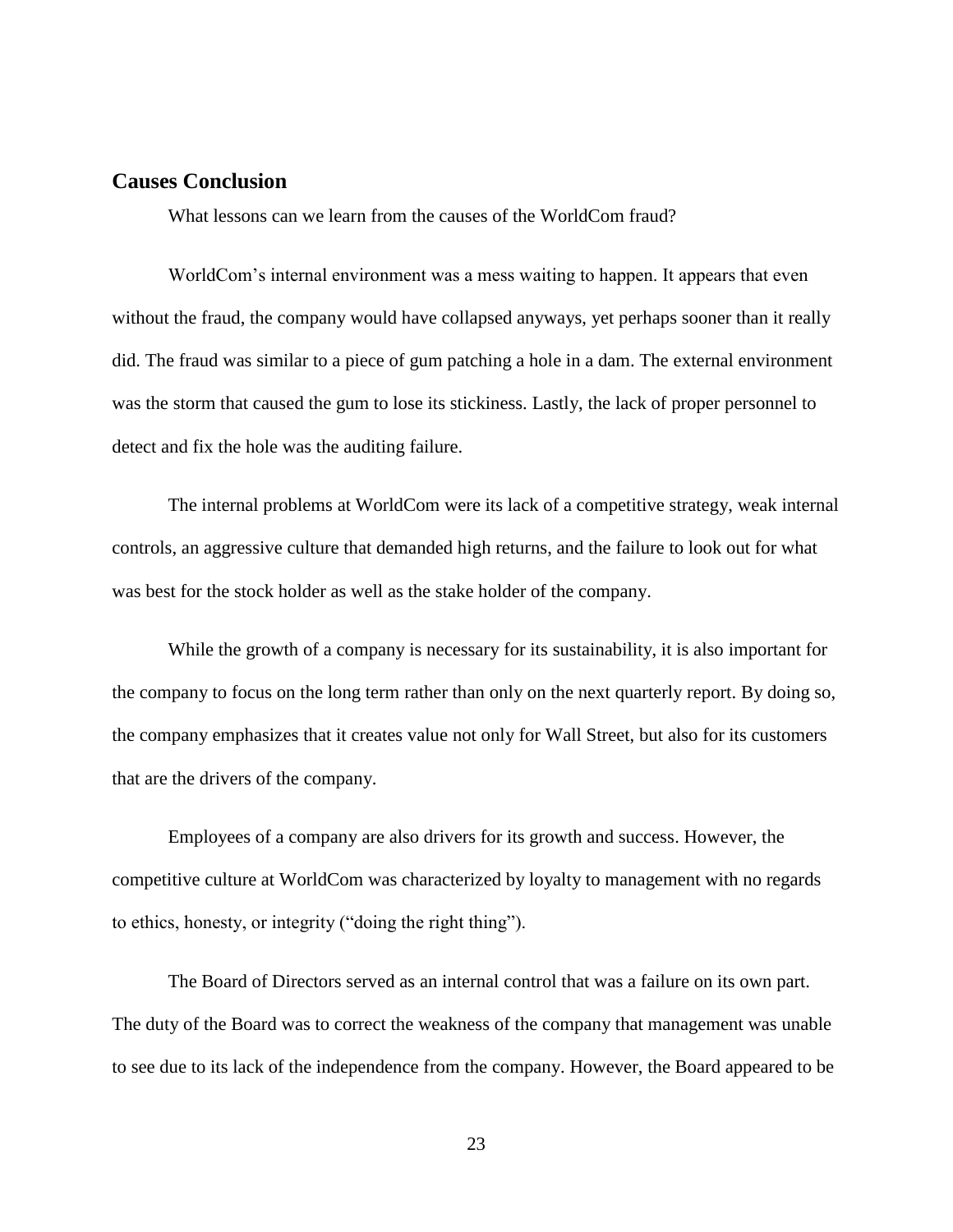## Causes Conclusion

What lessons can we learn from the causes of the WorldCom fraud?

WorldCom's internal environment was a mess waiting to happen. It appears that even without the fraud, the company would have collapsed anyways, yet perhaps sooner than it really did. The fraud was similar to a piece of gum patching a hole in a dam. The external environment was the storm that caused the gum to lose its stickiness. Lastly, the lack of proper personnel to detect and fix the hole was the auditing failure.

The internal problems at WorldCom were its lack of a competitive strategy, weak internal controls, an aggressive culture that demanded high returns, and the failure to look out for what was best for the stock holder as well as the stake holder of the company.

While the growth of a company is necessary for its sustainability, it is also important for the company to focus on the long term rather than only on the next quarterly report. By doing so, the company emphasizes that it creates value not only for Wall Street, but also for its customers that are the drivers of the company.

Employees of a company are also drivers for its growth and success. However, the competitive culture at WorldCom was characterized by loyalty to management with no regards to ethics, honesty, or integrity ("doing the right thing").

The Board of Directors served as an internal control that was a failure on its own part. The duty of the Board was to correct the weakness of the company that management was unable to see due to its lack of the independence from the company. However, the Board appeared to be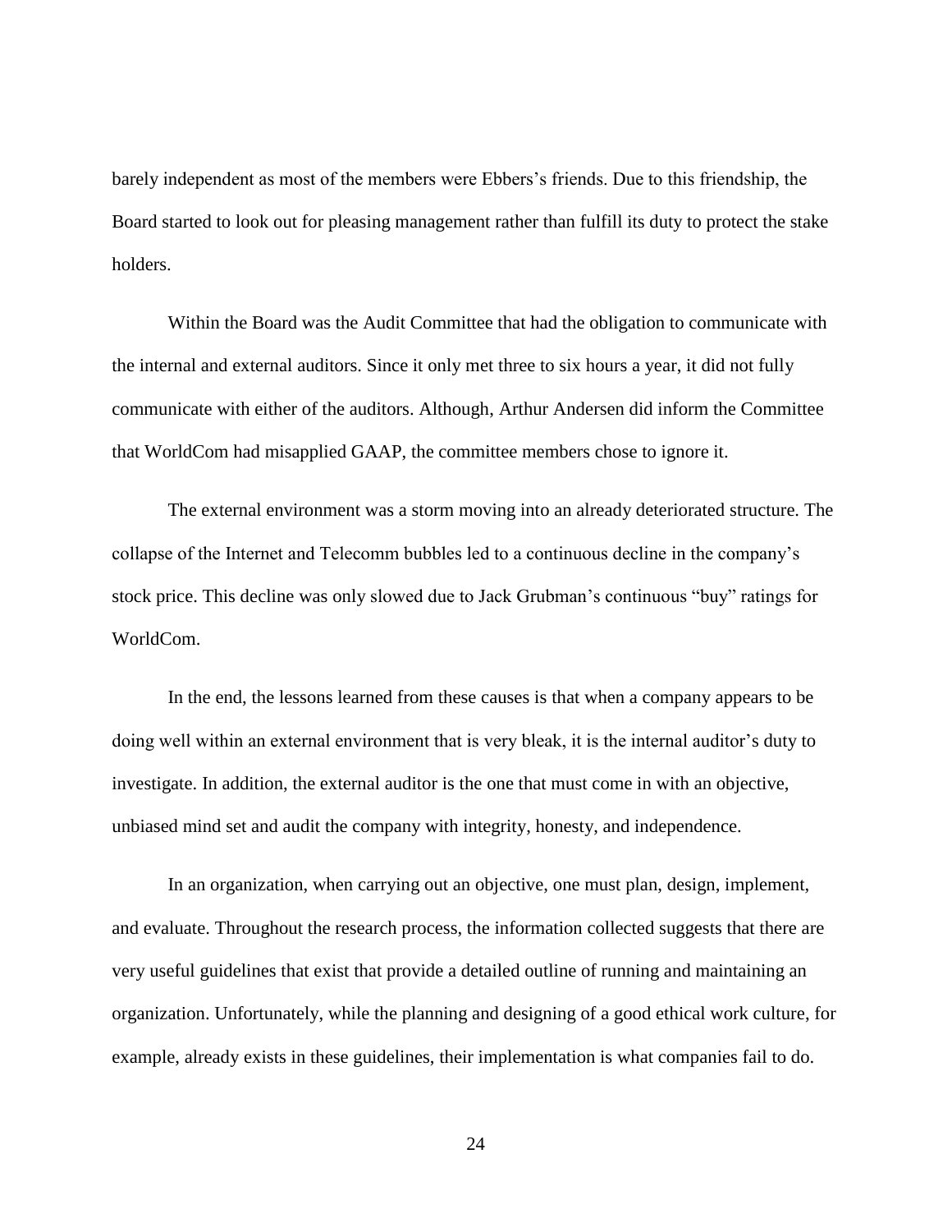barely independent as most of the members were Ebbers's friends. Due to this friendship, the Board started to look out for pleasing management rather than fulfill its duty to protect the stake holders.

Within the Board was the Audit Committee that had the obligation to communicate with the internal and external auditors. Since it only met three to six hours a year, it did not fully communicate with either of the auditors. Although, Arthur Andersen did inform the Committee that WorldCom had misapplied GAAP, the committee members chose to ignore it.

The external environment was a storm moving into an already deteriorated structure. The collapse of the Internet and Telecomm bubbles led to a continuous decline in the company's stock price. This decline was only slowed due to Jack Grubman's continuous "buy" ratings for WorldCom.

In the end, the lessons learned from these causes is that when a company appears to be doing well within an external environment that is very bleak, it is the internal auditor's duty to investigate. In addition, the external auditor is the one that must come in with an objective, unbiased mind set and audit the company with integrity, honesty, and independence.

In an organization, when carrying out an objective, one must plan, design, implement, and evaluate. Throughout the research process, the information collected suggests that there are very useful guidelines that exist that provide a detailed outline of running and maintaining an organization. Unfortunately, while the planning and designing of a good ethical work culture, for example, already exists in these guidelines, their implementation is what companies fail to do.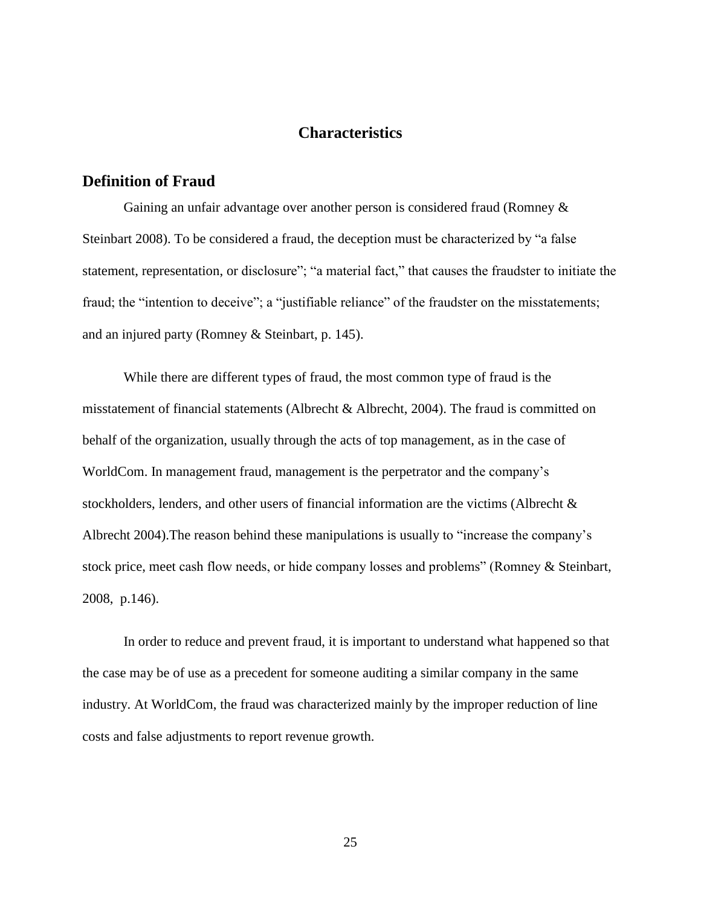# Characteristics

## Definition of Fraud

Gaining an unfair advantage over another person is considered fraud (Romney & Steinbart 2008). To be considered a fraud, the deception must be characterized by "a false statement, representation, or disclosure"; "a material fact," that causes the fraudster to initiate the fraud; the "intention to deceive"; a "justifiable reliance" of the fraudster on the misstatements; and an injured party (Romney & Steinbart, p. 145).

While there are different types of fraud, the most common type of fraud is the misstatement of financial statements (Albrecht & Albrecht, 2004). The fraud is committed on behalf of the organization, usually through the acts of top management, as in the case of WorldCom. In management fraud, management is the perpetrator and the company's stockholders, lenders, and other users of financial information are the victims (Albrecht & Albrecht 2004).The reason behind these manipulations is usually to "increase the company's stock price, meet cash flow needs, or hide company losses and problems" (Romney & Steinbart, 2008, p.146).

In order to reduce and prevent fraud, it is important to understand what happened so that the case may be of use as a precedent for someone auditing a similar company in the same industry. At WorldCom, the fraud was characterized mainly by the improper reduction of line costs and false adjustments to report revenue growth.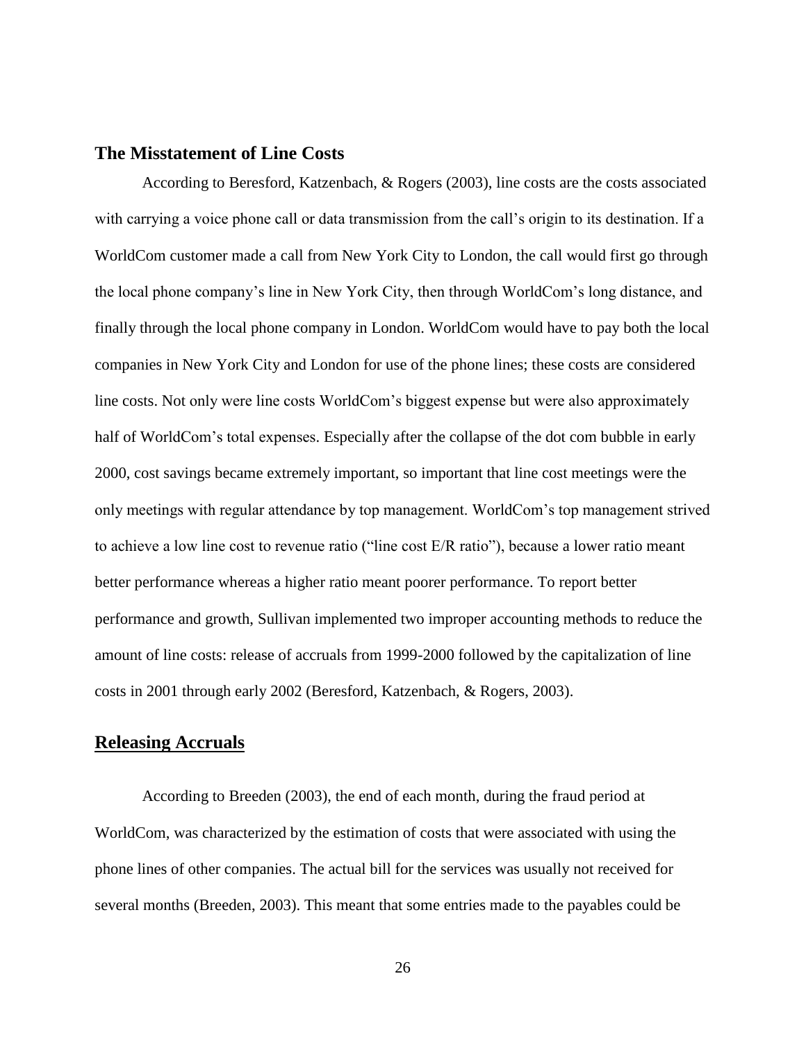## The Misstatement of Line Costs

According to Beresford, Katzenbach, & Rogers (2003), line costs are the costs associated with carrying a voice phone call or data transmission from the call's origin to its destination. If a WorldCom customer made a call from New York City to London, the call would first go through the local phone company's line in New York City, then through WorldCom's long distance, and finally through the local phone company in London. WorldCom would have to pay both the local companies in New York City and London for use of the phone lines; these costs are considered line costs. Not only were line costs WorldCom's biggest expense but were also approximately half of WorldCom's total expenses. Especially after the collapse of the dot com bubble in early 2000, cost savings became extremely important, so important that line cost meetings were the only meetings with regular attendance by top management. WorldCom's top management strived to achieve a low line cost to revenue ratio ("line cost E/R ratio"), because a lower ratio meant better performance whereas a higher ratio meant poorer performance. To report better performance and growth, Sullivan implemented two improper accounting methods to reduce the amount of line costs: release of accruals from 1999-2000 followed by the capitalization of line costs in 2001 through early 2002 (Beresford, Katzenbach, & Rogers, 2003).

## Releasing Accruals

According to Breeden (2003), the end of each month, during the fraud period at WorldCom, was characterized by the estimation of costs that were associated with using the phone lines of other companies. The actual bill for the services was usually not received for several months (Breeden, 2003). This meant that some entries made to the payables could be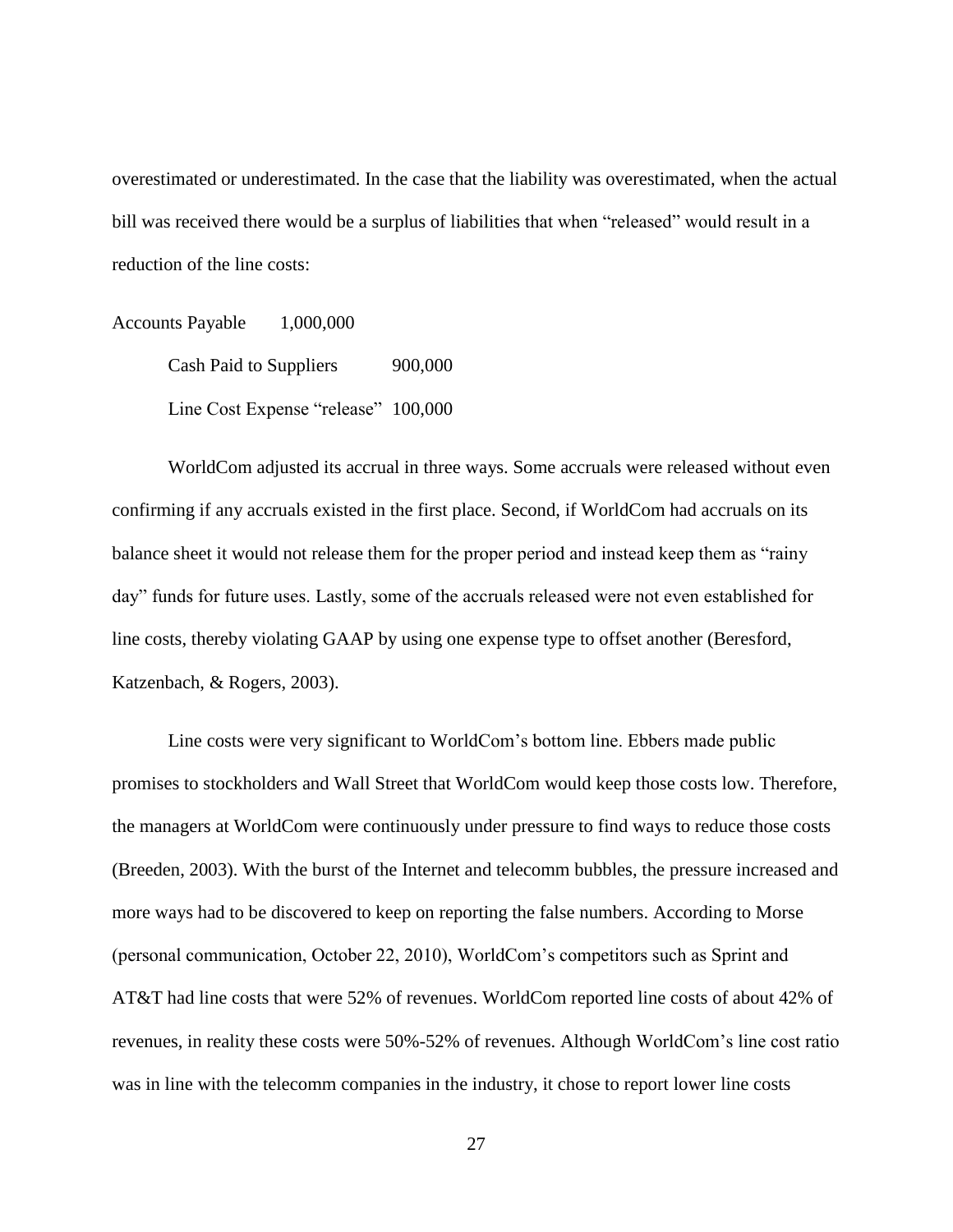overestimated or underestimated. In the case that the liability was overestimated, when the actual bill was received there would be a surplus of liabilities that when "released" would result in a reduction of the line costs:

| | | |
|---|---|---|
| Accounts Payable | 1,000,000 | |
| Cash Paid to Suppliers | | 900,000 |
| Line Cost Expense "release" | | 100,000 |

WorldCom adjusted its accrual in three ways. Some accruals were released without even confirming if any accruals existed in the first place. Second, if WorldCom had accruals on its balance sheet it would not release them for the proper period and instead keep them as "rainy day" funds for future uses. Lastly, some of the accruals released were not even established for line costs, thereby violating GAAP by using one expense type to offset another (Beresford, Katzenbach, & Rogers, 2003).

Line costs were very significant to WorldCom's bottom line. Ebbers made public promises to stockholders and Wall Street that WorldCom would keep those costs low. Therefore, the managers at WorldCom were continuously under pressure to find ways to reduce those costs (Breeden, 2003). With the burst of the Internet and telecomm bubbles, the pressure increased and more ways had to be discovered to keep on reporting the false numbers. According to Morse (personal communication, October 22, 2010), WorldCom's competitors such as Sprint and AT&T had line costs that were 52% of revenues. WorldCom reported line costs of about 42% of revenues, in reality these costs were 50%-52% of revenues. Although WorldCom's line cost ratio was in line with the telecomm companies in the industry, it chose to report lower line costs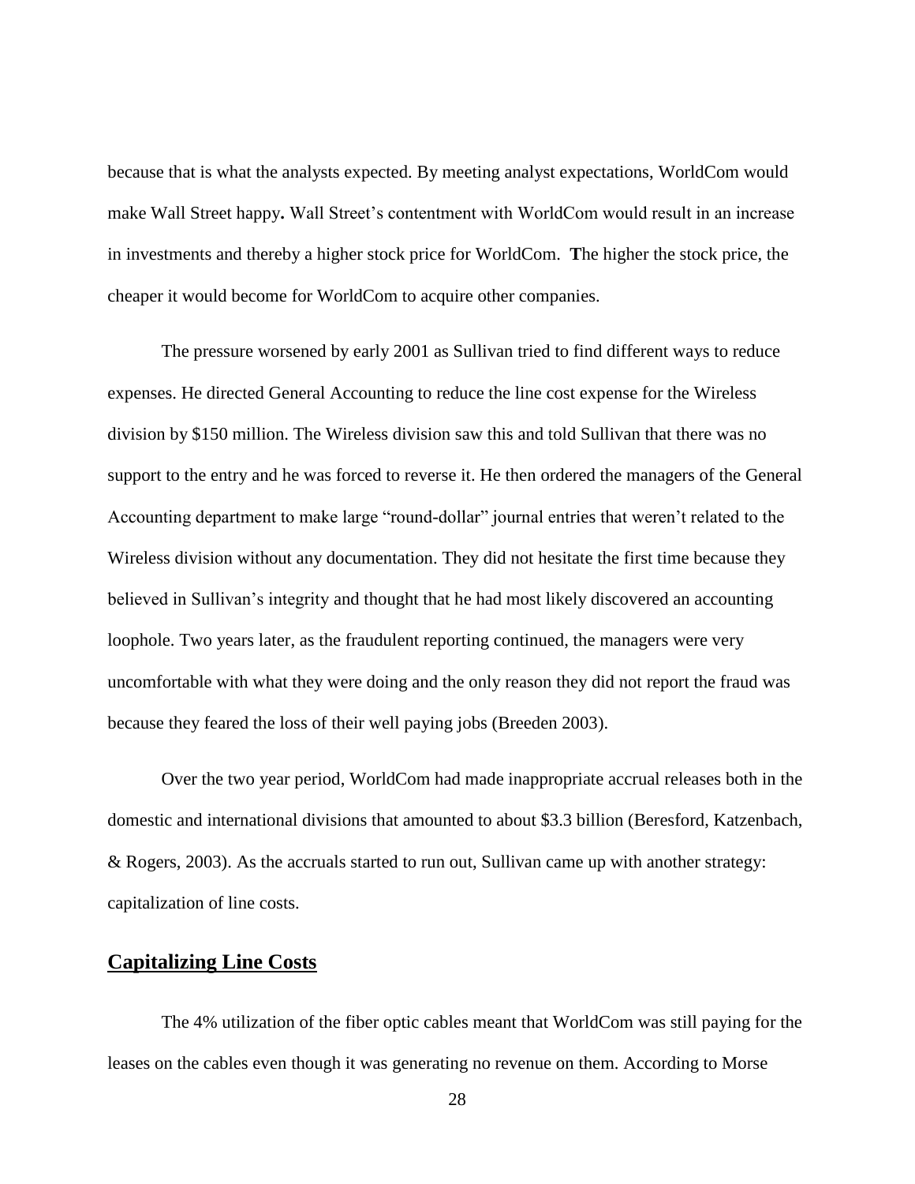because that is what the analysts expected. By meeting analyst expectations, WorldCom would make Wall Street happy**.** Wall Street's contentment with WorldCom would result in an increase in investments and thereby a higher stock price for WorldCom. **T**he higher the stock price, the cheaper it would become for WorldCom to acquire other companies.

The pressure worsened by early 2001 as Sullivan tried to find different ways to reduce expenses. He directed General Accounting to reduce the line cost expense for the Wireless division by $150 million. The Wireless division saw this and told Sullivan that there was no support to the entry and he was forced to reverse it. He then ordered the managers of the General Accounting department to make large "round-dollar" journal entries that weren't related to the Wireless division without any documentation. They did not hesitate the first time because they believed in Sullivan's integrity and thought that he had most likely discovered an accounting loophole. Two years later, as the fraudulent reporting continued, the managers were very uncomfortable with what they were doing and the only reason they did not report the fraud was because they feared the loss of their well paying jobs (Breeden 2003).

Over the two year period, WorldCom had made inappropriate accrual releases both in the domestic and international divisions that amounted to about $3.3 billion (Beresford, Katzenbach, & Rogers, 2003). As the accruals started to run out, Sullivan came up with another strategy: capitalization of line costs.

## Capitalizing Line Costs

The 4% utilization of the fiber optic cables meant that WorldCom was still paying for the leases on the cables even though it was generating no revenue on them. According to Morse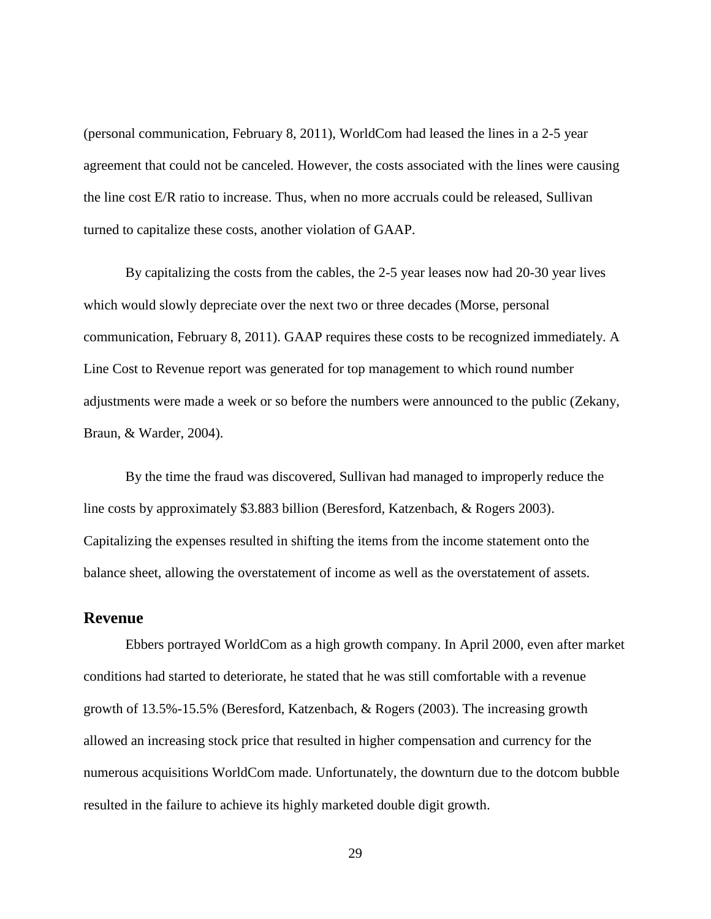(personal communication, February 8, 2011), WorldCom had leased the lines in a 2-5 year agreement that could not be canceled. However, the costs associated with the lines were causing the line cost E/R ratio to increase. Thus, when no more accruals could be released, Sullivan turned to capitalize these costs, another violation of GAAP.

By capitalizing the costs from the cables, the 2-5 year leases now had 20-30 year lives which would slowly depreciate over the next two or three decades (Morse, personal communication, February 8, 2011). GAAP requires these costs to be recognized immediately. A Line Cost to Revenue report was generated for top management to which round number adjustments were made a week or so before the numbers were announced to the public (Zekany, Braun, & Warder, 2004).

By the time the fraud was discovered, Sullivan had managed to improperly reduce the line costs by approximately $3.883 billion (Beresford, Katzenbach, & Rogers 2003). Capitalizing the expenses resulted in shifting the items from the income statement onto the balance sheet, allowing the overstatement of income as well as the overstatement of assets.

## Revenue

Ebbers portrayed WorldCom as a high growth company. In April 2000, even after market conditions had started to deteriorate, he stated that he was still comfortable with a revenue growth of 13.5%-15.5% (Beresford, Katzenbach, & Rogers (2003). The increasing growth allowed an increasing stock price that resulted in higher compensation and currency for the numerous acquisitions WorldCom made. Unfortunately, the downturn due to the dotcom bubble resulted in the failure to achieve its highly marketed double digit growth.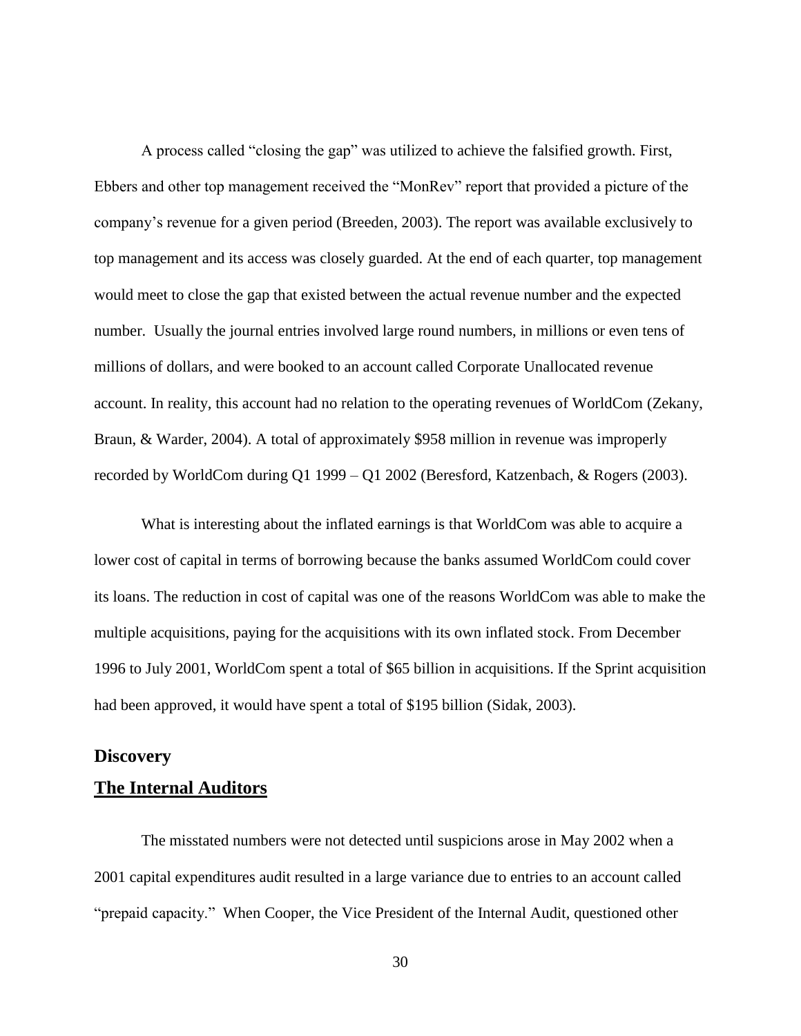A process called "closing the gap" was utilized to achieve the falsified growth. First, Ebbers and other top management received the "MonRev" report that provided a picture of the company's revenue for a given period (Breeden, 2003). The report was available exclusively to top management and its access was closely guarded. At the end of each quarter, top management would meet to close the gap that existed between the actual revenue number and the expected number. Usually the journal entries involved large round numbers, in millions or even tens of millions of dollars, and were booked to an account called Corporate Unallocated revenue account. In reality, this account had no relation to the operating revenues of WorldCom (Zekany, Braun, & Warder, 2004). A total of approximately $958 million in revenue was improperly recorded by WorldCom during Q1 1999 – Q1 2002 (Beresford, Katzenbach, & Rogers (2003).

What is interesting about the inflated earnings is that WorldCom was able to acquire a lower cost of capital in terms of borrowing because the banks assumed WorldCom could cover its loans. The reduction in cost of capital was one of the reasons WorldCom was able to make the multiple acquisitions, paying for the acquisitions with its own inflated stock. From December 1996 to July 2001, WorldCom spent a total of $65 billion in acquisitions. If the Sprint acquisition had been approved, it would have spent a total of $195 billion (Sidak, 2003).

## Discovery

## <u>The Internal Auditors</u>

The misstated numbers were not detected until suspicions arose in May 2002 when a 2001 capital expenditures audit resulted in a large variance due to entries to an account called "prepaid capacity." When Cooper, the Vice President of the Internal Audit, questioned other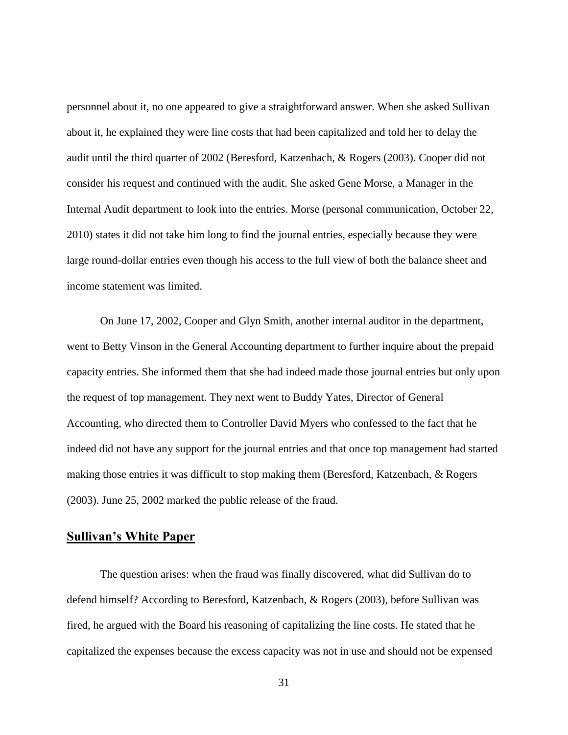personnel about it, no one appeared to give a straightforward answer. When she asked Sullivan about it, he explained they were line costs that had been capitalized and told her to delay the audit until the third quarter of 2002 (Beresford, Katzenbach, & Rogers (2003). Cooper did not consider his request and continued with the audit. She asked Gene Morse, a Manager in the Internal Audit department to look into the entries. Morse (personal communication, October 22, 2010) states it did not take him long to find the journal entries, especially because they were large round-dollar entries even though his access to the full view of both the balance sheet and income statement was limited.

On June 17, 2002, Cooper and Glyn Smith, another internal auditor in the department, went to Betty Vinson in the General Accounting department to further inquire about the prepaid capacity entries. She informed them that she had indeed made those journal entries but only upon the request of top management. They next went to Buddy Yates, Director of General Accounting, who directed them to Controller David Myers who confessed to the fact that he indeed did not have any support for the journal entries and that once top management had started making those entries it was difficult to stop making them (Beresford, Katzenbach, & Rogers (2003). June 25, 2002 marked the public release of the fraud.

## Sullivan's White Paper

The question arises: when the fraud was finally discovered, what did Sullivan do to defend himself? According to Beresford, Katzenbach, & Rogers (2003), before Sullivan was fired, he argued with the Board his reasoning of capitalizing the line costs. He stated that he capitalized the expenses because the excess capacity was not in use and should not be expensed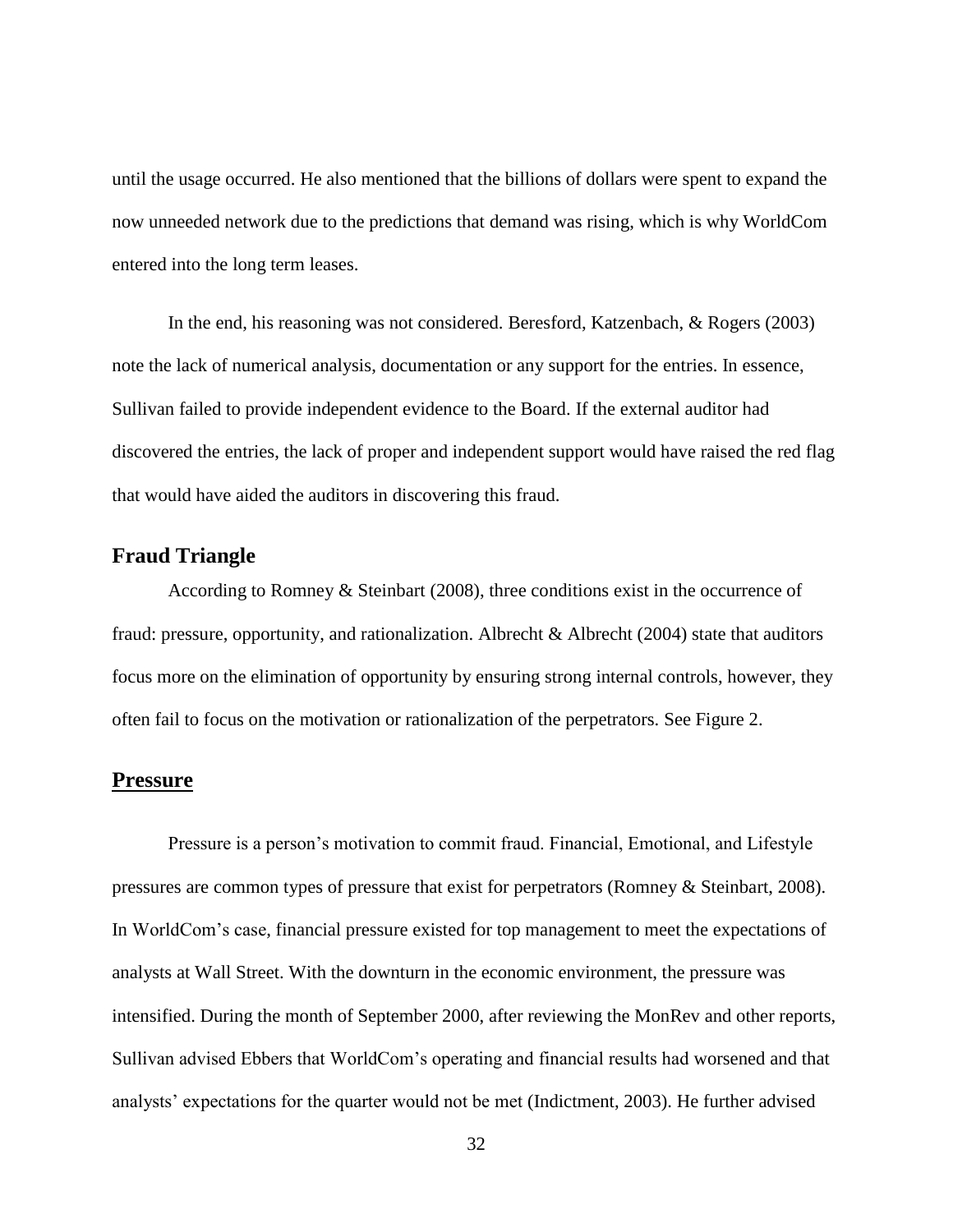until the usage occurred. He also mentioned that the billions of dollars were spent to expand the now unneeded network due to the predictions that demand was rising, which is why WorldCom entered into the long term leases.

In the end, his reasoning was not considered. Beresford, Katzenbach, & Rogers (2003) note the lack of numerical analysis, documentation or any support for the entries. In essence, Sullivan failed to provide independent evidence to the Board. If the external auditor had discovered the entries, the lack of proper and independent support would have raised the red flag that would have aided the auditors in discovering this fraud.

## Fraud Triangle

According to Romney & Steinbart (2008), three conditions exist in the occurrence of fraud: pressure, opportunity, and rationalization. Albrecht & Albrecht (2004) state that auditors focus more on the elimination of opportunity by ensuring strong internal controls, however, they often fail to focus on the motivation or rationalization of the perpetrators. See Figure 2.

## Pressure

Pressure is a person's motivation to commit fraud. Financial, Emotional, and Lifestyle pressures are common types of pressure that exist for perpetrators (Romney & Steinbart, 2008). In WorldCom's case, financial pressure existed for top management to meet the expectations of analysts at Wall Street. With the downturn in the economic environment, the pressure was intensified. During the month of September 2000, after reviewing the MonRev and other reports, Sullivan advised Ebbers that WorldCom's operating and financial results had worsened and that analysts' expectations for the quarter would not be met (Indictment, 2003). He further advised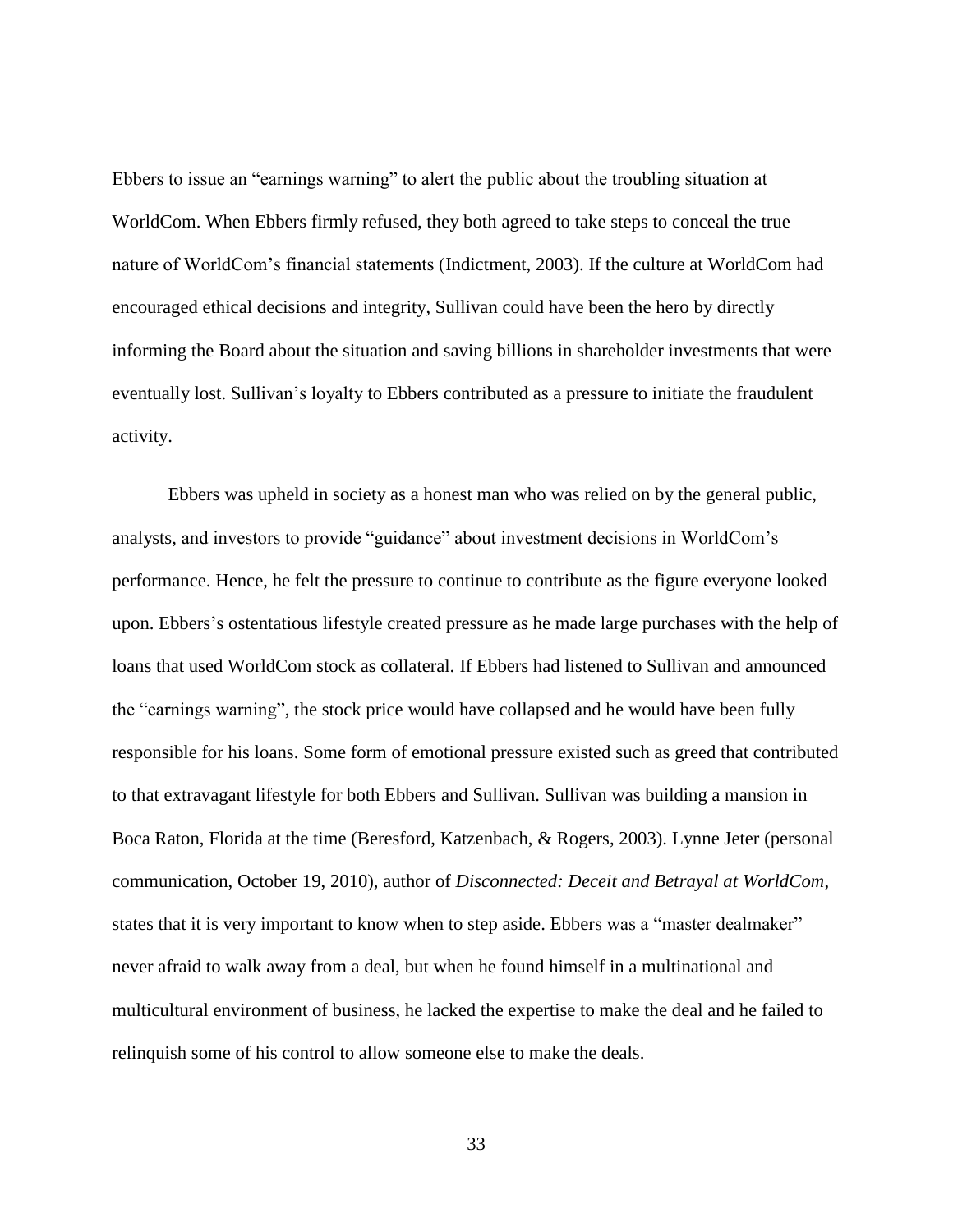Ebbers to issue an "earnings warning" to alert the public about the troubling situation at WorldCom. When Ebbers firmly refused, they both agreed to take steps to conceal the true nature of WorldCom's financial statements (Indictment, 2003). If the culture at WorldCom had encouraged ethical decisions and integrity, Sullivan could have been the hero by directly informing the Board about the situation and saving billions in shareholder investments that were eventually lost. Sullivan's loyalty to Ebbers contributed as a pressure to initiate the fraudulent activity.

Ebbers was upheld in society as a honest man who was relied on by the general public, analysts, and investors to provide "guidance" about investment decisions in WorldCom's performance. Hence, he felt the pressure to continue to contribute as the figure everyone looked upon. Ebbers's ostentatious lifestyle created pressure as he made large purchases with the help of loans that used WorldCom stock as collateral. If Ebbers had listened to Sullivan and announced the "earnings warning", the stock price would have collapsed and he would have been fully responsible for his loans. Some form of emotional pressure existed such as greed that contributed to that extravagant lifestyle for both Ebbers and Sullivan. Sullivan was building a mansion in Boca Raton, Florida at the time (Beresford, Katzenbach, & Rogers, 2003). Lynne Jeter (personal communication, October 19, 2010), author of *Disconnected: Deceit and Betrayal at WorldCom*, states that it is very important to know when to step aside. Ebbers was a "master dealmaker" never afraid to walk away from a deal, but when he found himself in a multinational and multicultural environment of business, he lacked the expertise to make the deal and he failed to relinquish some of his control to allow someone else to make the deals.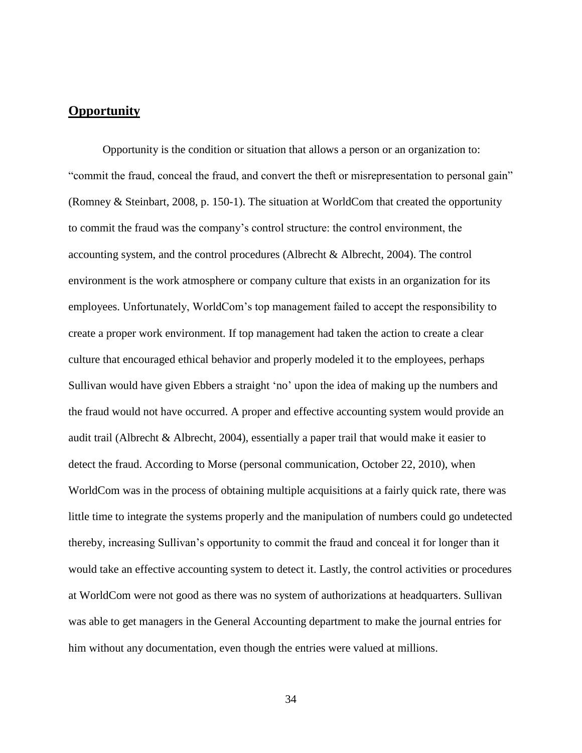## **Opportunity**

Opportunity is the condition or situation that allows a person or an organization to: "commit the fraud, conceal the fraud, and convert the theft or misrepresentation to personal gain" (Romney & Steinbart, 2008, p. 150-1). The situation at WorldCom that created the opportunity to commit the fraud was the company's control structure: the control environment, the accounting system, and the control procedures (Albrecht & Albrecht, 2004). The control environment is the work atmosphere or company culture that exists in an organization for its employees. Unfortunately, WorldCom's top management failed to accept the responsibility to create a proper work environment. If top management had taken the action to create a clear culture that encouraged ethical behavior and properly modeled it to the employees, perhaps Sullivan would have given Ebbers a straight 'no' upon the idea of making up the numbers and the fraud would not have occurred. A proper and effective accounting system would provide an audit trail (Albrecht & Albrecht, 2004), essentially a paper trail that would make it easier to detect the fraud. According to Morse (personal communication, October 22, 2010), when WorldCom was in the process of obtaining multiple acquisitions at a fairly quick rate, there was little time to integrate the systems properly and the manipulation of numbers could go undetected thereby, increasing Sullivan's opportunity to commit the fraud and conceal it for longer than it would take an effective accounting system to detect it. Lastly, the control activities or procedures at WorldCom were not good as there was no system of authorizations at headquarters. Sullivan was able to get managers in the General Accounting department to make the journal entries for him without any documentation, even though the entries were valued at millions.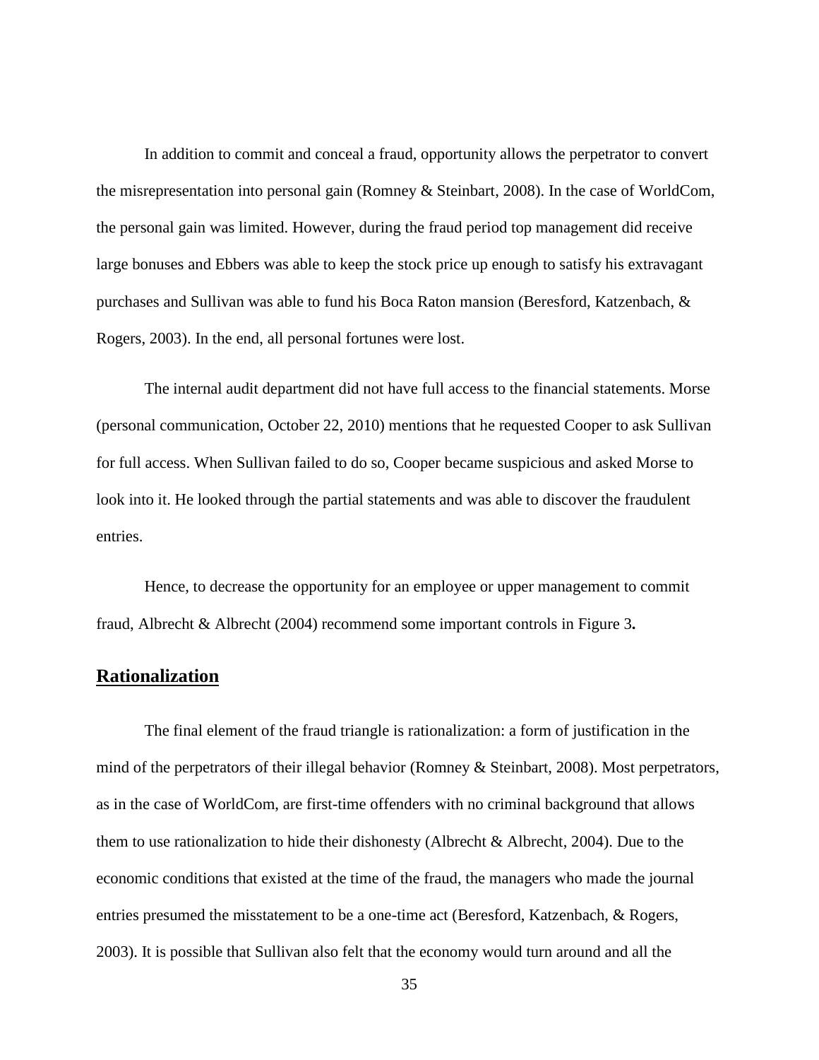In addition to commit and conceal a fraud, opportunity allows the perpetrator to convert the misrepresentation into personal gain (Romney & Steinbart, 2008). In the case of WorldCom, the personal gain was limited. However, during the fraud period top management did receive large bonuses and Ebbers was able to keep the stock price up enough to satisfy his extravagant purchases and Sullivan was able to fund his Boca Raton mansion (Beresford, Katzenbach, & Rogers, 2003). In the end, all personal fortunes were lost.

The internal audit department did not have full access to the financial statements. Morse (personal communication, October 22, 2010) mentions that he requested Cooper to ask Sullivan for full access. When Sullivan failed to do so, Cooper became suspicious and asked Morse to look into it. He looked through the partial statements and was able to discover the fraudulent entries.

Hence, to decrease the opportunity for an employee or upper management to commit fraud, Albrecht & Albrecht (2004) recommend some important controls in Figure 3**.**

## Rationalization

The final element of the fraud triangle is rationalization: a form of justification in the mind of the perpetrators of their illegal behavior (Romney & Steinbart, 2008). Most perpetrators, as in the case of WorldCom, are first-time offenders with no criminal background that allows them to use rationalization to hide their dishonesty (Albrecht & Albrecht, 2004). Due to the economic conditions that existed at the time of the fraud, the managers who made the journal entries presumed the misstatement to be a one-time act (Beresford, Katzenbach, & Rogers, 2003). It is possible that Sullivan also felt that the economy would turn around and all the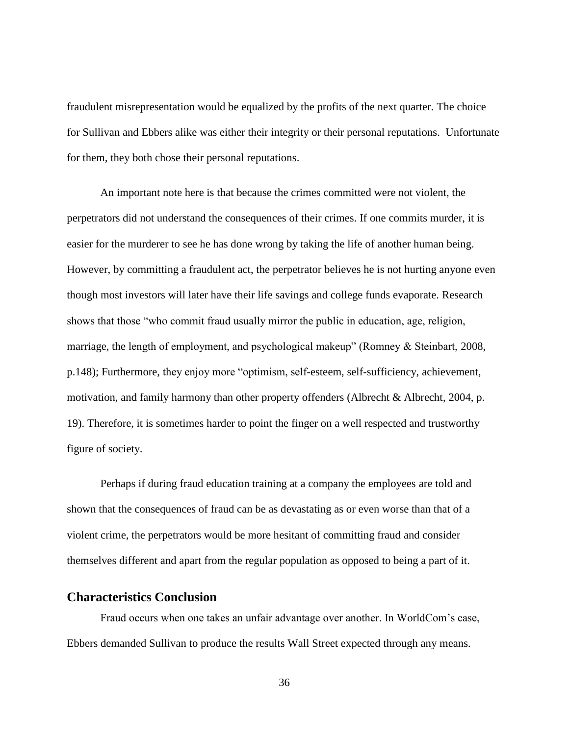fraudulent misrepresentation would be equalized by the profits of the next quarter. The choice for Sullivan and Ebbers alike was either their integrity or their personal reputations. Unfortunate for them, they both chose their personal reputations.

An important note here is that because the crimes committed were not violent, the perpetrators did not understand the consequences of their crimes. If one commits murder, it is easier for the murderer to see he has done wrong by taking the life of another human being. However, by committing a fraudulent act, the perpetrator believes he is not hurting anyone even though most investors will later have their life savings and college funds evaporate. Research shows that those "who commit fraud usually mirror the public in education, age, religion, marriage, the length of employment, and psychological makeup" (Romney & Steinbart, 2008, p.148); Furthermore, they enjoy more "optimism, self-esteem, self-sufficiency, achievement, motivation, and family harmony than other property offenders (Albrecht & Albrecht, 2004, p. 19). Therefore, it is sometimes harder to point the finger on a well respected and trustworthy figure of society.

Perhaps if during fraud education training at a company the employees are told and shown that the consequences of fraud can be as devastating as or even worse than that of a violent crime, the perpetrators would be more hesitant of committing fraud and consider themselves different and apart from the regular population as opposed to being a part of it.

## Characteristics Conclusion

Fraud occurs when one takes an unfair advantage over another. In WorldCom's case, Ebbers demanded Sullivan to produce the results Wall Street expected through any means.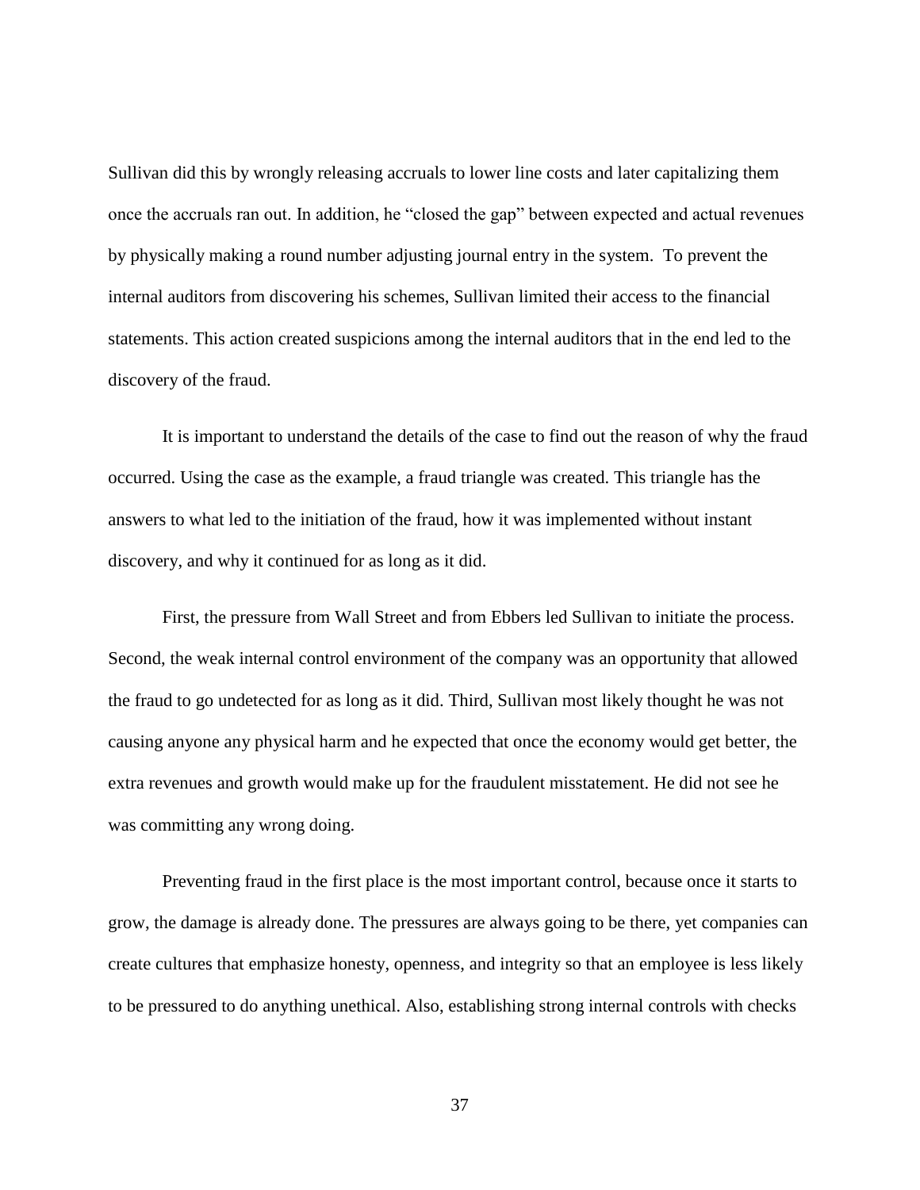Sullivan did this by wrongly releasing accruals to lower line costs and later capitalizing them once the accruals ran out. In addition, he "closed the gap" between expected and actual revenues by physically making a round number adjusting journal entry in the system. To prevent the internal auditors from discovering his schemes, Sullivan limited their access to the financial statements. This action created suspicions among the internal auditors that in the end led to the discovery of the fraud.

It is important to understand the details of the case to find out the reason of why the fraud occurred. Using the case as the example, a fraud triangle was created. This triangle has the answers to what led to the initiation of the fraud, how it was implemented without instant discovery, and why it continued for as long as it did.

First, the pressure from Wall Street and from Ebbers led Sullivan to initiate the process. Second, the weak internal control environment of the company was an opportunity that allowed the fraud to go undetected for as long as it did. Third, Sullivan most likely thought he was not causing anyone any physical harm and he expected that once the economy would get better, the extra revenues and growth would make up for the fraudulent misstatement. He did not see he was committing any wrong doing.

Preventing fraud in the first place is the most important control, because once it starts to grow, the damage is already done. The pressures are always going to be there, yet companies can create cultures that emphasize honesty, openness, and integrity so that an employee is less likely to be pressured to do anything unethical. Also, establishing strong internal controls with checks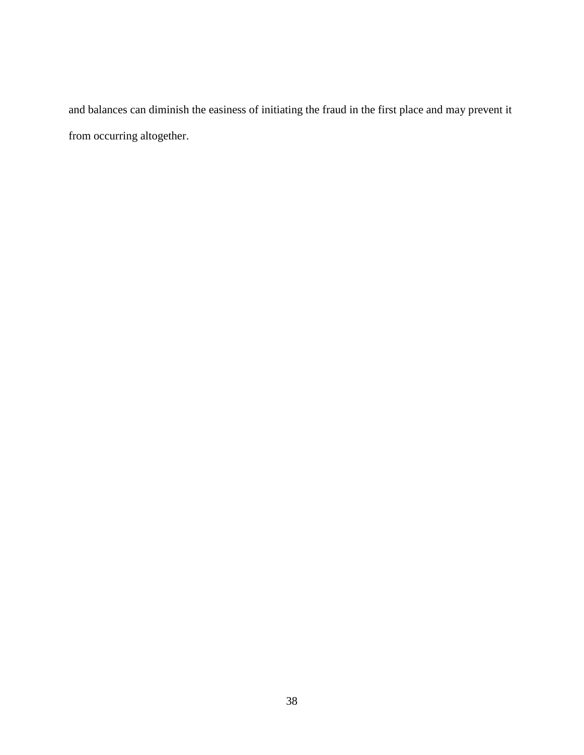and balances can diminish the easiness of initiating the fraud in the first place and may prevent it from occurring altogether.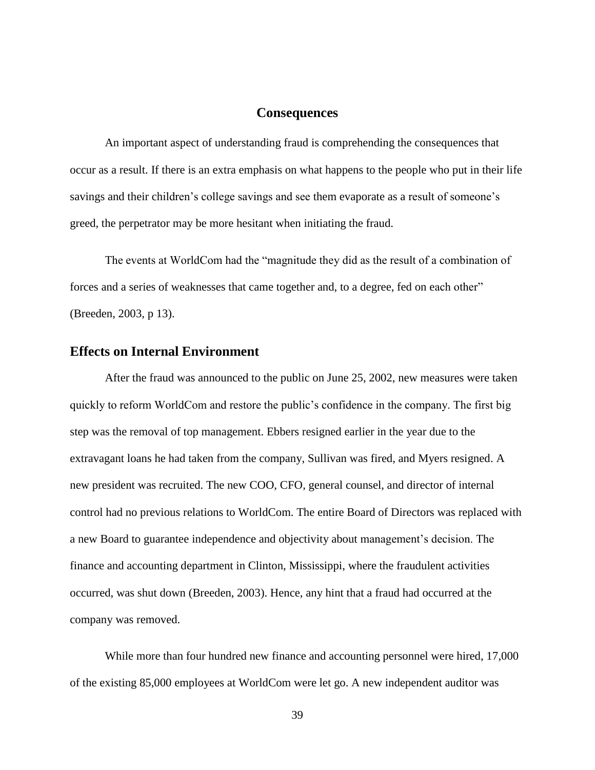## Consequences

An important aspect of understanding fraud is comprehending the consequences that occur as a result. If there is an extra emphasis on what happens to the people who put in their life savings and their children's college savings and see them evaporate as a result of someone's greed, the perpetrator may be more hesitant when initiating the fraud.

The events at WorldCom had the "magnitude they did as the result of a combination of forces and a series of weaknesses that came together and, to a degree, fed on each other" (Breeden, 2003, p 13).

### Effects on Internal Environment

After the fraud was announced to the public on June 25, 2002, new measures were taken quickly to reform WorldCom and restore the public's confidence in the company. The first big step was the removal of top management. Ebbers resigned earlier in the year due to the extravagant loans he had taken from the company, Sullivan was fired, and Myers resigned. A new president was recruited. The new COO, CFO, general counsel, and director of internal control had no previous relations to WorldCom. The entire Board of Directors was replaced with a new Board to guarantee independence and objectivity about management's decision. The finance and accounting department in Clinton, Mississippi, where the fraudulent activities occurred, was shut down (Breeden, 2003). Hence, any hint that a fraud had occurred at the company was removed.

While more than four hundred new finance and accounting personnel were hired, 17,000 of the existing 85,000 employees at WorldCom were let go. A new independent auditor was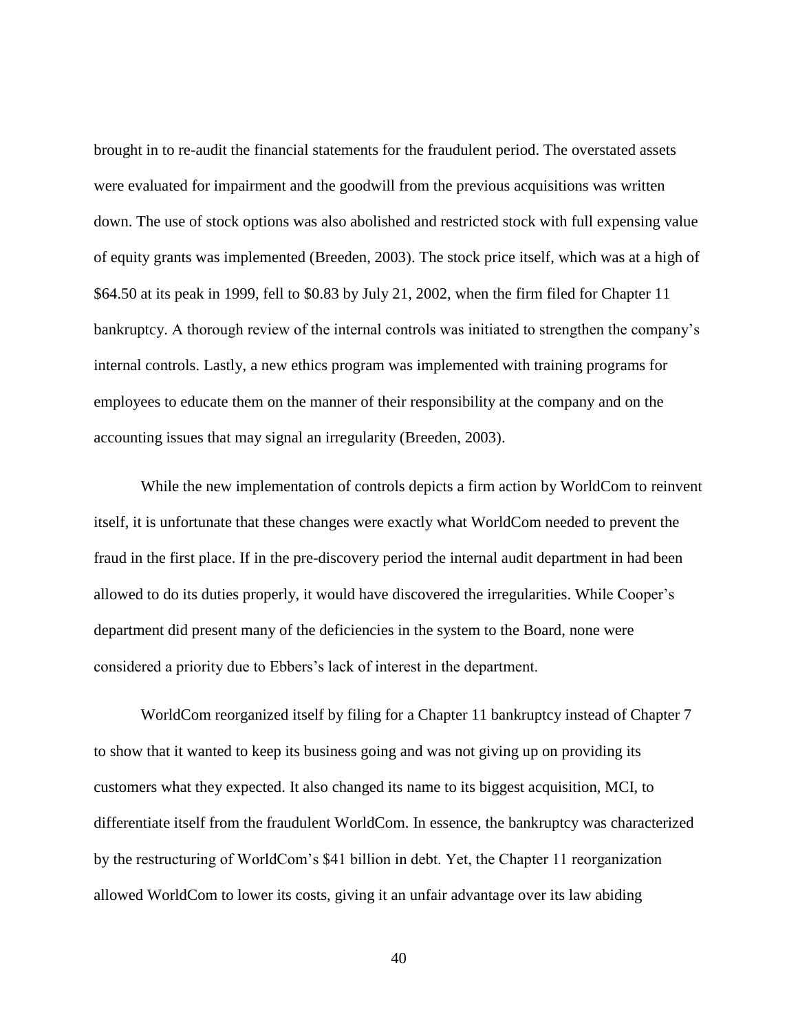brought in to re-audit the financial statements for the fraudulent period. The overstated assets were evaluated for impairment and the goodwill from the previous acquisitions was written down. The use of stock options was also abolished and restricted stock with full expensing value of equity grants was implemented (Breeden, 2003). The stock price itself, which was at a high of $64.50 at its peak in 1999, fell to $0.83 by July 21, 2002, when the firm filed for Chapter 11 bankruptcy. A thorough review of the internal controls was initiated to strengthen the company's internal controls. Lastly, a new ethics program was implemented with training programs for employees to educate them on the manner of their responsibility at the company and on the accounting issues that may signal an irregularity (Breeden, 2003).

While the new implementation of controls depicts a firm action by WorldCom to reinvent itself, it is unfortunate that these changes were exactly what WorldCom needed to prevent the fraud in the first place. If in the pre-discovery period the internal audit department in had been allowed to do its duties properly, it would have discovered the irregularities. While Cooper's department did present many of the deficiencies in the system to the Board, none were considered a priority due to Ebbers's lack of interest in the department.

WorldCom reorganized itself by filing for a Chapter 11 bankruptcy instead of Chapter 7 to show that it wanted to keep its business going and was not giving up on providing its customers what they expected. It also changed its name to its biggest acquisition, MCI, to differentiate itself from the fraudulent WorldCom. In essence, the bankruptcy was characterized by the restructuring of WorldCom's $41 billion in debt. Yet, the Chapter 11 reorganization allowed WorldCom to lower its costs, giving it an unfair advantage over its law abiding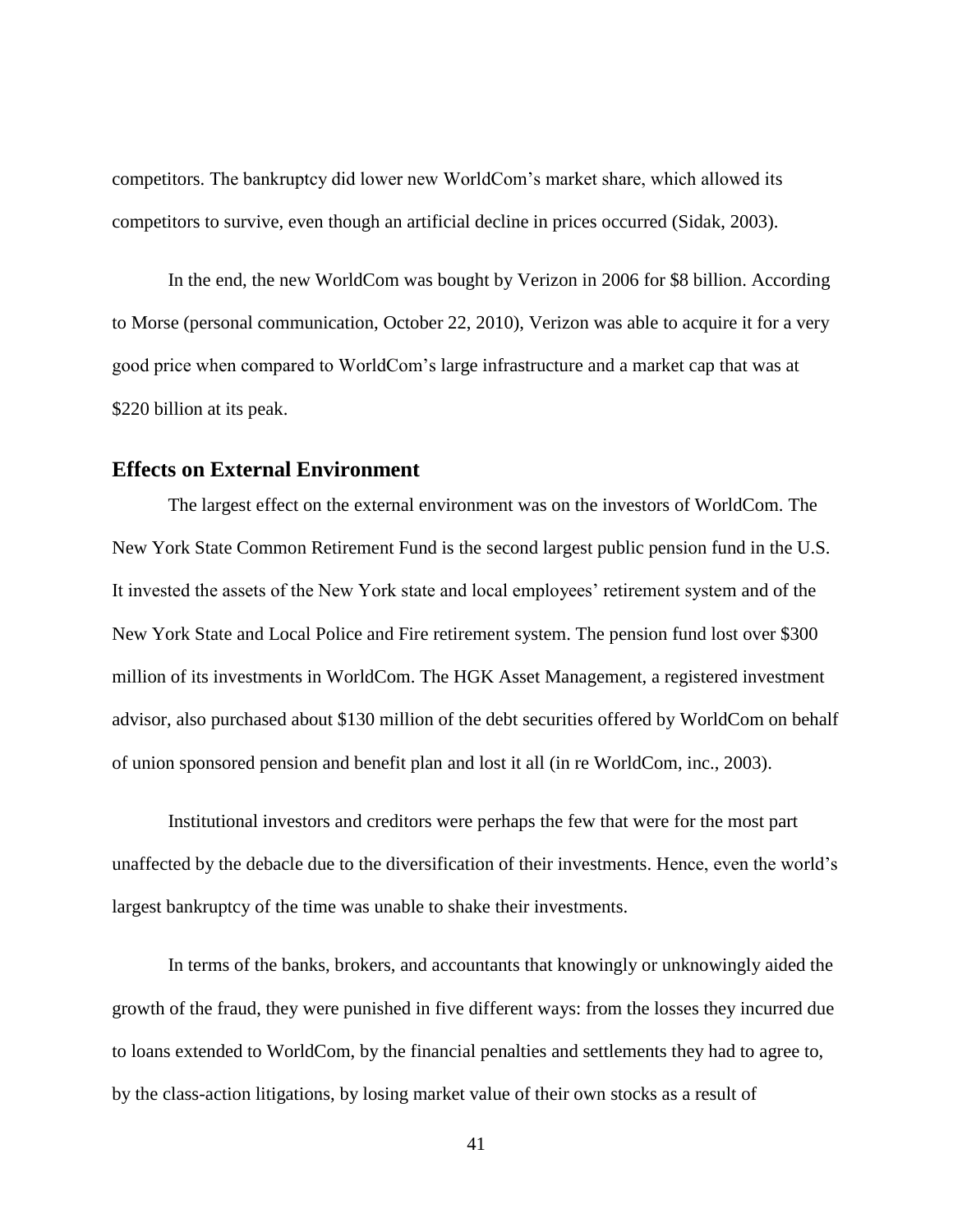competitors. The bankruptcy did lower new WorldCom's market share, which allowed its competitors to survive, even though an artificial decline in prices occurred (Sidak, 2003).

In the end, the new WorldCom was bought by Verizon in 2006 for $8 billion. According to Morse (personal communication, October 22, 2010), Verizon was able to acquire it for a very good price when compared to WorldCom's large infrastructure and a market cap that was at $220 billion at its peak.

## Effects on External Environment

The largest effect on the external environment was on the investors of WorldCom. The New York State Common Retirement Fund is the second largest public pension fund in the U.S. It invested the assets of the New York state and local employees' retirement system and of the New York State and Local Police and Fire retirement system. The pension fund lost over $300 million of its investments in WorldCom. The HGK Asset Management, a registered investment advisor, also purchased about $130 million of the debt securities offered by WorldCom on behalf of union sponsored pension and benefit plan and lost it all (in re WorldCom, inc., 2003).

Institutional investors and creditors were perhaps the few that were for the most part unaffected by the debacle due to the diversification of their investments. Hence, even the world's largest bankruptcy of the time was unable to shake their investments.

In terms of the banks, brokers, and accountants that knowingly or unknowingly aided the growth of the fraud, they were punished in five different ways: from the losses they incurred due to loans extended to WorldCom, by the financial penalties and settlements they had to agree to, by the class-action litigations, by losing market value of their own stocks as a result of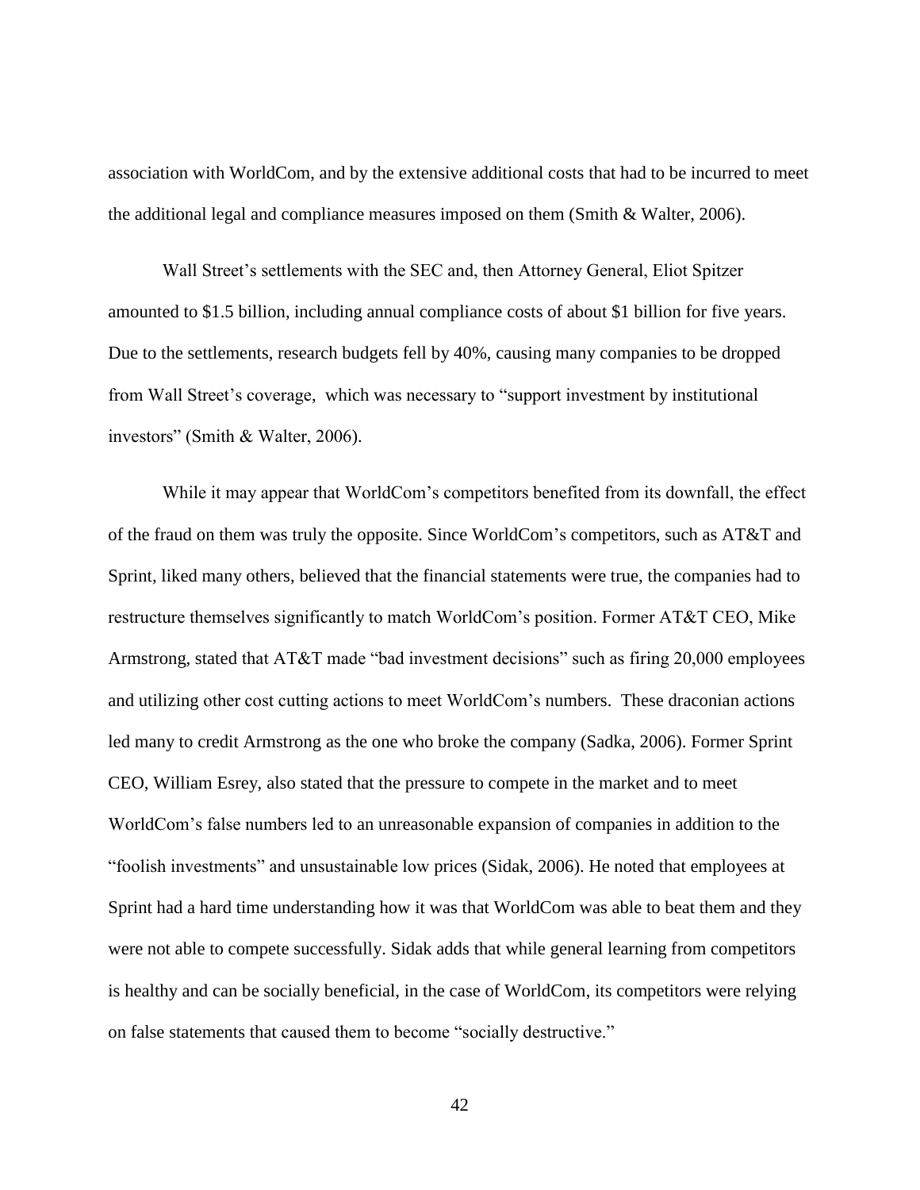association with WorldCom, and by the extensive additional costs that had to be incurred to meet the additional legal and compliance measures imposed on them (Smith & Walter, 2006).

Wall Street's settlements with the SEC and, then Attorney General, Eliot Spitzer amounted to $1.5 billion, including annual compliance costs of about $1 billion for five years. Due to the settlements, research budgets fell by 40%, causing many companies to be dropped from Wall Street's coverage, which was necessary to "support investment by institutional investors" (Smith & Walter, 2006).

While it may appear that WorldCom's competitors benefited from its downfall, the effect of the fraud on them was truly the opposite. Since WorldCom's competitors, such as AT&T and Sprint, liked many others, believed that the financial statements were true, the companies had to restructure themselves significantly to match WorldCom's position. Former AT&T CEO, Mike Armstrong, stated that AT&T made "bad investment decisions" such as firing 20,000 employees and utilizing other cost cutting actions to meet WorldCom's numbers. These draconian actions led many to credit Armstrong as the one who broke the company (Sadka, 2006). Former Sprint CEO, William Esrey, also stated that the pressure to compete in the market and to meet WorldCom's false numbers led to an unreasonable expansion of companies in addition to the "foolish investments" and unsustainable low prices (Sidak, 2006). He noted that employees at Sprint had a hard time understanding how it was that WorldCom was able to beat them and they were not able to compete successfully. Sidak adds that while general learning from competitors is healthy and can be socially beneficial, in the case of WorldCom, its competitors were relying on false statements that caused them to become "socially destructive."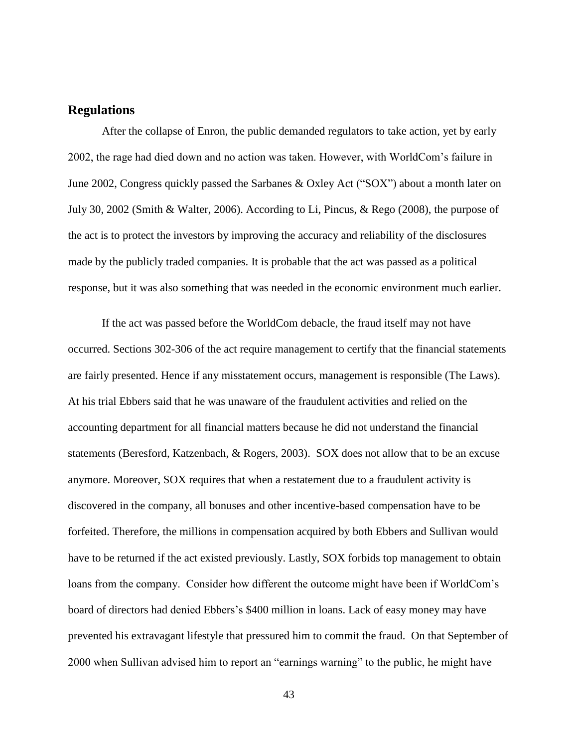## Regulations

After the collapse of Enron, the public demanded regulators to take action, yet by early 2002, the rage had died down and no action was taken. However, with WorldCom's failure in June 2002, Congress quickly passed the Sarbanes & Oxley Act ("SOX") about a month later on July 30, 2002 (Smith & Walter, 2006). According to Li, Pincus, & Rego (2008), the purpose of the act is to protect the investors by improving the accuracy and reliability of the disclosures made by the publicly traded companies. It is probable that the act was passed as a political response, but it was also something that was needed in the economic environment much earlier.

If the act was passed before the WorldCom debacle, the fraud itself may not have occurred. Sections 302-306 of the act require management to certify that the financial statements are fairly presented. Hence if any misstatement occurs, management is responsible (The Laws). At his trial Ebbers said that he was unaware of the fraudulent activities and relied on the accounting department for all financial matters because he did not understand the financial statements (Beresford, Katzenbach, & Rogers, 2003). SOX does not allow that to be an excuse anymore. Moreover, SOX requires that when a restatement due to a fraudulent activity is discovered in the company, all bonuses and other incentive-based compensation have to be forfeited. Therefore, the millions in compensation acquired by both Ebbers and Sullivan would have to be returned if the act existed previously. Lastly, SOX forbids top management to obtain loans from the company. Consider how different the outcome might have been if WorldCom's board of directors had denied Ebbers's $400 million in loans. Lack of easy money may have prevented his extravagant lifestyle that pressured him to commit the fraud. On that September of 2000 when Sullivan advised him to report an "earnings warning" to the public, he might have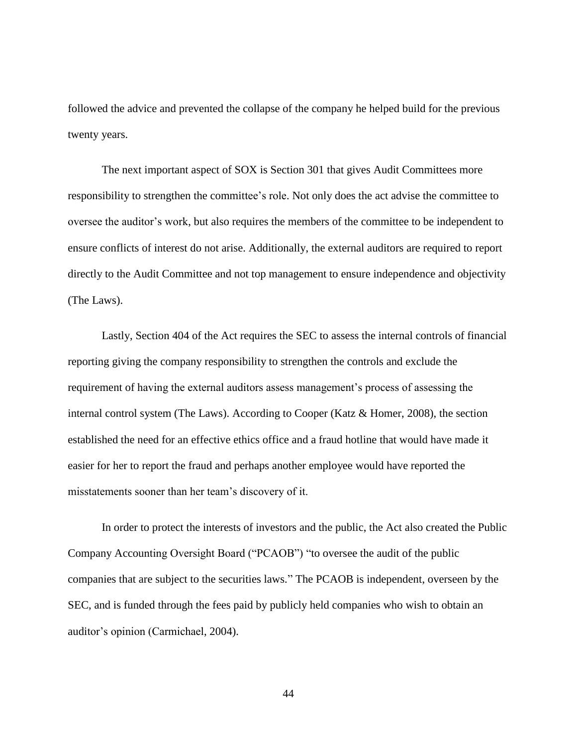followed the advice and prevented the collapse of the company he helped build for the previous twenty years.

The next important aspect of SOX is Section 301 that gives Audit Committees more responsibility to strengthen the committee's role. Not only does the act advise the committee to oversee the auditor's work, but also requires the members of the committee to be independent to ensure conflicts of interest do not arise. Additionally, the external auditors are required to report directly to the Audit Committee and not top management to ensure independence and objectivity (The Laws).

Lastly, Section 404 of the Act requires the SEC to assess the internal controls of financial reporting giving the company responsibility to strengthen the controls and exclude the requirement of having the external auditors assess management's process of assessing the internal control system (The Laws). According to Cooper (Katz & Homer, 2008), the section established the need for an effective ethics office and a fraud hotline that would have made it easier for her to report the fraud and perhaps another employee would have reported the misstatements sooner than her team's discovery of it.

In order to protect the interests of investors and the public, the Act also created the Public Company Accounting Oversight Board ("PCAOB") "to oversee the audit of the public companies that are subject to the securities laws." The PCAOB is independent, overseen by the SEC, and is funded through the fees paid by publicly held companies who wish to obtain an auditor's opinion (Carmichael, 2004).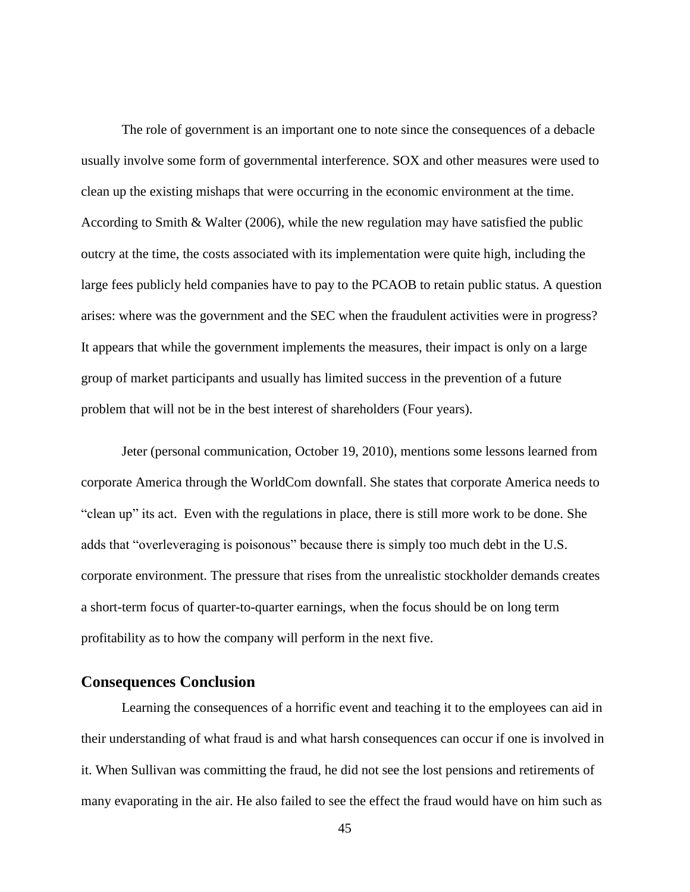The role of government is an important one to note since the consequences of a debacle usually involve some form of governmental interference. SOX and other measures were used to clean up the existing mishaps that were occurring in the economic environment at the time. According to Smith & Walter (2006), while the new regulation may have satisfied the public outcry at the time, the costs associated with its implementation were quite high, including the large fees publicly held companies have to pay to the PCAOB to retain public status. A question arises: where was the government and the SEC when the fraudulent activities were in progress? It appears that while the government implements the measures, their impact is only on a large group of market participants and usually has limited success in the prevention of a future problem that will not be in the best interest of shareholders (Four years).

Jeter (personal communication, October 19, 2010), mentions some lessons learned from corporate America through the WorldCom downfall. She states that corporate America needs to "clean up" its act. Even with the regulations in place, there is still more work to be done. She adds that "overleveraging is poisonous" because there is simply too much debt in the U.S. corporate environment. The pressure that rises from the unrealistic stockholder demands creates a short-term focus of quarter-to-quarter earnings, when the focus should be on long term profitability as to how the company will perform in the next five.

## Consequences Conclusion

Learning the consequences of a horrific event and teaching it to the employees can aid in their understanding of what fraud is and what harsh consequences can occur if one is involved in it. When Sullivan was committing the fraud, he did not see the lost pensions and retirements of many evaporating in the air. He also failed to see the effect the fraud would have on him such as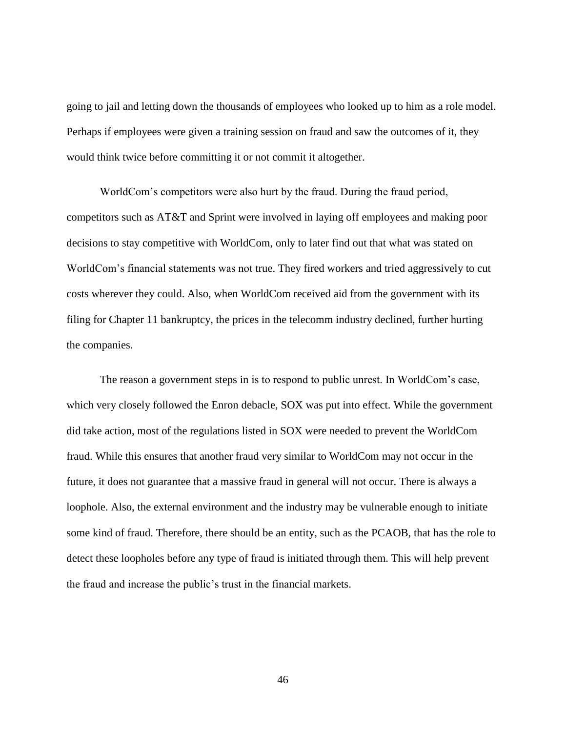going to jail and letting down the thousands of employees who looked up to him as a role model. Perhaps if employees were given a training session on fraud and saw the outcomes of it, they would think twice before committing it or not commit it altogether.

WorldCom's competitors were also hurt by the fraud. During the fraud period, competitors such as AT&T and Sprint were involved in laying off employees and making poor decisions to stay competitive with WorldCom, only to later find out that what was stated on WorldCom's financial statements was not true. They fired workers and tried aggressively to cut costs wherever they could. Also, when WorldCom received aid from the government with its filing for Chapter 11 bankruptcy, the prices in the telecomm industry declined, further hurting the companies.

The reason a government steps in is to respond to public unrest. In WorldCom's case, which very closely followed the Enron debacle, SOX was put into effect. While the government did take action, most of the regulations listed in SOX were needed to prevent the WorldCom fraud. While this ensures that another fraud very similar to WorldCom may not occur in the future, it does not guarantee that a massive fraud in general will not occur. There is always a loophole. Also, the external environment and the industry may be vulnerable enough to initiate some kind of fraud. Therefore, there should be an entity, such as the PCAOB, that has the role to detect these loopholes before any type of fraud is initiated through them. This will help prevent the fraud and increase the public's trust in the financial markets.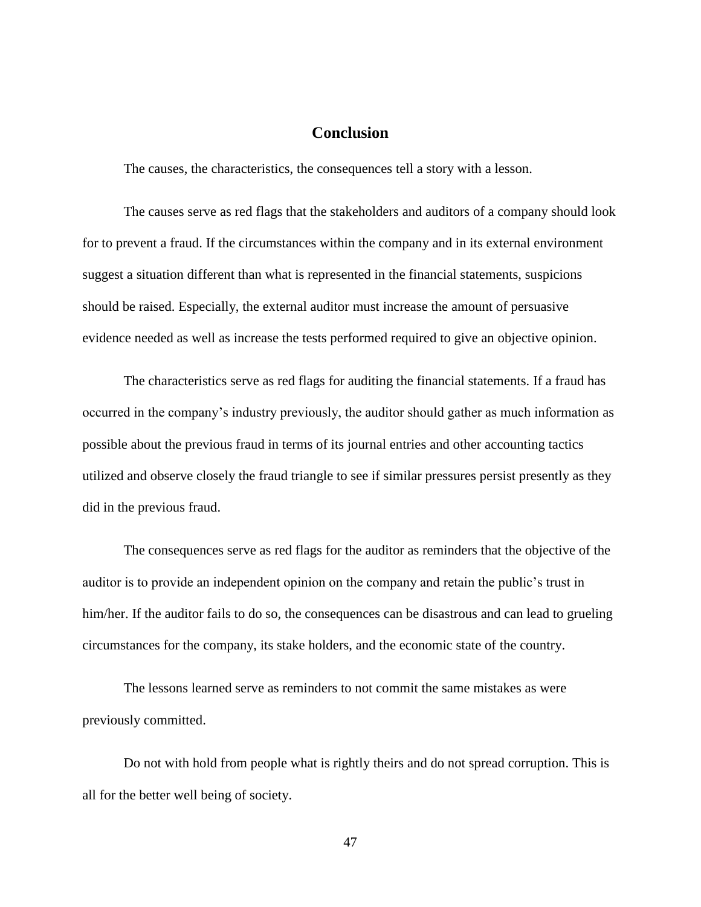# Conclusion

The causes, the characteristics, the consequences tell a story with a lesson.

The causes serve as red flags that the stakeholders and auditors of a company should look for to prevent a fraud. If the circumstances within the company and in its external environment suggest a situation different than what is represented in the financial statements, suspicions should be raised. Especially, the external auditor must increase the amount of persuasive evidence needed as well as increase the tests performed required to give an objective opinion.

The characteristics serve as red flags for auditing the financial statements. If a fraud has occurred in the company's industry previously, the auditor should gather as much information as possible about the previous fraud in terms of its journal entries and other accounting tactics utilized and observe closely the fraud triangle to see if similar pressures persist presently as they did in the previous fraud.

The consequences serve as red flags for the auditor as reminders that the objective of the auditor is to provide an independent opinion on the company and retain the public's trust in him/her. If the auditor fails to do so, the consequences can be disastrous and can lead to grueling circumstances for the company, its stake holders, and the economic state of the country.

The lessons learned serve as reminders to not commit the same mistakes as were previously committed.

Do not with hold from people what is rightly theirs and do not spread corruption. This is all for the better well being of society.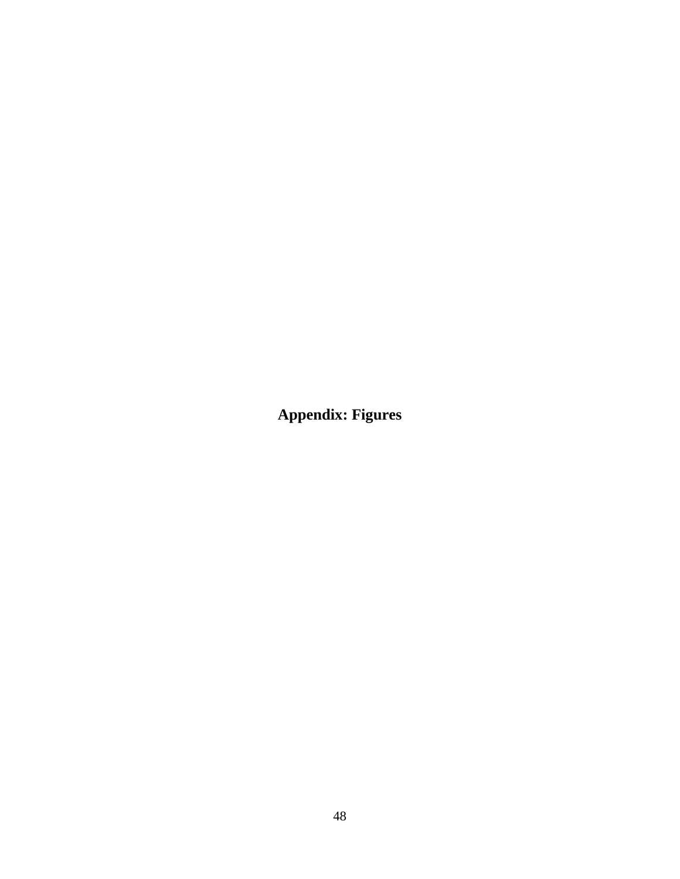# Appendix: Figures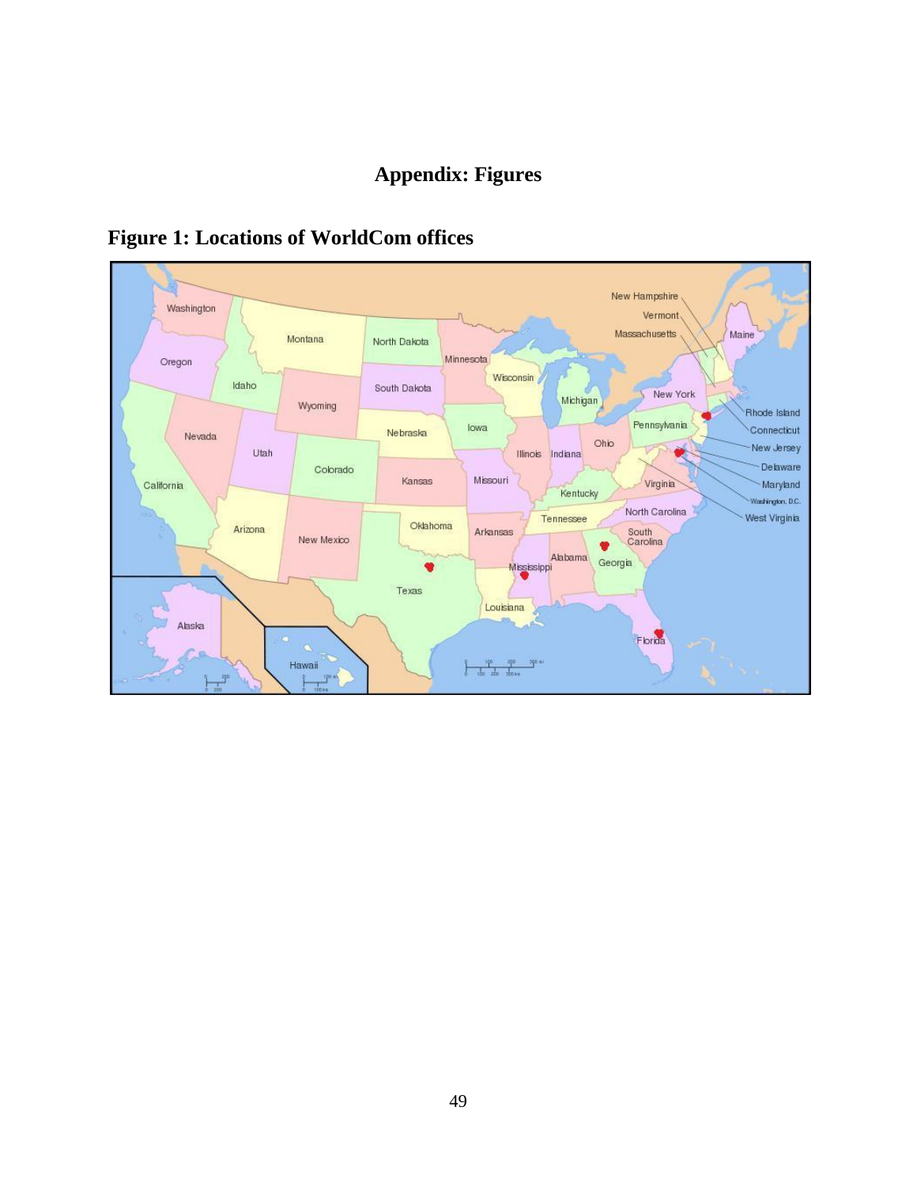# Appendix: Figures

## Figure 1: Locations of WorldCom offices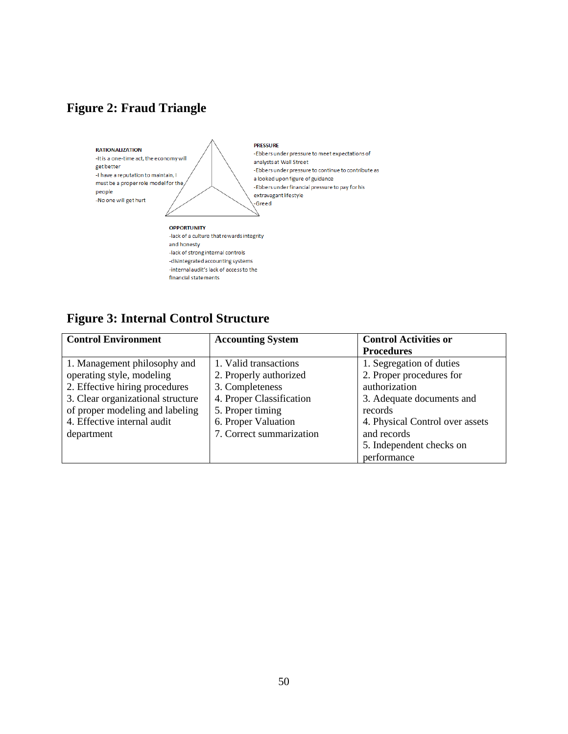## Figure 2: Fraud Triangle

**RATIONALIZATION**
-It is a one-time act, the economy will get better
-I have a reputation to maintain, I must be a proper role model for the people
-No one will get hurt

**PRESSURE**
-Ebbers under pressure to meet expectations of analysts at Wall Street
-Ebbers under pressure to continue to contribute as a looked upon figure of guidance
-Ebbers under financial pressure to pay for his extravagant lifestyle
-Greed

**OPPORTUNITY**
-lack of a culture that rewards integrity and honesty
-lack of strong internal controls
-disintegrated accounting systems
-internal audit's lack of access to the financial statements

## Figure 3: Internal Control Structure

| Control Environment | Accounting System | Control Activities or Procedures |
|---|---|---|
| 1. Management philosophy and operating style, modeling<br>2. Effective hiring procedures<br>3. Clear organizational structure of proper modeling and labeling<br>4. Effective internal audit department | 1. Valid transactions<br>2. Properly authorized<br>3. Completeness<br>4. Proper Classification<br>5. Proper timing<br>6. Proper Valuation<br>7. Correct summarization | 1. Segregation of duties<br>2. Proper procedures for authorization<br>3. Adequate documents and records<br>4. Physical Control over assets and records<br>5. Independent checks on performance |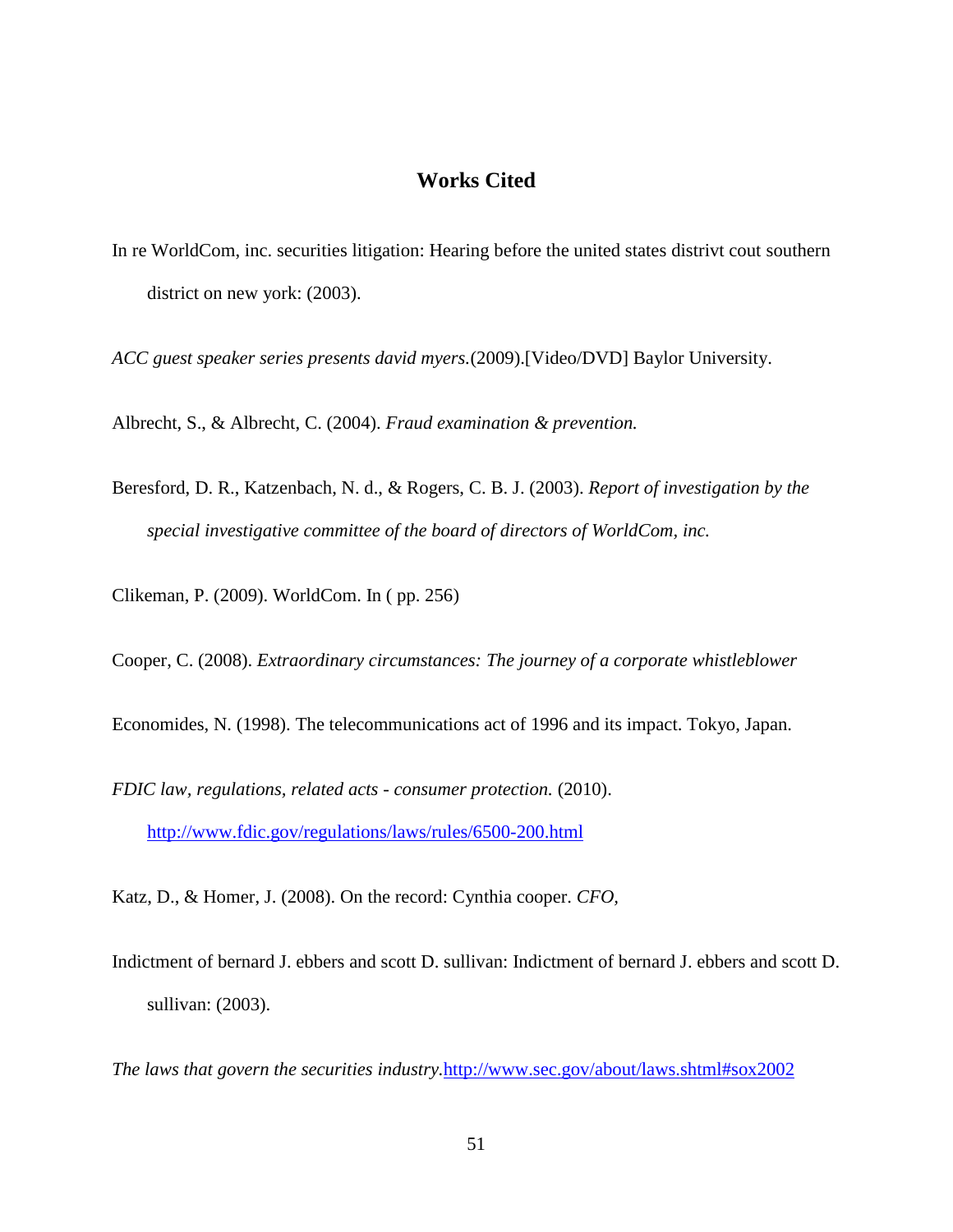## Works Cited

In re WorldCom, inc. securities litigation: Hearing before the united states distrivt cout southern district on new york: (2003).

*ACC guest speaker series presents david myers.*(2009).[Video/DVD] Baylor University.

Albrecht, S., & Albrecht, C. (2004). *Fraud examination & prevention.*

Beresford, D. R., Katzenbach, N. d., & Rogers, C. B. J. (2003). *Report of investigation by the special investigative committee of the board of directors of WorldCom, inc.*

Clikeman, P. (2009). WorldCom. In ( pp. 256)

Cooper, C. (2008). *Extraordinary circumstances: The journey of a corporate whistleblower*

Economides, N. (1998). The telecommunications act of 1996 and its impact. Tokyo, Japan.

*FDIC law, regulations, related acts - consumer protection.* (2010). http://www.fdic.gov/regulations/laws/rules/6500-200.html

Katz, D., & Homer, J. (2008). On the record: Cynthia cooper. *CFO,*

Indictment of bernard J. ebbers and scott D. sullivan: Indictment of bernard J. ebbers and scott D. sullivan: (2003).

*The laws that govern the securities industry.*http://www.sec.gov/about/laws.shtml#sox2002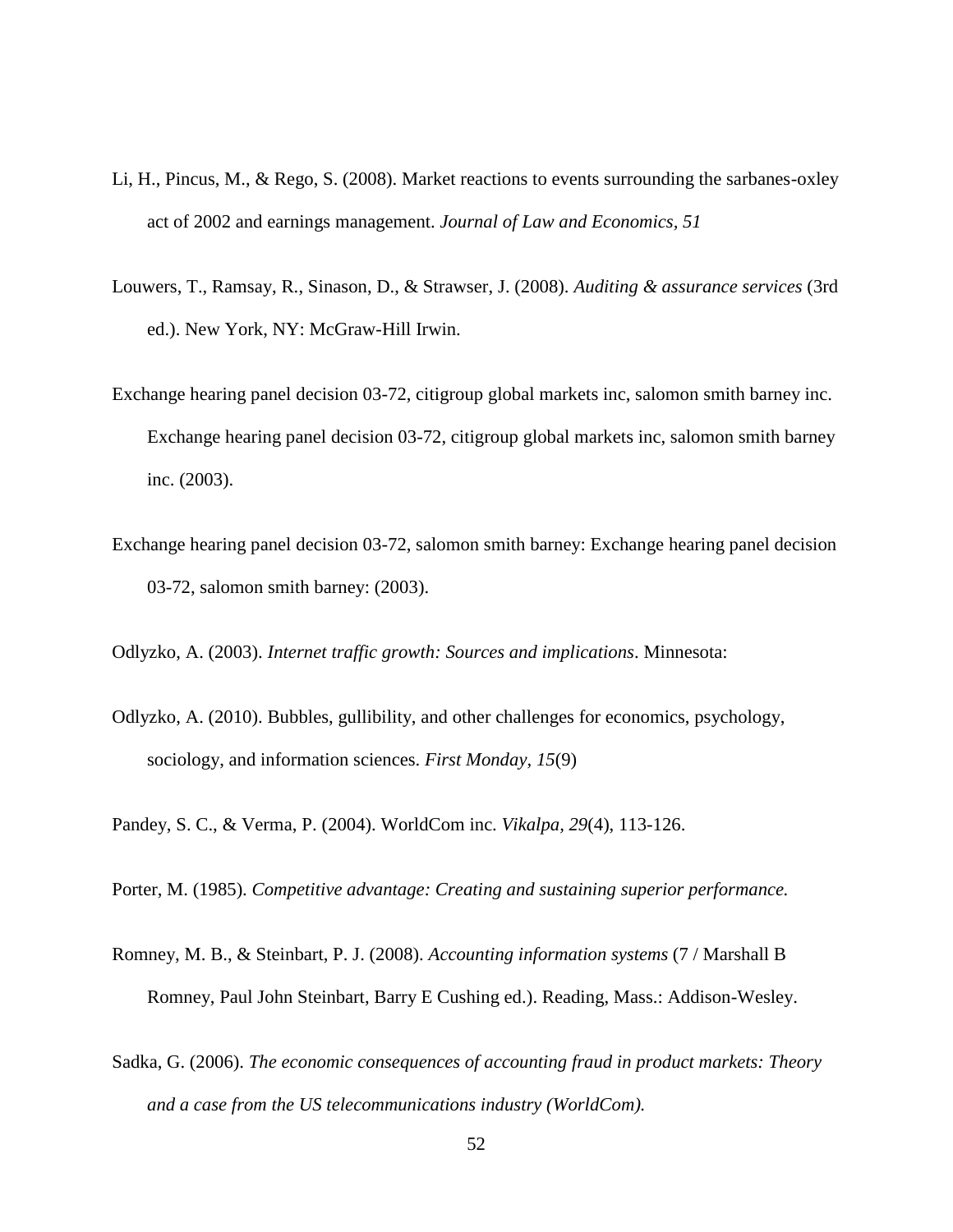Li, H., Pincus, M., & Rego, S. (2008). Market reactions to events surrounding the sarbanes-oxley act of 2002 and earnings management. *Journal of Law and Economics, 51*

Louwers, T., Ramsay, R., Sinason, D., & Strawser, J. (2008). *Auditing & assurance services* (3rd ed.). New York, NY: McGraw-Hill Irwin.

Exchange hearing panel decision 03-72, citigroup global markets inc, salomon smith barney inc. Exchange hearing panel decision 03-72, citigroup global markets inc, salomon smith barney inc. (2003).

Exchange hearing panel decision 03-72, salomon smith barney: Exchange hearing panel decision 03-72, salomon smith barney: (2003).

Odlyzko, A. (2003). *Internet traffic growth: Sources and implications*. Minnesota:

Odlyzko, A. (2010). Bubbles, gullibility, and other challenges for economics, psychology, sociology, and information sciences. *First Monday, 15*(9)

Pandey, S. C., & Verma, P. (2004). WorldCom inc. *Vikalpa, 29*(4), 113-126.

Porter, M. (1985). *Competitive advantage: Creating and sustaining superior performance.*

Romney, M. B., & Steinbart, P. J. (2008). *Accounting information systems* (7 / Marshall B Romney, Paul John Steinbart, Barry E Cushing ed.). Reading, Mass.: Addison-Wesley.

Sadka, G. (2006). *The economic consequences of accounting fraud in product markets: Theory and a case from the US telecommunications industry (WorldCom).*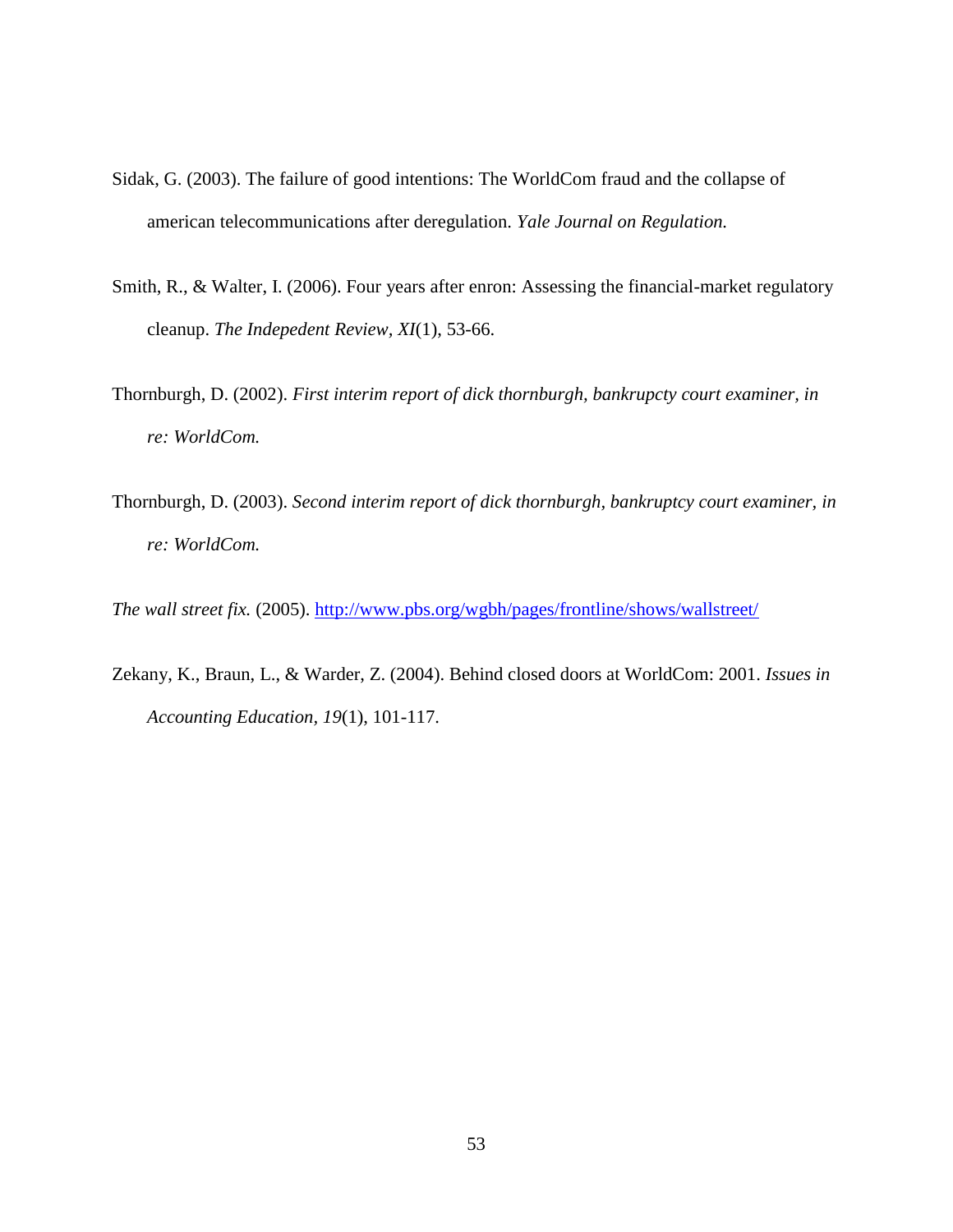Sidak, G. (2003). The failure of good intentions: The WorldCom fraud and the collapse of american telecommunications after deregulation. *Yale Journal on Regulation.*

Smith, R., & Walter, I. (2006). Four years after enron: Assessing the financial-market regulatory cleanup. *The Indepedent Review, XI*(1), 53-66.

Thornburgh, D. (2002). *First interim report of dick thornburgh, bankrupcty court examiner, in re: WorldCom.*

Thornburgh, D. (2003). *Second interim report of dick thornburgh, bankruptcy court examiner, in re: WorldCom.*

*The wall street fix.* (2005). http://www.pbs.org/wgbh/pages/frontline/shows/wallstreet/

Zekany, K., Braun, L., & Warder, Z. (2004). Behind closed doors at WorldCom: 2001. *Issues in Accounting Education, 19*(1), 101-117.